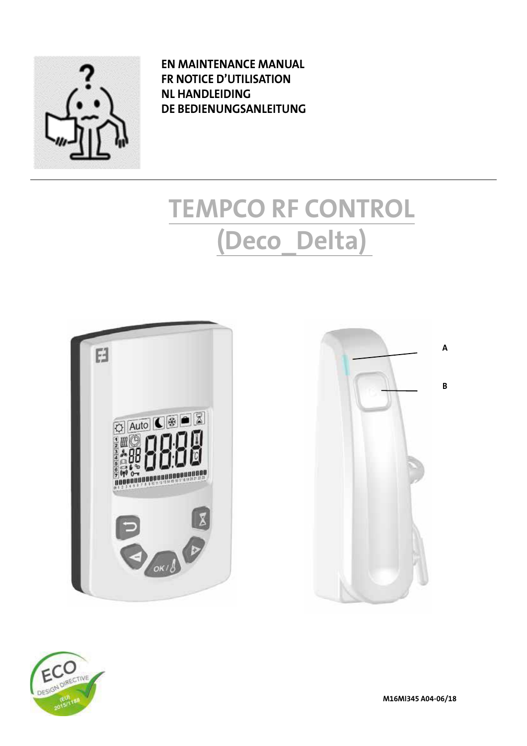**EN MAINTENANCE MANUAL**
**FR NOTICE D'UTILISATION**
**NL HANDLEIDING**
**DE BEDIENUNGSANLEITUNG**

# TEMPCO RF CONTROL (Deco_Delta)

A

B

M16MI345 A04-06/18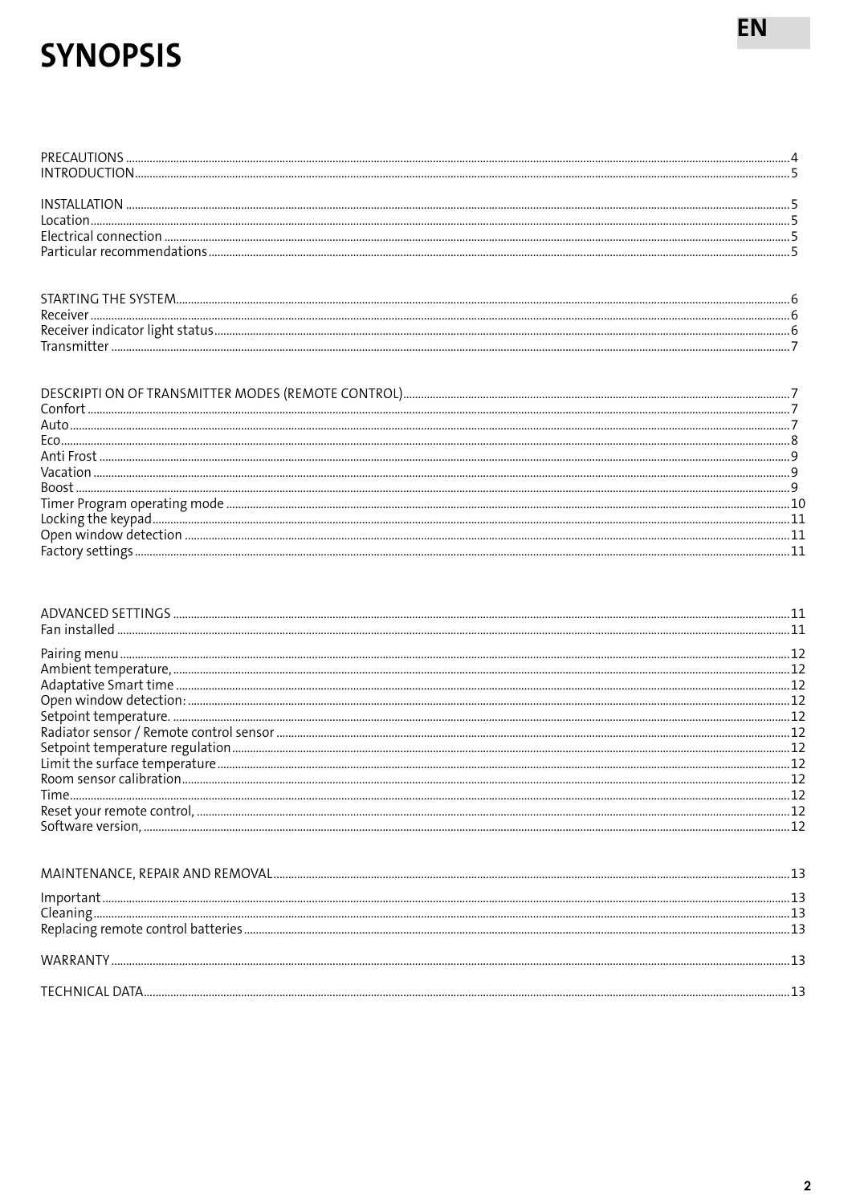# SYNOPSIS

EN

PRECAUTIONS ....................................................................4
INTRODUCTION...................................................................5

INSTALLATION ...................................................................5
Location.............................................................................5
Electrical connection ..........................................................5
Particular recommendations...............................................5

STARTING THE SYSTEM.......................................................6
Receiver .............................................................................6
Receiver indicator light status.............................................6
Transmitter ........................................................................7

DESCRIPTI ON OF TRANSMITTER MODES (REMOTE CONTROL)..........7
Confort ..............................................................................7
Auto...................................................................................7
Eco.....................................................................................8
Anti Frost ...........................................................................9
Vacation .............................................................................9
Boost .................................................................................9
Timer Program operating mode ........................................10
Locking the keypad...........................................................11
Open window detection ...................................................11
Factory settings................................................................11

ADVANCED SETTINGS .......................................................11
Fan installed .....................................................................11

Pairing menu.....................................................................12
Ambient temperature, ......................................................12
Adaptative Smart time ......................................................12
Open window detection: ...................................................12
Setpoint temperature. ......................................................12
Radiator sensor / Remote control sensor ...........................12
Setpoint temperature regulation........................................12
Limit the surface temperature...........................................12
Room sensor calibration....................................................12
Time..................................................................................12
Reset your remote control, ...............................................12
Software version, .............................................................12

MAINTENANCE, REPAIR AND REMOVAL.............................13

Important.........................................................................13
Cleaning...........................................................................13
Replacing remote control batteries....................................13

WARRANTY ......................................................................13

TECHNICAL DATA...............................................................13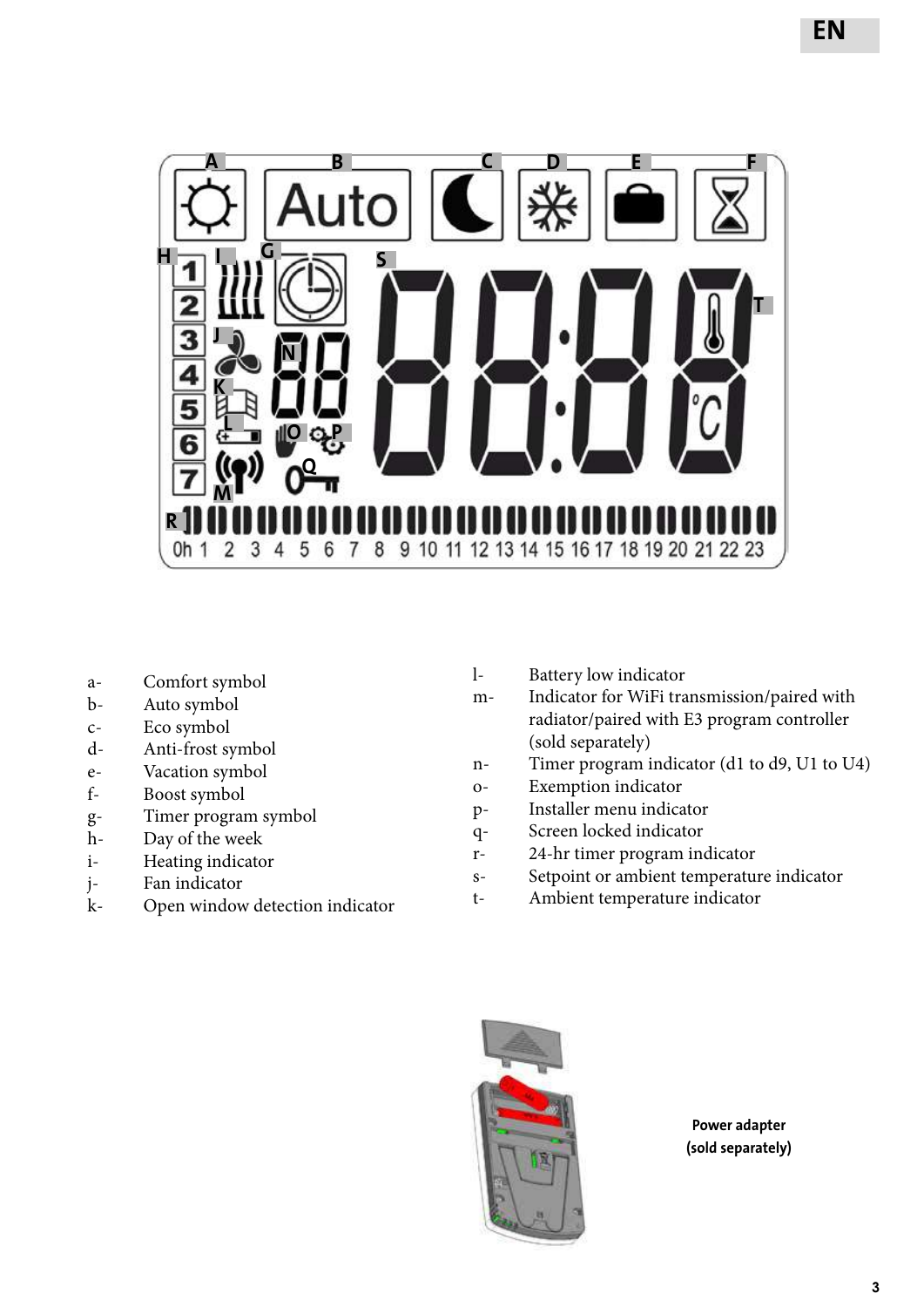- a- Comfort symbol
- b- Auto symbol
- c- Eco symbol
- d- Anti-frost symbol
- e- Vacation symbol
- f- Boost symbol
- g- Timer program symbol
- h- Day of the week
- i- Heating indicator
- j- Fan indicator
- k- Open window detection indicator
- l- Battery low indicator
- m- Indicator for WiFi transmission/paired with radiator/paired with E3 program controller (sold separately)
- n- Timer program indicator (d1 to d9, U1 to U4)
- o- Exemption indicator
- p- Installer menu indicator
- q- Screen locked indicator
- r- 24-hr timer program indicator
- s- Setpoint or ambient temperature indicator
- t- Ambient temperature indicator

**Power adapter (sold separately)**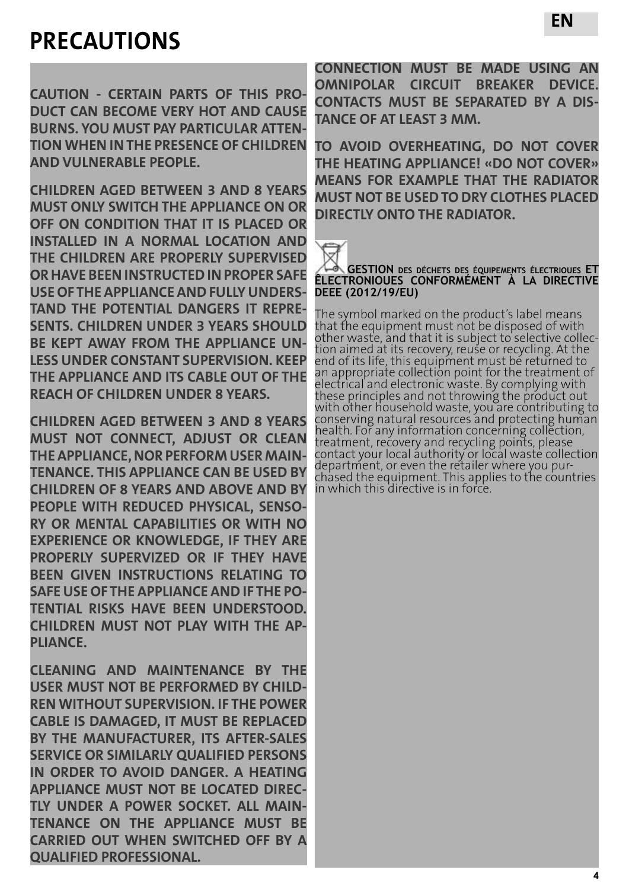# PRECAUTIONS

**CAUTION - CERTAIN PARTS OF THIS PRODUCT CAN BECOME VERY HOT AND CAUSE BURNS. YOU MUST PAY PARTICULAR ATTENTION WHEN IN THE PRESENCE OF CHILDREN AND VULNERABLE PEOPLE.**

**CHILDREN AGED BETWEEN 3 AND 8 YEARS MUST ONLY SWITCH THE APPLIANCE ON OR OFF ON CONDITION THAT IT IS PLACED OR INSTALLED IN A NORMAL LOCATION AND THE CHILDREN ARE PROPERLY SUPERVISED OR HAVE BEEN INSTRUCTED IN PROPER SAFE USE OF THE APPLIANCE AND FULLY UNDERSTAND THE POTENTIAL DANGERS IT REPRESENTS. CHILDREN UNDER 3 YEARS SHOULD BE KEPT AWAY FROM THE APPLIANCE UNLESS UNDER CONSTANT SUPERVISION. KEEP THE APPLIANCE AND ITS CABLE OUT OF THE REACH OF CHILDREN UNDER 8 YEARS.**

**CHILDREN AGED BETWEEN 3 AND 8 YEARS MUST NOT CONNECT, ADJUST OR CLEAN THE APPLIANCE, NOR PERFORM USER MAINTENANCE. THIS APPLIANCE CAN BE USED BY CHILDREN OF 8 YEARS AND ABOVE AND BY PEOPLE WITH REDUCED PHYSICAL, SENSORY OR MENTAL CAPABILITIES OR WITH NO EXPERIENCE OR KNOWLEDGE, IF THEY ARE PROPERLY SUPERVIZED OR IF THEY HAVE BEEN GIVEN INSTRUCTIONS RELATING TO SAFE USE OF THE APPLIANCE AND IF THE POTENTIAL RISKS HAVE BEEN UNDERSTOOD. CHILDREN MUST NOT PLAY WITH THE APPLIANCE.**

**CLEANING AND MAINTENANCE BY THE USER MUST NOT BE PERFORMED BY CHILDREN WITHOUT SUPERVISION. IF THE POWER CABLE IS DAMAGED, IT MUST BE REPLACED BY THE MANUFACTURER, ITS AFTER-SALES SERVICE OR SIMILARLY QUALIFIED PERSONS IN ORDER TO AVOID DANGER. A HEATING APPLIANCE MUST NOT BE LOCATED DIRECTLY UNDER A POWER SOCKET. ALL MAINTENANCE ON THE APPLIANCE MUST BE CARRIED OUT WHEN SWITCHED OFF BY A QUALIFIED PROFESSIONAL.**

**CONNECTION MUST BE MADE USING AN OMNIPOLAR CIRCUIT BREAKER DEVICE. CONTACTS MUST BE SEPARATED BY A DISTANCE OF AT LEAST 3 MM.**

**TO AVOID OVERHEATING, DO NOT COVER THE HEATING APPLIANCE! «DO NOT COVER» MEANS FOR EXAMPLE THAT THE RADIATOR MUST NOT BE USED TO DRY CLOTHES PLACED DIRECTLY ONTO THE RADIATOR.**

**GESTION DES DÉCHETS DES ÉQUIPEMENTS ÉLECTRIQUES ET ÉLECTRONIQUES CONFORMÉMENT À LA DIRECTIVE DEEE (2012/19/EU)**

The symbol marked on the product's label means that the equipment must not be disposed of with other waste, and that it is subject to selective collection aimed at its recovery, reuse or recycling. At the end of its life, this equipment must be returned to an appropriate collection point for the treatment of electrical and electronic waste. By complying with these principles and not throwing the product out with other household waste, you are contributing to conserving natural resources and protecting human health. For any information concerning collection, treatment, recovery and recycling points, please contact your local authority or local waste collection department, or even the retailer where you purchased the equipment. This applies to the countries in which this directive is in force.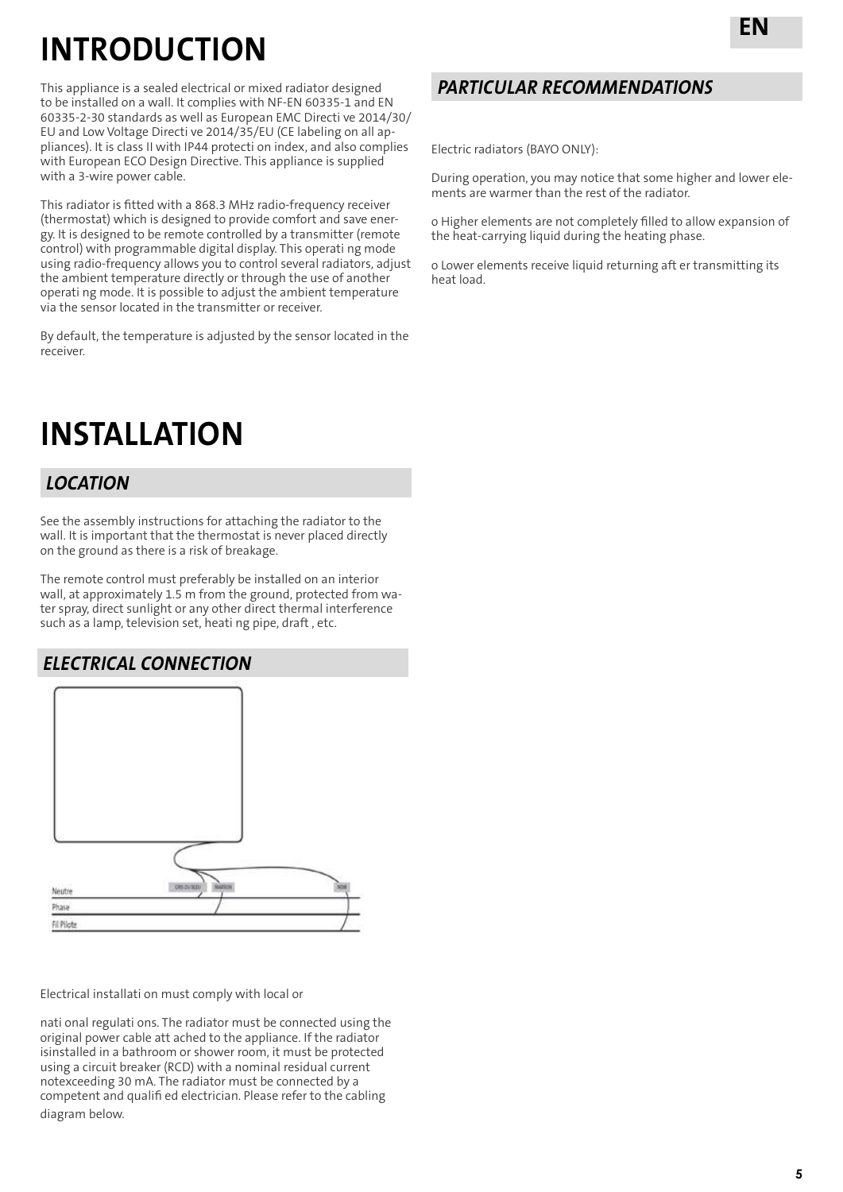# INTRODUCTION

This appliance is a sealed electrical or mixed radiator designed to be installed on a wall. It complies with NF-EN 60335-1 and EN 60335-2-30 standards as well as European EMC Directi ve 2014/30/EU and Low Voltage Directi ve 2014/35/EU (CE labeling on all appliances). It is class II with IP44 protecti on index, and also complies with European ECO Design Directive. This appliance is supplied with a 3-wire power cable.

This radiator is fitted with a 868.3 MHz radio-frequency receiver (thermostat) which is designed to provide comfort and save energy. It is designed to be remote controlled by a transmitter (remote control) with programmable digital display. This operati ng mode using radio-frequency allows you to control several radiators, adjust the ambient temperature directly or through the use of another operati ng mode. It is possible to adjust the ambient temperature via the sensor located in the transmitter or receiver.

By default, the temperature is adjusted by the sensor located in the receiver.

## PARTICULAR RECOMMENDATIONS

Electric radiators (BAYO ONLY):

During operation, you may notice that some higher and lower elements are warmer than the rest of the radiator.

o Higher elements are not completely filled to allow expansion of the heat-carrying liquid during the heating phase.

o Lower elements receive liquid returning aft er transmitting its heat load.

# INSTALLATION

## LOCATION

See the assembly instructions for attaching the radiator to the wall. It is important that the thermostat is never placed directly on the ground as there is a risk of breakage.

The remote control must preferably be installed on an interior wall, at approximately 1.5 m from the ground, protected from water spray, direct sunlight or any other direct thermal interference such as a lamp, television set, heati ng pipe, draft , etc.

## ELECTRICAL CONNECTION

Neutre
Phase
Fil Pilote

Electrical installati on must comply with local or

nati onal regulati ons. The radiator must be connected using the original power cable att ached to the appliance. If the radiator isinstalled in a bathroom or shower room, it must be protected using a circuit breaker (RCD) with a nominal residual current notexceeding 30 mA. The radiator must be connected by a competent and qualifi ed electrician. Please refer to the cabling diagram below.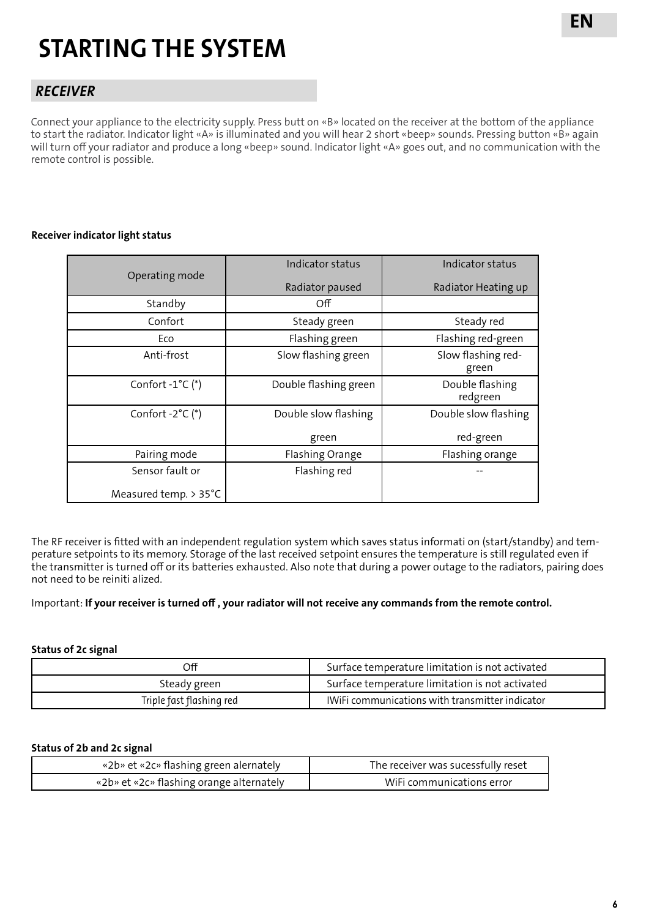# STARTING THE SYSTEM

## RECEIVER

Connect your appliance to the electricity supply. Press butt on «B» located on the receiver at the bottom of the appliance to start the radiator. Indicator light «A» is illuminated and you will hear 2 short «beep» sounds. Pressing button «B» again will turn off your radiator and produce a long «beep» sound. Indicator light «A» goes out, and no communication with the remote control is possible.

**Receiver indicator light status**

| Operating mode | Indicator status<br>Radiator paused | Indicator status<br>Radiator Heating up |
|---|---|---|
| Standby | Off | |
| Confort | Steady green | Steady red |
| Eco | Flashing green | Flashing red-green |
| Anti-frost | Slow flashing green | Slow flashing red-green |
| Confort -1°C (*) | Double flashing green | Double flashing redgreen |
| Confort -2°C (*) | Double slow flashing green | Double slow flashing red-green |
| Pairing mode | Flashing Orange | Flashing orange |
| Sensor fault or Measured temp. > 35°C | Flashing red | -- |

The RF receiver is fitted with an independent regulation system which saves status informati on (start/standby) and temperature setpoints to its memory. Storage of the last received setpoint ensures the temperature is still regulated even if the transmitter is turned off or its batteries exhausted. Also note that during a power outage to the radiators, pairing does not need to be reiniti alized.

Important: **If your receiver is turned off , your radiator will not receive any commands from the remote control.**

**Status of 2c signal**

| Off | Surface temperature limitation is not activated |
|---|---|
| Steady green | Surface temperature limitation is not activated |
| Triple fast flashing red | IWiFi communications with transmitter indicator |

**Status of 2b and 2c signal**

| «2b» et «2c» flashing green alernately | The receiver was sucessfully reset |
|---|---|
| «2b» et «2c» flashing orange alternately | WiFi communications error |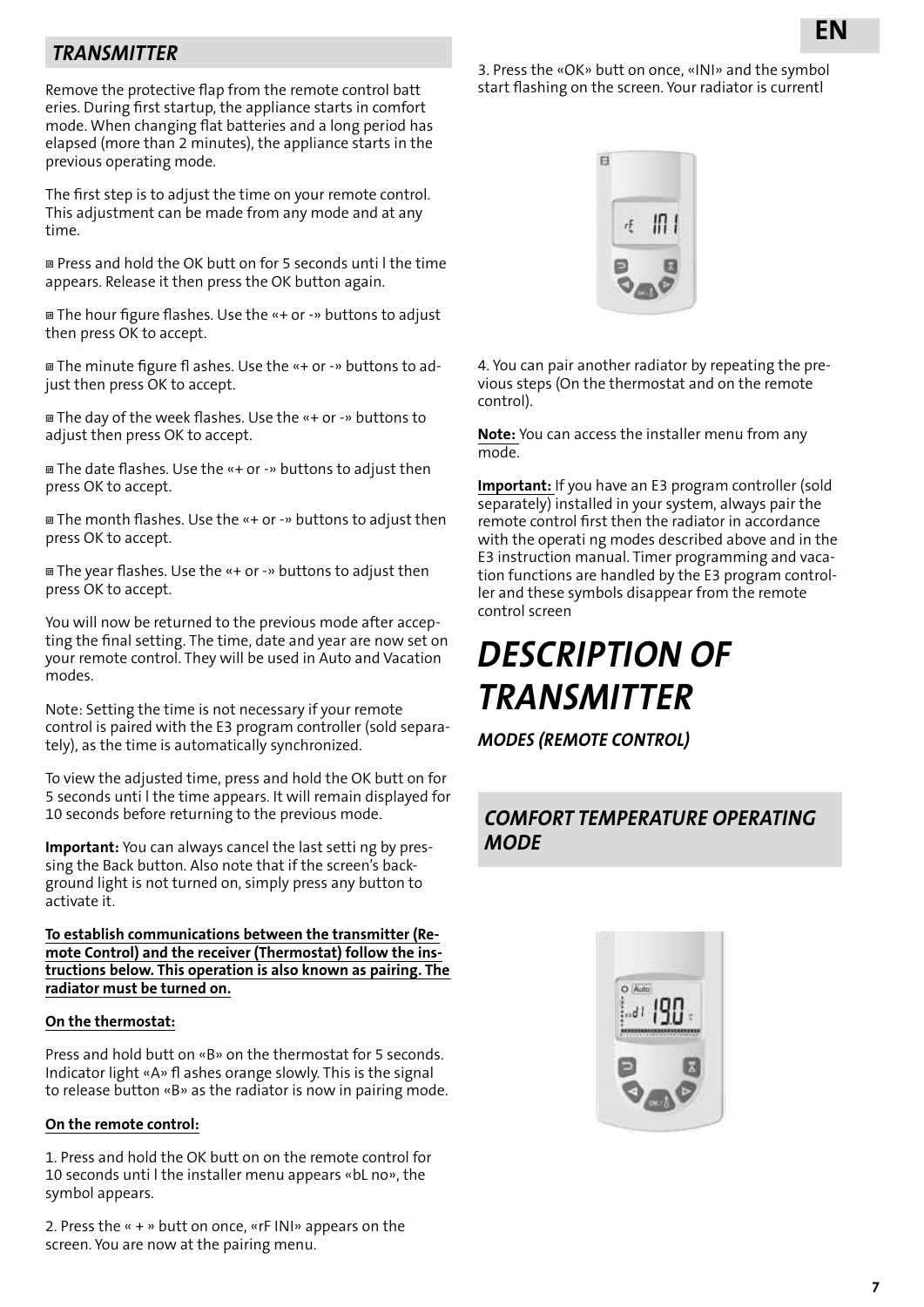## TRANSMITTER

Remove the protective flap from the remote control batt eries. During first startup, the appliance starts in comfort mode. When changing flat batteries and a long period has elapsed (more than 2 minutes), the appliance starts in the previous operating mode.

The first step is to adjust the time on your remote control. This adjustment can be made from any mode and at any time.

- Press and hold the OK butt on for 5 seconds unti l the time appears. Release it then press the OK button again.
- The hour figure flashes. Use the «+ or -» buttons to adjust then press OK to accept.
- The minute figure fl ashes. Use the «+ or -» buttons to adjust then press OK to accept.
- The day of the week flashes. Use the «+ or -» buttons to adjust then press OK to accept.
- The date flashes. Use the «+ or -» buttons to adjust then press OK to accept.
- The month flashes. Use the «+ or -» buttons to adjust then press OK to accept.
- The year flashes. Use the «+ or -» buttons to adjust then press OK to accept.

You will now be returned to the previous mode after accepting the final setting. The time, date and year are now set on your remote control. They will be used in Auto and Vacation modes.

Note: Setting the time is not necessary if your remote control is paired with the E3 program controller (sold separately), as the time is automatically synchronized.

To view the adjusted time, press and hold the OK butt on for 5 seconds unti l the time appears. It will remain displayed for 10 seconds before returning to the previous mode.

**Important:** You can always cancel the last setti ng by pressing the Back button. Also note that if the screen's background light is not turned on, simply press any button to activate it.

**To establish communications between the transmitter (Remote Control) and the receiver (Thermostat) follow the instructions below. This operation is also known as pairing. The radiator must be turned on.**

**On the thermostat:**

Press and hold butt on «B» on the thermostat for 5 seconds. Indicator light «A» fl ashes orange slowly. This is the signal to release button «B» as the radiator is now in pairing mode.

**On the remote control:**

1. Press and hold the OK butt on on the remote control for 10 seconds unti l the installer menu appears «bL no», the symbol appears.

2. Press the « + » butt on once, «rF INI» appears on the screen. You are now at the pairing menu.

3. Press the «OK» butt on once, «INI» and the symbol start flashing on the screen. Your radiator is currentl

4. You can pair another radiator by repeating the previous steps (On the thermostat and on the remote control).

**Note:** You can access the installer menu from any mode.

**Important:** If you have an E3 program controller (sold separately) installed in your system, always pair the remote control first then the radiator in accordance with the operati ng modes described above and in the E3 instruction manual. Timer programming and vacation functions are handled by the E3 program controller and these symbols disappear from the remote control screen

# DESCRIPTION OF TRANSMITTER

### MODES (REMOTE CONTROL)

## COMFORT TEMPERATURE OPERATING MODE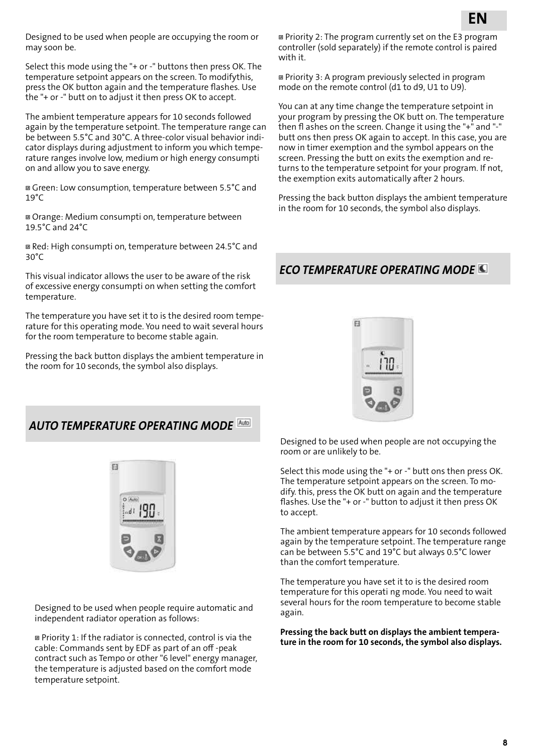Designed to be used when people are occupying the room or may soon be.

Select this mode using the "+ or -" buttons then press OK. The temperature setpoint appears on the screen. To modifythis, press the OK button again and the temperature flashes. Use the "+ or -" butt on to adjust it then press OK to accept.

The ambient temperature appears for 10 seconds followed again by the temperature setpoint. The temperature range can be between 5.5°C and 30°C. A three-color visual behavior indicator displays during adjustment to inform you which temperature ranges involve low, medium or high energy consumpti on and allow you to save energy.

- Green: Low consumption, temperature between 5.5°C and 19°C
- Orange: Medium consumpti on, temperature between 19.5°C and 24°C
- Red: High consumpti on, temperature between 24.5°C and 30°C

This visual indicator allows the user to be aware of the risk of excessive energy consumpti on when setting the comfort temperature.

The temperature you have set it to is the desired room temperature for this operating mode. You need to wait several hours for the room temperature to become stable again.

Pressing the back button displays the ambient temperature in the room for 10 seconds, the symbol also displays.

## *AUTO TEMPERATURE OPERATING MODE*

Designed to be used when people require automatic and independent radiator operation as follows:

- Priority 1: If the radiator is connected, control is via the cable: Commands sent by EDF as part of an off -peak contract such as Tempo or other "6 level" energy manager, the temperature is adjusted based on the comfort mode temperature setpoint.
- Priority 2: The program currently set on the E3 program controller (sold separately) if the remote control is paired with it.
- Priority 3: A program previously selected in program mode on the remote control (d1 to d9, U1 to U9).

You can at any time change the temperature setpoint in your program by pressing the OK butt on. The temperature then fl ashes on the screen. Change it using the "+" and "-" butt ons then press OK again to accept. In this case, you are now in timer exemption and the symbol appears on the screen. Pressing the butt on exits the exemption and returns to the temperature setpoint for your program. If not, the exemption exits automatically after 2 hours.

Pressing the back button displays the ambient temperature in the room for 10 seconds, the symbol also displays.

## *ECO TEMPERATURE OPERATING MODE*

Designed to be used when people are not occupying the room or are unlikely to be.

Select this mode using the "+ or -" butt ons then press OK. The temperature setpoint appears on the screen. To modify. this, press the OK butt on again and the temperature flashes. Use the "+ or -" button to adjust it then press OK to accept.

The ambient temperature appears for 10 seconds followed again by the temperature setpoint. The temperature range can be between 5.5°C and 19°C but always 0.5°C lower than the comfort temperature.

The temperature you have set it to is the desired room temperature for this operati ng mode. You need to wait several hours for the room temperature to become stable again.

**Pressing the back butt on displays the ambient temperature in the room for 10 seconds, the symbol also displays.**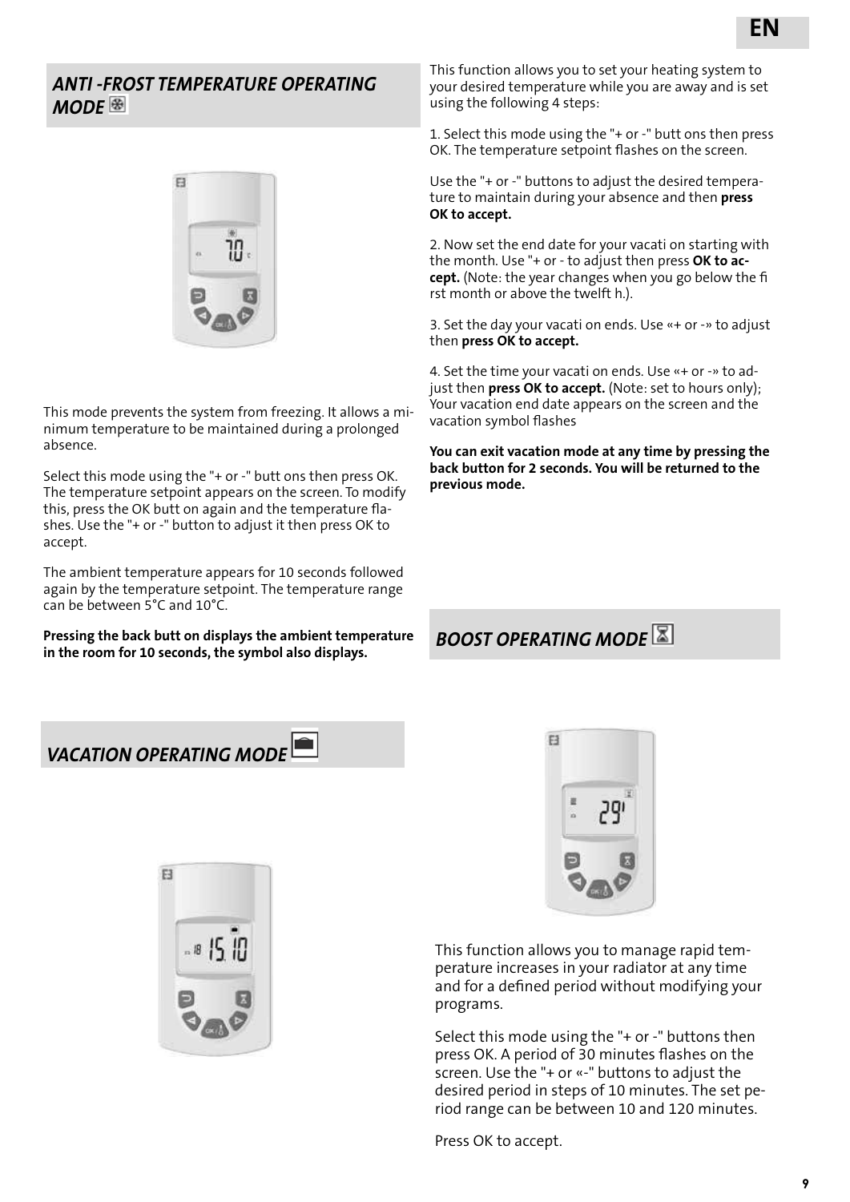## ANTI -FROST TEMPERATURE OPERATING MODE

This mode prevents the system from freezing. It allows a minimum temperature to be maintained during a prolonged absence.

Select this mode using the "+ or -" butt ons then press OK. The temperature setpoint appears on the screen. To modify this, press the OK butt on again and the temperature flashes. Use the "+ or -" button to adjust it then press OK to accept.

The ambient temperature appears for 10 seconds followed again by the temperature setpoint. The temperature range can be between 5°C and 10°C.

**Pressing the back butt on displays the ambient temperature in the room for 10 seconds, the symbol also displays.**

## VACATION OPERATING MODE

This function allows you to set your heating system to your desired temperature while you are away and is set using the following 4 steps:

1. Select this mode using the "+ or -" butt ons then press OK. The temperature setpoint flashes on the screen.

Use the "+ or -" buttons to adjust the desired temperature to maintain during your absence and then **press OK to accept.**

2. Now set the end date for your vacati on starting with the month. Use "+ or - to adjust then press **OK to accept.** (Note: the year changes when you go below the fi rst month or above the twelft h.).

3. Set the day your vacati on ends. Use «+ or -» to adjust then **press OK to accept.**

4. Set the time your vacati on ends. Use «+ or -» to adjust then **press OK to accept.** (Note: set to hours only); Your vacation end date appears on the screen and the vacation symbol flashes

**You can exit vacation mode at any time by pressing the back button for 2 seconds. You will be returned to the previous mode.**

## BOOST OPERATING MODE

This function allows you to manage rapid temperature increases in your radiator at any time and for a defined period without modifying your programs.

Select this mode using the "+ or -" buttons then press OK. A period of 30 minutes flashes on the screen. Use the "+ or «-" buttons to adjust the desired period in steps of 10 minutes. The set period range can be between 10 and 120 minutes.

Press OK to accept.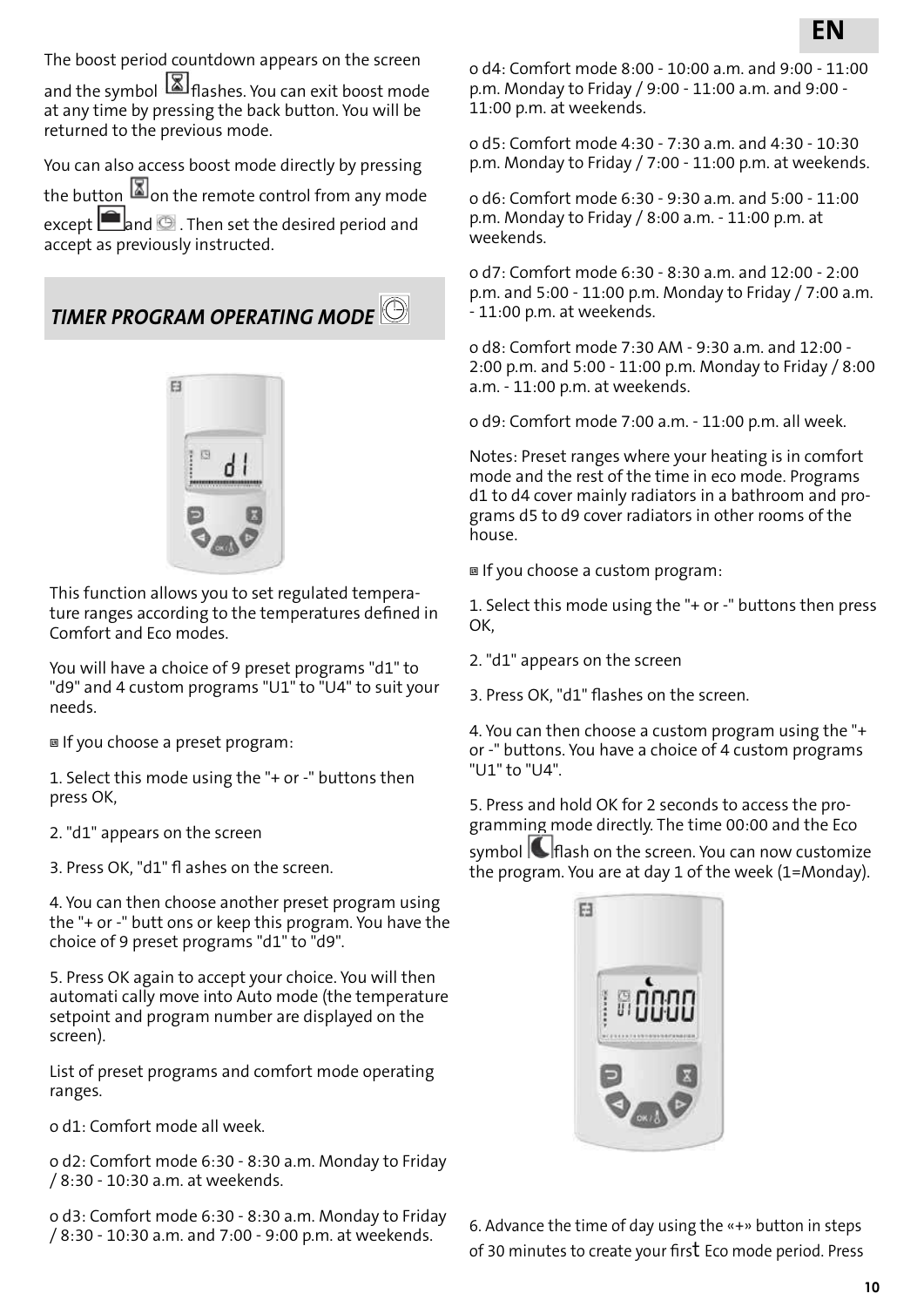The boost period countdown appears on the screen and the symbol ⌛ flashes. You can exit boost mode at any time by pressing the back button. You will be returned to the previous mode.

You can also access boost mode directly by pressing the button ⌛ on the remote control from any mode except and . Then set the desired period and accept as previously instructed.

## *TIMER PROGRAM OPERATING MODE*

This function allows you to set regulated temperature ranges according to the temperatures defined in Comfort and Eco modes.

You will have a choice of 9 preset programs "d1" to "d9" and 4 custom programs "U1" to "U4" to suit your needs.

▪ If you choose a preset program:

1. Select this mode using the "+ or -" buttons then press OK,

2. "d1" appears on the screen

3. Press OK, "d1" fl ashes on the screen.

4. You can then choose another preset program using the "+ or -" butt ons or keep this program. You have the choice of 9 preset programs "d1" to "d9".

5. Press OK again to accept your choice. You will then automati cally move into Auto mode (the temperature setpoint and program number are displayed on the screen).

List of preset programs and comfort mode operating ranges.

o d1: Comfort mode all week.

o d2: Comfort mode 6:30 - 8:30 a.m. Monday to Friday / 8:30 - 10:30 a.m. at weekends.

o d3: Comfort mode 6:30 - 8:30 a.m. Monday to Friday / 8:30 - 10:30 a.m. and 7:00 - 9:00 p.m. at weekends.

o d4: Comfort mode 8:00 - 10:00 a.m. and 9:00 - 11:00 p.m. Monday to Friday / 9:00 - 11:00 a.m. and 9:00 - 11:00 p.m. at weekends.

o d5: Comfort mode 4:30 - 7:30 a.m. and 4:30 - 10:30 p.m. Monday to Friday / 7:00 - 11:00 p.m. at weekends.

o d6: Comfort mode 6:30 - 9:30 a.m. and 5:00 - 11:00 p.m. Monday to Friday / 8:00 a.m. - 11:00 p.m. at weekends.

o d7: Comfort mode 6:30 - 8:30 a.m. and 12:00 - 2:00 p.m. and 5:00 - 11:00 p.m. Monday to Friday / 7:00 a.m. - 11:00 p.m. at weekends.

o d8: Comfort mode 7:30 AM - 9:30 a.m. and 12:00 - 2:00 p.m. and 5:00 - 11:00 p.m. Monday to Friday / 8:00 a.m. - 11:00 p.m. at weekends.

o d9: Comfort mode 7:00 a.m. - 11:00 p.m. all week.

Notes: Preset ranges where your heating is in comfort mode and the rest of the time in eco mode. Programs d1 to d4 cover mainly radiators in a bathroom and programs d5 to d9 cover radiators in other rooms of the house.

▪ If you choose a custom program:

1. Select this mode using the "+ or -" buttons then press OK,

2. "d1" appears on the screen

3. Press OK, "d1" flashes on the screen.

4. You can then choose a custom program using the "+ or -" buttons. You have a choice of 4 custom programs "U1" to "U4".

5. Press and hold OK for 2 seconds to access the programming mode directly. The time 00:00 and the Eco symbol flash on the screen. You can now customize the program. You are at day 1 of the week (1=Monday).

6. Advance the time of day using the «+» button in steps of 30 minutes to create your first Eco mode period. Press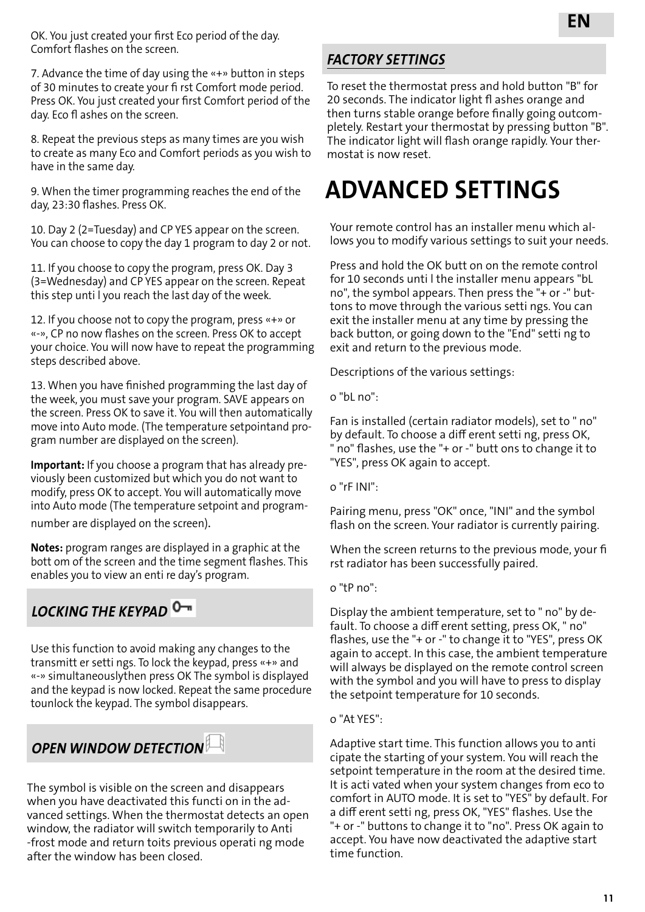OK. You just created your first Eco period of the day. Comfort flashes on the screen.

7. Advance the time of day using the «+» button in steps of 30 minutes to create your fi rst Comfort mode period. Press OK. You just created your first Comfort period of the day. Eco fl ashes on the screen.

8. Repeat the previous steps as many times are you wish to create as many Eco and Comfort periods as you wish to have in the same day.

9. When the timer programming reaches the end of the day, 23:30 flashes. Press OK.

10. Day 2 (2=Tuesday) and CP YES appear on the screen. You can choose to copy the day 1 program to day 2 or not.

11. If you choose to copy the program, press OK. Day 3 (3=Wednesday) and CP YES appear on the screen. Repeat this step unti l you reach the last day of the week.

12. If you choose not to copy the program, press «+» or «-», CP no now flashes on the screen. Press OK to accept your choice. You will now have to repeat the programming steps described above.

13. When you have finished programming the last day of the week, you must save your program. SAVE appears on the screen. Press OK to save it. You will then automatically move into Auto mode. (The temperature setpointand program number are displayed on the screen).

**Important:** If you choose a program that has already previously been customized but which you do not want to modify, press OK to accept. You will automatically move into Auto mode (The temperature setpoint and programnumber are displayed on the screen).

**Notes:** program ranges are displayed in a graphic at the bott om of the screen and the time segment flashes. This enables you to view an enti re day's program.

## *LOCKING THE KEYPAD*

Use this function to avoid making any changes to the transmitt er setti ngs. To lock the keypad, press «+» and «-» simultaneouslythen press OK The symbol is displayed and the keypad is now locked. Repeat the same procedure tounlock the keypad. The symbol disappears.

## *OPEN WINDOW DETECTION*

The symbol is visible on the screen and disappears when you have deactivated this functi on in the advanced settings. When the thermostat detects an open window, the radiator will switch temporarily to Anti -frost mode and return toits previous operati ng mode after the window has been closed.

## *FACTORY SETTINGS*

To reset the thermostat press and hold button "B" for 20 seconds. The indicator light fl ashes orange and then turns stable orange before finally going outcompletely. Restart your thermostat by pressing button "B". The indicator light will flash orange rapidly. Your thermostat is now reset.

# ADVANCED SETTINGS

Your remote control has an installer menu which allows you to modify various settings to suit your needs.

Press and hold the OK butt on on the remote control for 10 seconds unti l the installer menu appears "bL no", the symbol appears. Then press the "+ or -" buttons to move through the various setti ngs. You can exit the installer menu at any time by pressing the back button, or going down to the "End" setti ng to exit and return to the previous mode.

Descriptions of the various settings:

o "bL no":

Fan is installed (certain radiator models), set to " no" by default. To choose a diff erent setti ng, press OK, " no" flashes, use the "+ or -" butt ons to change it to "YES", press OK again to accept.

o "rF INI":

Pairing menu, press "OK" once, "INI" and the symbol flash on the screen. Your radiator is currently pairing.

When the screen returns to the previous mode, your fi rst radiator has been successfully paired.

o "tP no":

Display the ambient temperature, set to " no" by default. To choose a diff erent setting, press OK, " no" flashes, use the "+ or -" to change it to "YES", press OK again to accept. In this case, the ambient temperature will always be displayed on the remote control screen with the symbol and you will have to press to display the setpoint temperature for 10 seconds.

o "At YES":

Adaptive start time. This function allows you to anti cipate the starting of your system. You will reach the setpoint temperature in the room at the desired time. It is acti vated when your system changes from eco to comfort in AUTO mode. It is set to "YES" by default. For a diff erent setti ng, press OK, "YES" flashes. Use the "+ or -" buttons to change it to "no". Press OK again to accept. You have now deactivated the adaptive start time function.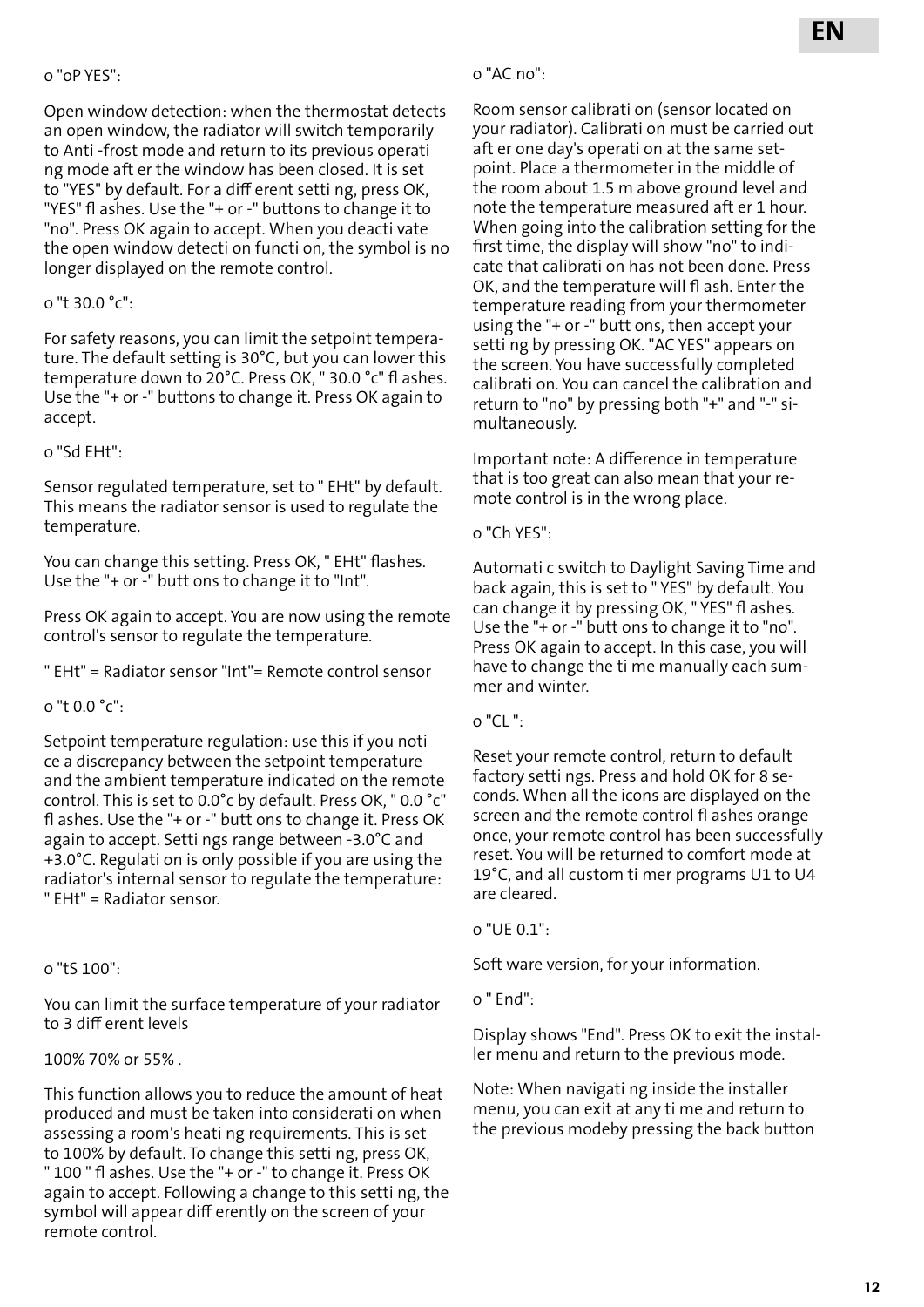o "oP YES":

Open window detection: when the thermostat detects an open window, the radiator will switch temporarily to Anti -frost mode and return to its previous operati ng mode aft er the window has been closed. It is set to "YES" by default. For a diff erent setti ng, press OK, "YES" fl ashes. Use the "+ or -" buttons to change it to "no". Press OK again to accept. When you deacti vate the open window detecti on functi on, the symbol is no longer displayed on the remote control.

o "t 30.0 °c":

For safety reasons, you can limit the setpoint temperature. The default setting is 30°C, but you can lower this temperature down to 20°C. Press OK, " 30.0 °c" fl ashes. Use the "+ or -" buttons to change it. Press OK again to accept.

o "Sd EHt":

Sensor regulated temperature, set to " EHt" by default. This means the radiator sensor is used to regulate the temperature.

You can change this setting. Press OK, " EHt" flashes. Use the "+ or -" butt ons to change it to "Int".

Press OK again to accept. You are now using the remote control's sensor to regulate the temperature.

" EHt" = Radiator sensor "Int"= Remote control sensor

o "t 0.0 °c":

Setpoint temperature regulation: use this if you noti ce a discrepancy between the setpoint temperature and the ambient temperature indicated on the remote control. This is set to 0.0°c by default. Press OK, " 0.0 °c" fl ashes. Use the "+ or -" butt ons to change it. Press OK again to accept. Setti ngs range between -3.0°C and +3.0°C. Regulati on is only possible if you are using the radiator's internal sensor to regulate the temperature: " EHt" = Radiator sensor.

o "tS 100":

You can limit the surface temperature of your radiator to 3 diff erent levels

100% 70% or 55% .

This function allows you to reduce the amount of heat produced and must be taken into considerati on when assessing a room's heati ng requirements. This is set to 100% by default. To change this setti ng, press OK, " 100 " fl ashes. Use the "+ or -" to change it. Press OK again to accept. Following a change to this setti ng, the symbol will appear diff erently on the screen of your remote control.

o "AC no":

Room sensor calibrati on (sensor located on your radiator). Calibrati on must be carried out aft er one day's operati on at the same setpoint. Place a thermometer in the middle of the room about 1.5 m above ground level and note the temperature measured aft er 1 hour. When going into the calibration setting for the first time, the display will show "no" to indicate that calibrati on has not been done. Press OK, and the temperature will fl ash. Enter the temperature reading from your thermometer using the "+ or -" butt ons, then accept your setti ng by pressing OK. "AC YES" appears on the screen. You have successfully completed calibrati on. You can cancel the calibration and return to "no" by pressing both "+" and "-" simultaneously.

Important note: A difference in temperature that is too great can also mean that your remote control is in the wrong place.

o "Ch YES":

Automati c switch to Daylight Saving Time and back again, this is set to " YES" by default. You can change it by pressing OK, " YES" fl ashes. Use the "+ or -" butt ons to change it to "no". Press OK again to accept. In this case, you will have to change the ti me manually each summer and winter.

o "CL ":

Reset your remote control, return to default factory setti ngs. Press and hold OK for 8 seconds. When all the icons are displayed on the screen and the remote control fl ashes orange once, your remote control has been successfully reset. You will be returned to comfort mode at 19°C, and all custom ti mer programs U1 to U4 are cleared.

o "UE 0.1":

Soft ware version, for your information.

o " End":

Display shows "End". Press OK to exit the installer menu and return to the previous mode.

Note: When navigati ng inside the installer menu, you can exit at any ti me and return to the previous modeby pressing the back button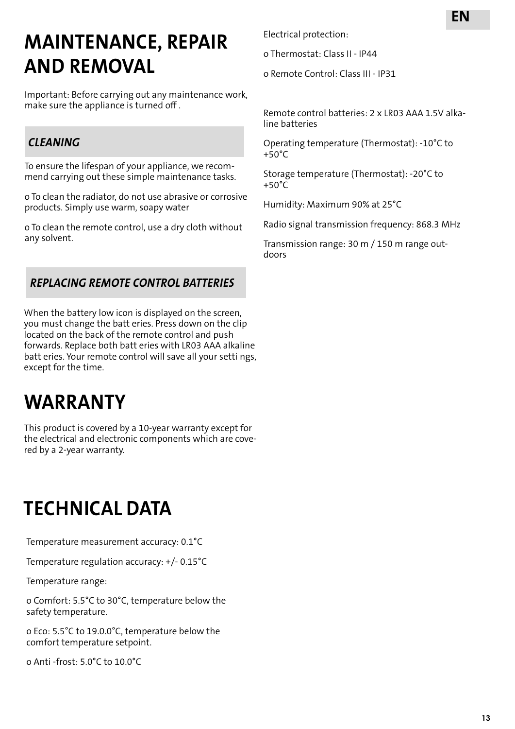# MAINTENANCE, REPAIR AND REMOVAL

Important: Before carrying out any maintenance work, make sure the appliance is turned off .

## *CLEANING*

To ensure the lifespan of your appliance, we recommend carrying out these simple maintenance tasks.

o To clean the radiator, do not use abrasive or corrosive products. Simply use warm, soapy water

o To clean the remote control, use a dry cloth without any solvent.

## *REPLACING REMOTE CONTROL BATTERIES*

When the battery low icon is displayed on the screen, you must change the batt eries. Press down on the clip located on the back of the remote control and push forwards. Replace both batt eries with LR03 AAA alkaline batt eries. Your remote control will save all your setti ngs, except for the time.

# WARRANTY

This product is covered by a 10-year warranty except for the electrical and electronic components which are covered by a 2-year warranty.

# TECHNICAL DATA

Temperature measurement accuracy: 0.1°C

Temperature regulation accuracy: +/- 0.15°C

Temperature range:

o Comfort: 5.5°C to 30°C, temperature below the safety temperature.

o Eco: 5.5°C to 19.0.0°C, temperature below the comfort temperature setpoint.

o Anti -frost: 5.0°C to 10.0°C

Electrical protection:

o Thermostat: Class II - IP44

o Remote Control: Class III - IP31

Remote control batteries: 2 x LR03 AAA 1.5V alkaline batteries

Operating temperature (Thermostat): -10°C to +50°C

Storage temperature (Thermostat): -20°C to +50°C

Humidity: Maximum 90% at 25°C

Radio signal transmission frequency: 868.3 MHz

Transmission range: 30 m / 150 m range outdoors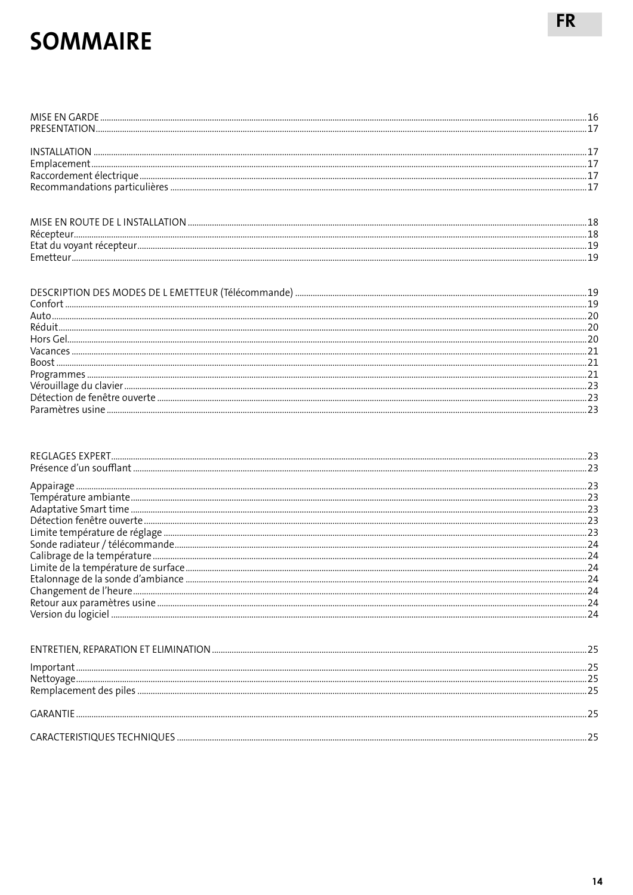# SOMMAIRE

MISE EN GARDE ........ 16
PRESENTATION ........ 17

INSTALLATION ........ 17
Emplacement ........ 17
Raccordement électrique ........ 17
Recommandations particulières ........ 17

MISE EN ROUTE DE L INSTALLATION ........ 18
Récepteur ........ 18
Etat du voyant récepteur ........ 19
Emetteur ........ 19

DESCRIPTION DES MODES DE L EMETTEUR (Télécommande) ........ 19
Confort ........ 19
Auto ........ 20
Réduit ........ 20
Hors Gel ........ 20
Vacances ........ 21
Boost ........ 21
Programmes ........ 21
Vérouillage du clavier ........ 23
Détection de fenêtre ouverte ........ 23
Paramètres usine ........ 23

REGLAGES EXPERT ........ 23
Présence d'un soufflant ........ 23

Appairage ........ 23
Température ambiante ........ 23
Adaptative Smart time ........ 23
Détection fenêtre ouverte ........ 23
Limite température de réglage ........ 23
Sonde radiateur / télécommande ........ 24
Calibrage de la température ........ 24
Limite de la température de surface ........ 24
Etalonnage de la sonde d'ambiance ........ 24
Changement de l'heure ........ 24
Retour aux paramètres usine ........ 24
Version du logiciel ........ 24

ENTRETIEN, REPARATION ET ELIMINATION ........ 25

Important ........ 25
Nettoyage ........ 25
Remplacement des piles ........ 25

GARANTIE ........ 25

CARACTERISTIQUES TECHNIQUES ........ 25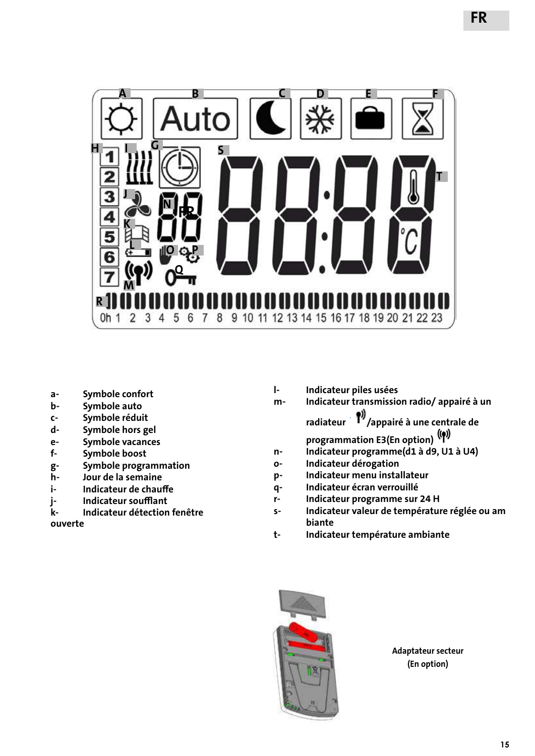- a- Symbole confort
- b- Symbole auto
- c- Symbole réduit
- d- Symbole hors gel
- e- Symbole vacances
- f- Symbole boost
- g- Symbole programmation
- h- Jour de la semaine
- i- Indicateur de chauffe
- j- Indicateur soufflant
- k- Indicateur détection fenêtre ouverte
- l- Indicateur piles usées
- m- Indicateur transmission radio/ appairé à un radiateur /appairé à une centrale de programmation E3(En option)
- n- Indicateur programme(d1 à d9, U1 à U4)
- o- Indicateur dérogation
- p- Indicateur menu installateur
- q- Indicateur écran verrouillé
- r- Indicateur programme sur 24 H
- s- Indicateur valeur de température réglée ou ambiante
- t- Indicateur température ambiante

Adaptateur secteur (En option)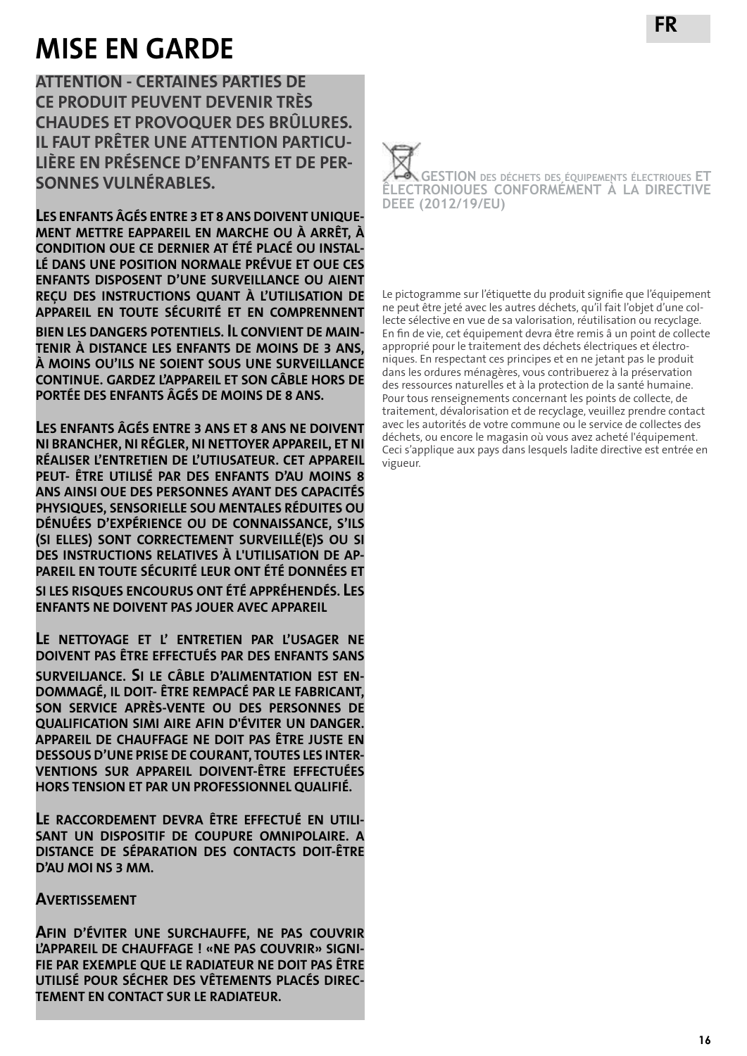# MISE EN GARDE

**ATTENTION - CERTAINES PARTIES DE CE PRODUIT PEUVENT DEVENIR TRÈS CHAUDES ET PROVOQUER DES BRÛLURES. IL FAUT PRÊTER UNE ATTENTION PARTICULIÈRE EN PRÉSENCE D'ENFANTS ET DE PERSONNES VULNÉRABLES.**

**LES ENFANTS ÂGÉS ENTRE 3 ET 8 ANS DOIVENT UNIQUEMENT METTRE EAPPAREIL EN MARCHE OU À ARRÊT, À CONDITION OUE CE DERNIER AT ÉTÉ PLACÉ OU INSTALLÉ DANS UNE POSITION NORMALE PRÉVUE ET OUE CES ENFANTS DISPOSENT D'UNE SURVEILLANCE OU AIENT REÇU DES INSTRUCTIONS QUANT À L'UTILISATION DE APPAREIL EN TOUTE SÉCURITÉ ET EN COMPRENNENT BIEN LES DANGERS POTENTIELS. IL CONVIENT DE MAINTENIR À DISTANCE LES ENFANTS DE MOINS DE 3 ANS, À MOINS QU'ILS NE SOIENT SOUS UNE SURVEILLANCE CONTINUE. GARDEZ L'APPAREIL ET SON CÂBLE HORS DE PORTÉE DES ENFANTS ÂGÉS DE MOINS DE 8 ANS.**

**LES ENFANTS ÂGÉS ENTRE 3 ANS ET 8 ANS NE DOIVENT NI BRANCHER, NI RÉGLER, NI NETTOYER APPAREIL, ET NI RÉALISER L'ENTRETIEN DE L'UTIUSATEUR. CET APPAREIL PEUT- ÊTRE UTILISÉ PAR DES ENFANTS D'AU MOINS 8 ANS AINSI OUE DES PERSONNES AYANT DES CAPACITÉS PHYSIQUES, SENSORIELLE SOU MENTALES RÉDUITES OU DÉNUÉES D'EXPÉRIENCE OU DE CONNAISSANCE, S'ILS (SI ELLES) SONT CORRECTEMENT SURVEILLÉ(E)S OU SI DES INSTRUCTIONS RELATIVES À L'UTILISATION DE APPAREIL EN TOUTE SÉCURITÉ LEUR ONT ÉTÉ DONNÉES ET SI LES RISQUES ENCOURUS ONT ÉTÉ APPRÉHENDÉS. LES ENFANTS NE DOIVENT PAS JOUER AVEC APPAREIL**

**LE NETTOYAGE ET L' ENTRETIEN PAR L'USAGER NE DOIVENT PAS ÊTRE EFFECTUÉS PAR DES ENFANTS SANS SURVEILJANCE. SI LE CÂBLE D'ALIMENTATION EST ENDOMMAGÉ, IL DOIT- ÊTRE REMPACÉ PAR LE FABRICANT, SON SERVICE APRÈS-VENTE OU DES PERSONNES DE QUALIFICATION SIMI AIRE AFIN D'ÉVITER UN DANGER. APPAREIL DE CHAUFFAGE NE DOIT PAS ÊTRE JUSTE EN DESSOUS D'UNE PRISE DE COURANT, TOUTES LES INTERVENTIONS SUR APPAREIL DOIVENT-ÊTRE EFFECTUÉES HORS TENSION ET PAR UN PROFESSIONNEL QUALIFIÉ.**

**LE RACCORDEMENT DEVRA ÊTRE EFFECTUÉ EN UTILISANT UN DISPOSITIF DE COUPURE OMNIPOLAIRE. A DISTANCE DE SÉPARATION DES CONTACTS DOIT-ÊTRE D'AU MOI NS 3 MM.**

**AVERTISSEMENT**

**AFIN D'ÉVITER UNE SURCHAUFFE, NE PAS COUVRIR L'APPAREIL DE CHAUFFAGE ! «NE PAS COUVRIR» SIGNIFIE PAR EXEMPLE QUE LE RADIATEUR NE DOIT PAS ÊTRE UTILISÉ POUR SÉCHER DES VÊTEMENTS PLACÉS DIRECTEMENT EN CONTACT SUR LE RADIATEUR.**

**GESTION DES DÉCHETS DES ÉQUIPEMENTS ÉLECTRIQUES ET ÉLECTRONIQUES CONFORMÉMENT À LA DIRECTIVE DEEE (2012/19/EU)**

Le pictogramme sur l'étiquette du produit signifie que l'équipement ne peut être jeté avec les autres déchets, qu'il fait l'objet d'une collecte sélective en vue de sa valorisation, réutilisation ou recyclage. En fin de vie, cet équipement devra être remis à un point de collecte approprié pour le traitement des déchets électriques et électroniques. En respectant ces principes et en ne jetant pas le produit dans les ordures ménagères, vous contribuerez à la préservation des ressources naturelles et à la protection de la santé humaine. Pour tous renseignements concernant les points de collecte, de traitement, dévalorisation et de recyclage, veuillez prendre contact avec les autorités de votre commune ou le service de collectes des déchets, ou encore le magasin où vous avez acheté l'équipement. Ceci s'applique aux pays dans lesquels ladite directive est entrée en vigueur.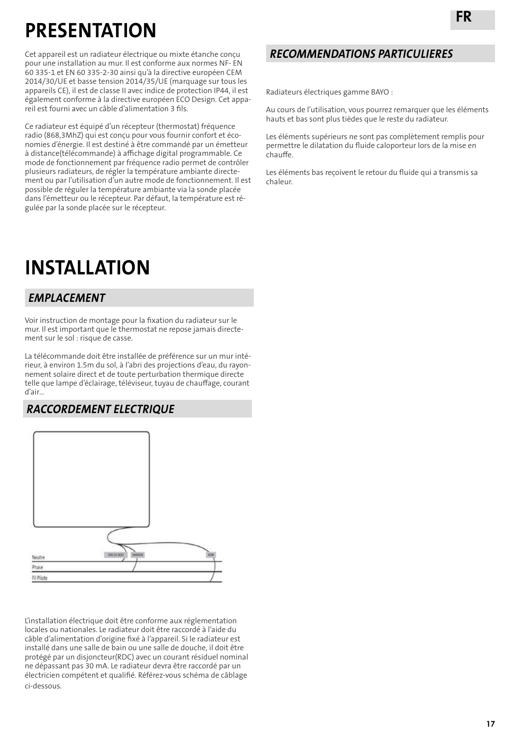# PRESENTATION

Cet appareil est un radiateur électrique ou mixte étanche conçu pour une installation au mur. Il est conforme aux normes NF- EN 60 335-1 et EN 60 335-2-30 ainsi qu'à la directive européen CEM 2014/30/UE et basse tension 2014/35/UE (marquage sur tous les appareils CE), il est de classe II avec indice de protection IP44, il est également conforme à la directive européen ECO Design. Cet appareil est fourni avec un câble d'alimentation 3 fils.

Ce radiateur est équipé d'un récepteur (thermostat) fréquence radio (868,3MhZ) qui est conçu pour vous fournir confort et économies d'énergie. Il est destiné à être commandé par un émetteur à distance(télécommande) à affichage digital programmable. Ce mode de fonctionnement par fréquence radio permet de contrôler plusieurs radiateurs, de régler la température ambiante directement ou par l'utilisation d'un autre mode de fonctionnement. Il est possible de réguler la température ambiante via la sonde placée dans l'émetteur ou le récepteur. Par défaut, la température est régulée par la sonde placée sur le récepteur.

## RECOMMENDATIONS PARTICULIERES

Radiateurs électriques gamme BAYO :

Au cours de l'utilisation, vous pourrez remarquer que les éléments hauts et bas sont plus tièdes que le reste du radiateur.

Les éléments supérieurs ne sont pas complètement remplis pour permettre le dilatation du fluide caloporteur lors de la mise en chauffe.

Les éléments bas reçoivent le retour du fluide qui a transmis sa chaleur.

# INSTALLATION

## EMPLACEMENT

Voir instruction de montage pour la fixation du radiateur sur le mur. Il est important que le thermostat ne repose jamais directement sur le sol : risque de casse.

La télécommande doit être installée de préférence sur un mur intérieur, à environ 1.5m du sol, à l'abri des projections d'eau, du rayonnement solaire direct et de toute perturbation thermique directe telle que lampe d'éclairage, téléviseur, tuyau de chauffage, courant d'air...

## RACCORDEMENT ELECTRIQUE

Neutre
Phase
Fil Pilote

L'installation électrique doit être conforme aux réglementation locales ou nationales. Le radiateur doit être raccordé à l'aide du câble d'alimentation d'origine fixé à l'appareil. Si le radiateur est installé dans une salle de bain ou une salle de douche, il doit être protégé par un disjoncteur(RDC) avec un courant résiduel nominal ne dépassant pas 30 mA. Le radiateur devra être raccordé par un électricien compétent et qualifié. Référez-vous schéma de câblage ci-dessous.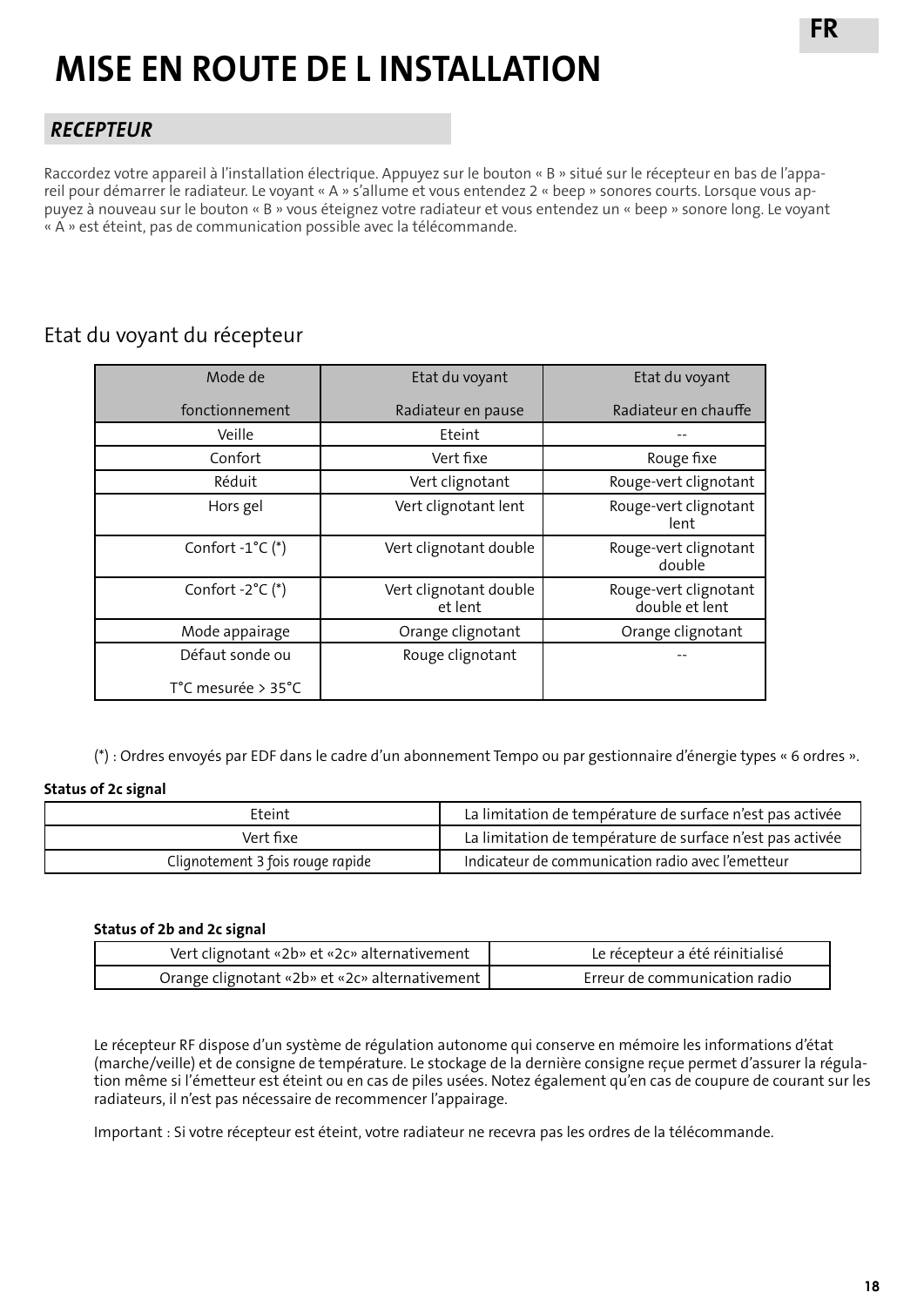# MISE EN ROUTE DE L INSTALLATION

## *RECEPTEUR*

Raccordez votre appareil à l'installation électrique. Appuyez sur le bouton « B » situé sur le récepteur en bas de l'appareil pour démarrer le radiateur. Le voyant « A » s'allume et vous entendez 2 « beep » sonores courts. Lorsque vous appuyez à nouveau sur le bouton « B » vous éteignez votre radiateur et vous entendez un « beep » sonore long. Le voyant « A » est éteint, pas de communication possible avec la télécommande.

### Etat du voyant du récepteur

| Mode de fonctionnement | Etat du voyant Radiateur en pause | Etat du voyant Radiateur en chauffe |
|---|---|---|
| Veille | Eteint | -- |
| Confort | Vert fixe | Rouge fixe |
| Réduit | Vert clignotant | Rouge-vert clignotant |
| Hors gel | Vert clignotant lent | Rouge-vert clignotant lent |
| Confort -1°C (*) | Vert clignotant double | Rouge-vert clignotant double |
| Confort -2°C (*) | Vert clignotant double et lent | Rouge-vert clignotant double et lent |
| Mode appairage | Orange clignotant | Orange clignotant |
| Défaut sonde ou T°C mesurée > 35°C | Rouge clignotant | -- |

(*) : Ordres envoyés par EDF dans le cadre d'un abonnement Tempo ou par gestionnaire d'énergie types « 6 ordres ».

**Status of 2c signal**

| | |
|---|---|
| Eteint | La limitation de température de surface n'est pas activée |
| Vert fixe | La limitation de température de surface n'est pas activée |
| *Clignotement 3 fois rouge rapide* | Indicateur de communication radio avec l'emetteur |

**Status of 2b and 2c signal**

| | |
|---|---|
| Vert clignotant «2b» et «2c» alternativement | Le récepteur a été réinitialisé |
| Orange clignotant «2b» et «2c» alternativement | Erreur de communication radio |

Le récepteur RF dispose d'un système de régulation autonome qui conserve en mémoire les informations d'état (marche/veille) et de consigne de température. Le stockage de la dernière consigne reçue permet d'assurer la régulation même si l'émetteur est éteint ou en cas de piles usées. Notez également qu'en cas de coupure de courant sur les radiateurs, il n'est pas nécessaire de recommencer l'appairage.

Important : Si votre récepteur est éteint, votre radiateur ne recevra pas les ordres de la télécommande.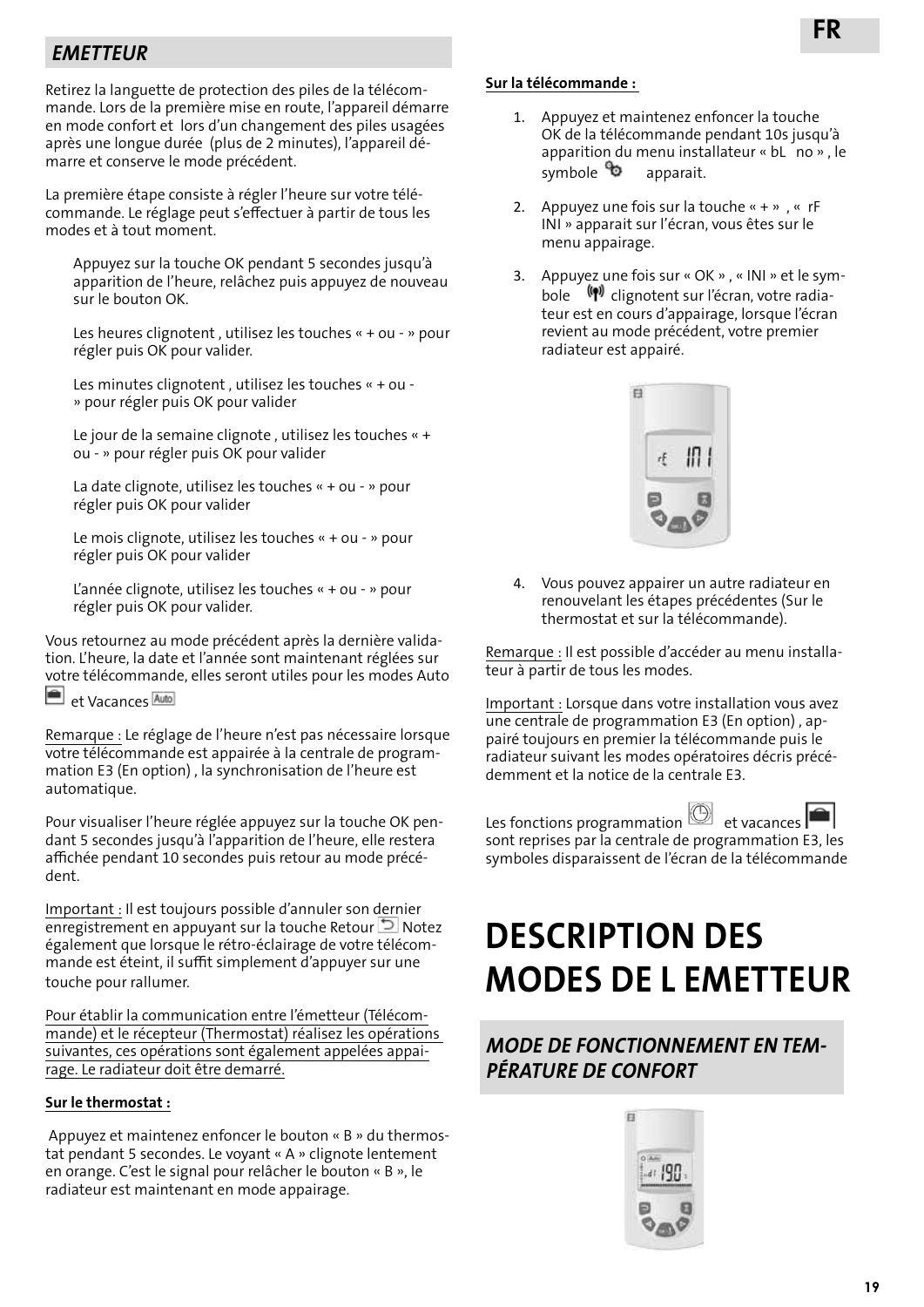## EMETTEUR

Retirez la languette de protection des piles de la télécommande. Lors de la première mise en route, l'appareil démarre en mode confort et lors d'un changement des piles usagées après une longue durée (plus de 2 minutes), l'appareil démarre et conserve le mode précédent.

La première étape consiste à régler l'heure sur votre télécommande. Le réglage peut s'effectuer à partir de tous les modes et à tout moment.

Appuyez sur la touche OK pendant 5 secondes jusqu'à apparition de l'heure, relâchez puis appuyez de nouveau sur le bouton OK.

Les heures clignotent , utilisez les touches « + ou - » pour régler puis OK pour valider.

Les minutes clignotent , utilisez les touches « + ou - » pour régler puis OK pour valider

Le jour de la semaine clignote , utilisez les touches « + ou - » pour régler puis OK pour valider

La date clignote, utilisez les touches « + ou - » pour régler puis OK pour valider

Le mois clignote, utilisez les touches « + ou - » pour régler puis OK pour valider

L'année clignote, utilisez les touches « + ou - » pour régler puis OK pour valider.

Vous retournez au mode précédent après la dernière validation. L'heure, la date et l'année sont maintenant réglées sur votre télécommande, elles seront utiles pour les modes Auto et Vacances

Remarque : Le réglage de l'heure n'est pas nécessaire lorsque votre télécommande est appairée à la centrale de programmation E3 (En option) , la synchronisation de l'heure est automatique.

Pour visualiser l'heure réglée appuyez sur la touche OK pendant 5 secondes jusqu'à l'apparition de l'heure, elle restera affichée pendant 10 secondes puis retour au mode précédent.

Important : Il est toujours possible d'annuler son dernier enregistrement en appuyant sur la touche Retour Notez également que lorsque le rétro-éclairage de votre télécommande est éteint, il suffit simplement d'appuyer sur une touche pour rallumer.

Pour établir la communication entre l'émetteur (Télécommande) et le récepteur (Thermostat) réalisez les opérations suivantes, ces opérations sont également appelées appairage. Le radiateur doit être demarré.

**Sur le thermostat :**

Appuyez et maintenez enfoncer le bouton « B » du thermostat pendant 5 secondes. Le voyant « A » clignote lentement en orange. C'est le signal pour relâcher le bouton « B », le radiateur est maintenant en mode appairage.

**Sur la télécommande :**

1. Appuyez et maintenez enfoncer la touche OK de la télécommande pendant 10s jusqu'à apparition du menu installateur « bL no » , le symbole apparait.
2. Appuyez une fois sur la touche « + » , « rF INI » apparait sur l'écran, vous êtes sur le menu appairage.
3. Appuyez une fois sur « OK » , « INI » et le symbole clignotent sur l'écran, votre radiateur est en cours d'appairage, lorsque l'écran revient au mode précédent, votre premier radiateur est appairé.
4. Vous pouvez appairer un autre radiateur en renouvelant les étapes précédentes (Sur le thermostat et sur la télécommande).

Remarque : Il est possible d'accéder au menu installateur à partir de tous les modes.

Important : Lorsque dans votre installation vous avez une centrale de programmation E3 (En option) , appairé toujours en premier la télécommande puis le radiateur suivant les modes opératoires décris précédemment et la notice de la centrale E3.

Les fonctions programmation et vacances sont reprises par la centrale de programmation E3, les symboles disparaissent de l'écran de la télécommande

# DESCRIPTION DES MODES DE L EMETTEUR

## MODE DE FONCTIONNEMENT EN TEMPÉRATURE DE CONFORT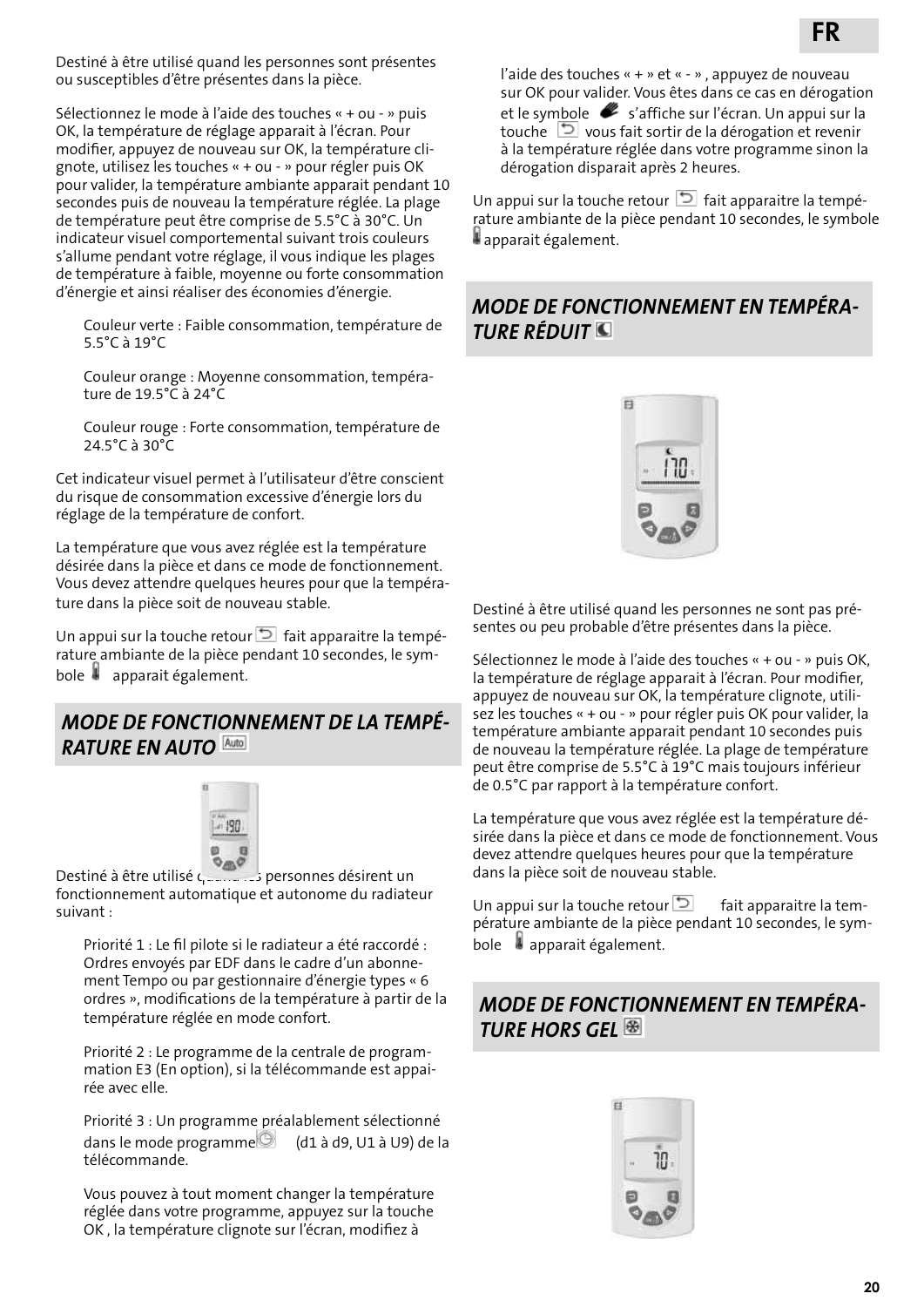Destiné à être utilisé quand les personnes sont présentes ou susceptibles d'être présentes dans la pièce.

Sélectionnez le mode à l'aide des touches « + ou - » puis OK, la température de réglage apparait à l'écran. Pour modifier, appuyez de nouveau sur OK, la température clignote, utilisez les touches « + ou - » pour régler puis OK pour valider, la température ambiante apparait pendant 10 secondes puis de nouveau la température réglée. La plage de température peut être comprise de 5.5°C à 30°C. Un indicateur visuel comportemental suivant trois couleurs s'allume pendant votre réglage, il vous indique les plages de température à faible, moyenne ou forte consommation d'énergie et ainsi réaliser des économies d'énergie.

Couleur verte : Faible consommation, température de 5.5°C à 19°C

Couleur orange : Moyenne consommation, température de 19.5°C à 24°C

Couleur rouge : Forte consommation, température de 24.5°C à 30°C

Cet indicateur visuel permet à l'utilisateur d'être conscient du risque de consommation excessive d'énergie lors du réglage de la température de confort.

La température que vous avez réglée est la température désirée dans la pièce et dans ce mode de fonctionnement. Vous devez attendre quelques heures pour que la température dans la pièce soit de nouveau stable.

Un appui sur la touche retour fait apparaitre la température ambiante de la pièce pendant 10 secondes, le symbole apparait également.

## MODE DE FONCTIONNEMENT DE LA TEMPÉRATURE EN AUTO

Destiné à être utilisé quand les personnes désirent un fonctionnement automatique et autonome du radiateur suivant :

Priorité 1 : Le fil pilote si le radiateur a été raccordé : Ordres envoyés par EDF dans le cadre d'un abonnement Tempo ou par gestionnaire d'énergie types « 6 ordres », modifications de la température à partir de la température réglée en mode confort.

Priorité 2 : Le programme de la centrale de programmation E3 (En option), si la télécommande est appairée avec elle.

Priorité 3 : Un programme préalablement sélectionné dans le mode programme (d1 à d9, U1 à U9) de la télécommande.

Vous pouvez à tout moment changer la température réglée dans votre programme, appuyez sur la touche OK , la température clignote sur l'écran, modifiez à l'aide des touches « + » et « - » , appuyez de nouveau sur OK pour valider. Vous êtes dans ce cas en dérogation et le symbole s'affiche sur l'écran. Un appui sur la touche vous fait sortir de la dérogation et revenir à la température réglée dans votre programme sinon la dérogation disparait après 2 heures.

Un appui sur la touche retour fait apparaitre la température ambiante de la pièce pendant 10 secondes, le symbole apparait également.

## MODE DE FONCTIONNEMENT EN TEMPÉRATURE RÉDUIT

Destiné à être utilisé quand les personnes ne sont pas présentes ou peu probable d'être présentes dans la pièce.

Sélectionnez le mode à l'aide des touches « + ou - » puis OK, la température de réglage apparait à l'écran. Pour modifier, appuyez de nouveau sur OK, la température clignote, utilisez les touches « + ou - » pour régler puis OK pour valider, la température ambiante apparait pendant 10 secondes puis de nouveau la température réglée. La plage de température peut être comprise de 5.5°C à 19°C mais toujours inférieur de 0.5°C par rapport à la température confort.

La température que vous avez réglée est la température désirée dans la pièce et dans ce mode de fonctionnement. Vous devez attendre quelques heures pour que la température dans la pièce soit de nouveau stable.

Un appui sur la touche retour fait apparaitre la température ambiante de la pièce pendant 10 secondes, le symbole apparait également.

## MODE DE FONCTIONNEMENT EN TEMPÉRATURE HORS GEL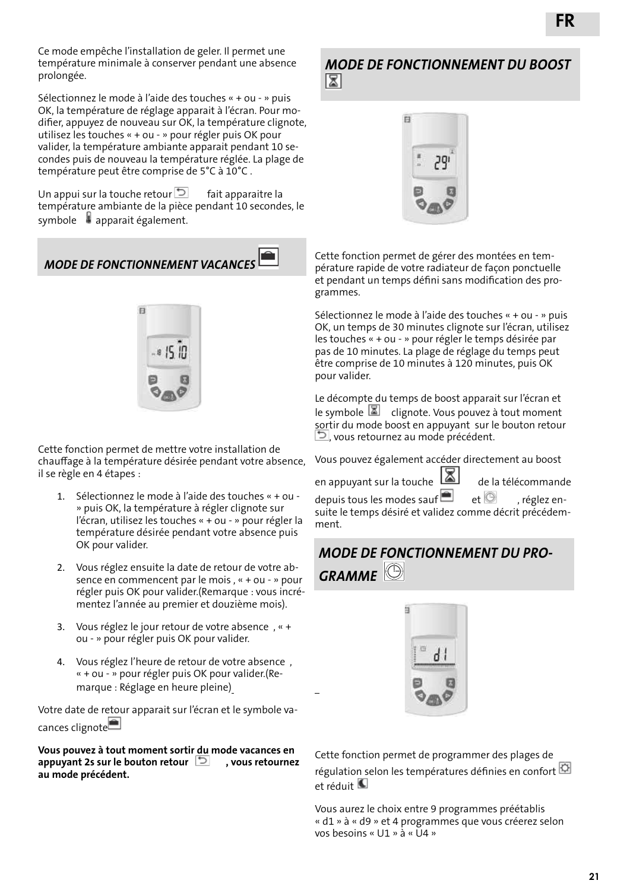Ce mode empêche l'installation de geler. Il permet une température minimale à conserver pendant une absence prolongée.

Sélectionnez le mode à l'aide des touches « + ou - » puis OK, la température de réglage apparait à l'écran. Pour modifier, appuyez de nouveau sur OK, la température clignote, utilisez les touches « + ou - » pour régler puis OK pour valider, la température ambiante apparait pendant 10 secondes puis de nouveau la température réglée. La plage de température peut être comprise de 5°C à 10°C .

Un appui sur la touche retour fait apparaitre la température ambiante de la pièce pendant 10 secondes, le symbole apparait également.

## *MODE DE FONCTIONNEMENT VACANCES*

Cette fonction permet de mettre votre installation de chauffage à la température désirée pendant votre absence, il se règle en 4 étapes :

1. Sélectionnez le mode à l'aide des touches « + ou - » puis OK, la température à régler clignote sur l'écran, utilisez les touches « + ou - » pour régler la température désirée pendant votre absence puis OK pour valider.
2. Vous réglez ensuite la date de retour de votre absence en commencent par le mois , « + ou - » pour régler puis OK pour valider.(Remarque : vous incrémentez l'année au premier et douzième mois).
3. Vous réglez le jour retour de votre absence , « + ou - » pour régler puis OK pour valider.
4. Vous réglez l'heure de retour de votre absence , « + ou - » pour régler puis OK pour valider.(Remarque : Réglage en heure pleine)

Votre date de retour apparait sur l'écran et le symbole vacances clignote

**Vous pouvez à tout moment sortir du mode vacances en appuyant 2s sur le bouton retour , vous retournez au mode précédent.**

## *MODE DE FONCTIONNEMENT DU BOOST*

Cette fonction permet de gérer des montées en température rapide de votre radiateur de façon ponctuelle et pendant un temps défini sans modification des programmes.

Sélectionnez le mode à l'aide des touches « + ou - » puis OK, un temps de 30 minutes clignote sur l'écran, utilisez les touches « + ou - » pour régler le temps désirée par pas de 10 minutes. La plage de réglage du temps peut être comprise de 10 minutes à 120 minutes, puis OK pour valider.

Le décompte du temps de boost apparait sur l'écran et le symbole clignote. Vous pouvez à tout moment sortir du mode boost en appuyant sur le bouton retour , vous retournez au mode précédent.

Vous pouvez également accéder directement au boost en appuyant sur la touche de la télécommande depuis tous les modes sauf et , réglez ensuite le temps désiré et validez comme décrit précédemment.

## *MODE DE FONCTIONNEMENT DU PROGRAMME*

Cette fonction permet de programmer des plages de régulation selon les températures définies en confort et réduit

Vous aurez le choix entre 9 programmes préétablis « d1 » à « d9 » et 4 programmes que vous créerez selon vos besoins « U1 » à « U4 »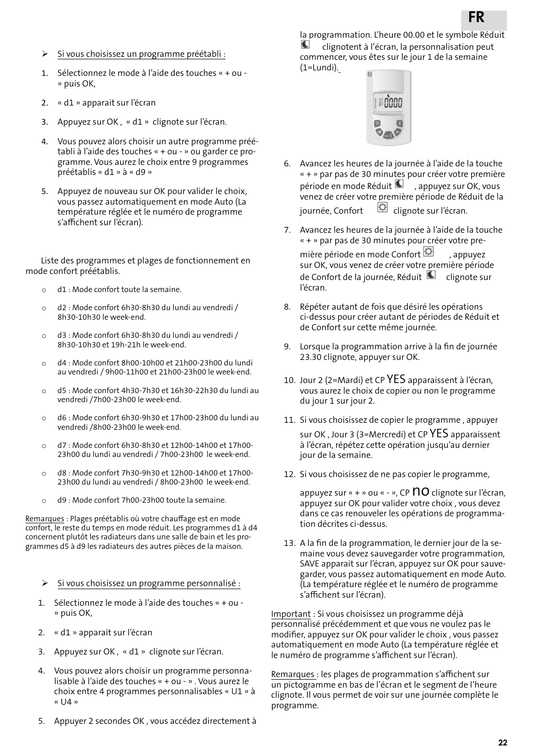- Si vous choisissez un programme préétabli :

1. Sélectionnez le mode à l'aide des touches « + ou - » puis OK,
2. « d1 » apparait sur l'écran
3. Appuyez sur OK , « d1 » clignote sur l'écran.
4. Vous pouvez alors choisir un autre programme préétabli à l'aide des touches « + ou - » ou garder ce programme. Vous aurez le choix entre 9 programmes préétablis « d1 » à « d9 »
5. Appuyez de nouveau sur OK pour valider le choix, vous passez automatiquement en mode Auto (La température réglée et le numéro de programme s'affichent sur l'écran).

Liste des programmes et plages de fonctionnement en mode confort préétablis.

- d1 : Mode confort toute la semaine.
- d2 : Mode confort 6h30-8h30 du lundi au vendredi / 8h30-10h30 le week-end.
- d3 : Mode confort 6h30-8h30 du lundi au vendredi / 8h30-10h30 et 19h-21h le week-end.
- d4 : Mode confort 8h00-10h00 et 21h00-23h00 du lundi au vendredi / 9h00-11h00 et 21h00-23h00 le week-end.
- d5 : Mode confort 4h30-7h30 et 16h30-22h30 du lundi au vendredi /7h00-23h00 le week-end.
- d6 : Mode confort 6h30-9h30 et 17h00-23h00 du lundi au vendredi /8h00-23h00 le week-end.
- d7 : Mode confort 6h30-8h30 et 12h00-14h00 et 17h00-23h00 du lundi au vendredi / 7h00-23h00 le week-end.
- d8 : Mode confort 7h30-9h30 et 12h00-14h00 et 17h00-23h00 du lundi au vendredi / 8h00-23h00 le week-end.
- d9 : Mode confort 7h00-23h00 toute la semaine.

Remarques : Plages préétablis où votre chauffage est en mode confort, le reste du temps en mode réduit. Les programmes d1 à d4 concernent plutôt les radiateurs dans une salle de bain et les programmes d5 à d9 les radiateurs des autres pièces de la maison.

- Si vous choisissez un programme personnalisé :

1. Sélectionnez le mode à l'aide des touches « + ou - » puis OK,
2. « d1 » apparait sur l'écran
3. Appuyez sur OK , « d1 » clignote sur l'écran.
4. Vous pouvez alors choisir un programme personnalisable à l'aide des touches « + ou - » . Vous aurez le choix entre 4 programmes personnalisables « U1 » à « U4 »
5. Appuyer 2 secondes OK , vous accédez directement à la programmation. L'heure 00.00 et le symbole Réduit clignotent à l'écran, la personnalisation peut commencer, vous êtes sur le jour 1 de la semaine (1=Lundi).
6. Avancez les heures de la journée à l'aide de la touche « + » par pas de 30 minutes pour créer votre première période en mode Réduit , appuyez sur OK, vous venez de créer votre première période de Réduit de la journée, Confort clignote sur l'écran.
7. Avancez les heures de la journée à l'aide de la touche « + » par pas de 30 minutes pour créer votre première période en mode Confort , appuyez sur OK, vous venez de créer votre première période de Confort de la journée, Réduit clignote sur l'écran.
8. Répéter autant de fois que désiré les opérations ci-dessus pour créer autant de périodes de Réduit et de Confort sur cette même journée.
9. Lorsque la programmation arrive à la fin de journée 23.30 clignote, appuyer sur OK.
10. Jour 2 (2=Mardi) et CP YES apparaissent à l'écran, vous aurez le choix de copier ou non le programme du jour 1 sur jour 2.
11. Si vous choisissez de copier le programme , appuyer sur OK , Jour 3 (3=Mercredi) et CP YES apparaissent à l'écran, répétez cette opération jusqu'au dernier jour de la semaine.
12. Si vous choisissez de ne pas copier le programme, appuyez sur « + » ou « - », CP no clignote sur l'écran, appuyez sur OK pour valider votre choix , vous devez dans ce cas renouveler les opérations de programmation décrites ci-dessus.
13. A la fin de la programmation, le dernier jour de la semaine vous devez sauvegarder votre programmation, SAVE apparait sur l'écran, appuyez sur OK pour sauvegarder, vous passez automatiquement en mode Auto. (La température réglée et le numéro de programme s'affichent sur l'écran).

Important : Si vous choisissez un programme déjà personnalisé précédemment et que vous ne voulez pas le modifier, appuyez sur OK pour valider le choix , vous passez automatiquement en mode Auto (La température réglée et le numéro de programme s'affichent sur l'écran).

Remarques : les plages de programmation s'affichent sur un pictogramme en bas de l'écran et le segment de l'heure clignote. Il vous permet de voir sur une journée complète le programme.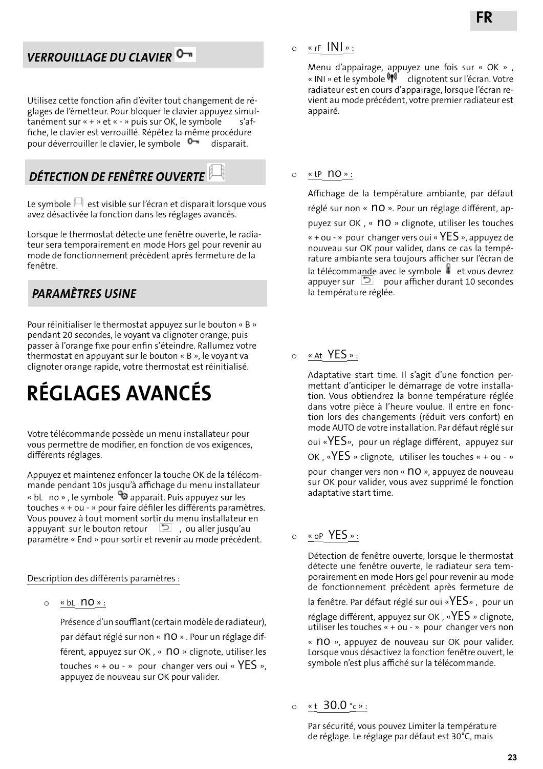## VERROUILLAGE DU CLAVIER

Utilisez cette fonction afin d'éviter tout changement de réglages de l'émetteur. Pour bloquer le clavier appuyez simultanément sur « + » et « - » puis sur OK, le symbole s'affiche, le clavier est verrouillé. Répétez la même procédure pour déverrouiller le clavier, le symbole disparait.

## DÉTECTION DE FENÊTRE OUVERTE

Le symbole est visible sur l'écran et disparait lorsque vous avez désactivée la fonction dans les réglages avancés.

Lorsque le thermostat détecte une fenêtre ouverte, le radiateur sera temporairement en mode Hors gel pour revenir au mode de fonctionnement précèdent après fermeture de la fenêtre.

## PARAMÈTRES USINE

Pour réinitialiser le thermostat appuyez sur le bouton « B » pendant 20 secondes, le voyant va clignoter orange, puis passer à l'orange fixe pour enfin s'éteindre. Rallumez votre thermostat en appuyant sur le bouton « B », le voyant va clignoter orange rapide, votre thermostat est réinitialisé.

# RÉGLAGES AVANCÉS

Votre télécommande possède un menu installateur pour vous permettre de modifier, en fonction de vos exigences, différents réglages.

Appuyez et maintenez enfoncer la touche OK de la télécommande pendant 10s jusqu'à affichage du menu installateur « bL no » , le symbole apparait. Puis appuyez sur les touches « + ou - » pour faire défiler les différents paramètres. Vous pouvez à tout moment sortir du menu installateur en appuyant sur le bouton retour , ou aller jusqu'au paramètre « End » pour sortir et revenir au mode précédent.

Description des différents paramètres :

- « bL no » :

  Présence d'un soufflant (certain modèle de radiateur), par défaut réglé sur non « no » . Pour un réglage différent, appuyez sur OK , « no » clignote, utiliser les touches « + ou - » pour changer vers oui « YES », appuyez de nouveau sur OK pour valider.

- « rF INI » :

  Menu d'appairage, appuyez une fois sur « OK » , « INI » et le symbole clignotent sur l'écran. Votre radiateur est en cours d'appairage, lorsque l'écran revient au mode précédent, votre premier radiateur est appairé.

- « tP no » :

  Affichage de la température ambiante, par défaut réglé sur non « no ». Pour un réglage différent, appuyez sur OK , « no » clignote, utiliser les touches « + ou - » pour changer vers oui « YES », appuyez de nouveau sur OK pour valider, dans ce cas la température ambiante sera toujours afficher sur l'écran de la télécommande avec le symbole et vous devrez appuyer sur pour afficher durant 10 secondes la température réglée.

- « At YES » :

  Adaptative start time. Il s'agit d'une fonction permettant d'anticiper le démarrage de votre installation. Vous obtiendrez la bonne température réglée dans votre pièce à l'heure voulue. Il entre en fonction lors des changements (réduit vers confort) en mode AUTO de votre installation. Par défaut réglé sur oui «YES», pour un réglage différent, appuyez sur OK , «YES » clignote, utiliser les touches « + ou - » pour changer vers non « no », appuyez de nouveau sur OK pour valider, vous avez supprimé le fonction adaptative start time.

- « oP YES » :

  Détection de fenêtre ouverte, lorsque le thermostat détecte une fenêtre ouverte, le radiateur sera temporairement en mode Hors gel pour revenir au mode de fonctionnement précèdent après fermeture de la fenêtre. Par défaut réglé sur oui «YES» , pour un réglage différent, appuyez sur OK , «YES » clignote, utiliser les touches « + ou - » pour changer vers non « no », appuyez de nouveau sur OK pour valider. Lorsque vous désactivez la fonction fenêtre ouvert, le symbole n'est plus affiché sur la télécommande.

- « t 30.0 °c » :

  Par sécurité, vous pouvez Limiter la température de réglage. Le réglage par défaut est 30°C, mais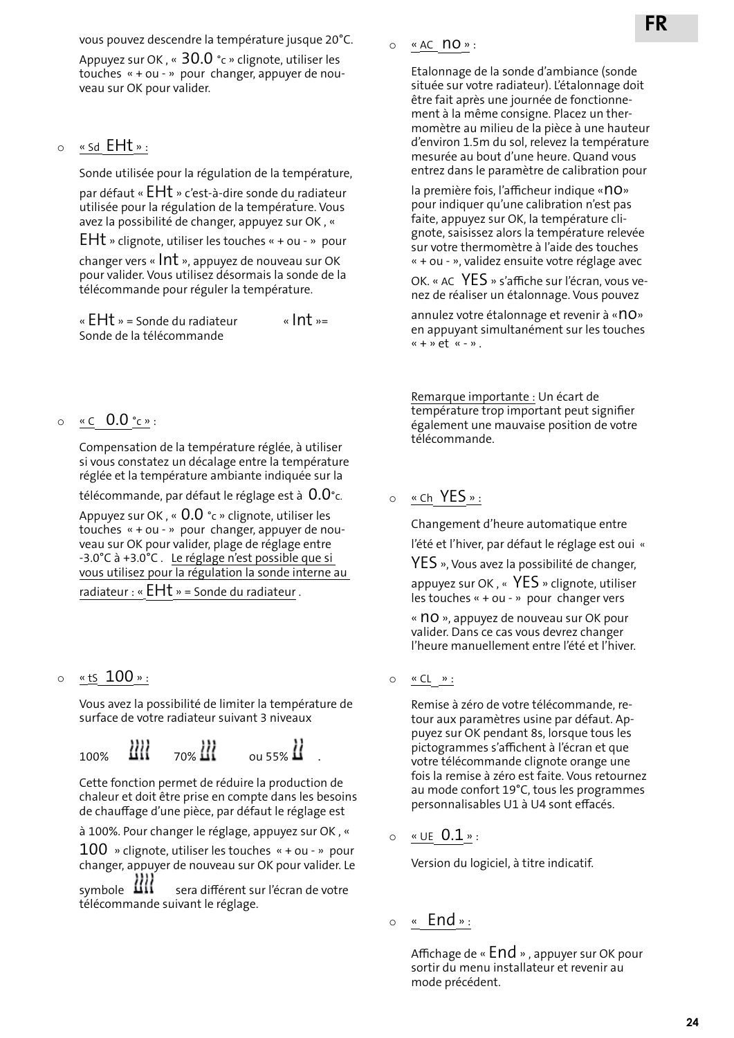vous pouvez descendre la température jusque 20°C.

Appuyez sur OK , « 30.0 °c » clignote, utiliser les touches « + ou - » pour changer, appuyer de nouveau sur OK pour valider.

- « Sd EHt » :

  Sonde utilisée pour la régulation de la température, par défaut « EHt » c'est-à-dire sonde du radiateur utilisée pour la régulation de la température. Vous avez la possibilité de changer, appuyez sur OK , « EHt » clignote, utiliser les touches « + ou - » pour changer vers « Int », appuyez de nouveau sur OK pour valider. Vous utilisez désormais la sonde de la télécommande pour réguler la température.

  « EHt » = Sonde du radiateur « Int »= Sonde de la télécommande

- « C 0.0 °c » :

  Compensation de la température réglée, à utiliser si vous constatez un décalage entre la température réglée et la température ambiante indiquée sur la télécommande, par défaut le réglage est à 0.0°c. Appuyez sur OK , « 0.0 °c » clignote, utiliser les touches « + ou - » pour changer, appuyer de nouveau sur OK pour valider, plage de réglage entre -3.0°C à +3.0°C . Le réglage n'est possible que si vous utilisez pour la régulation la sonde interne au radiateur : « EHt » = Sonde du radiateur .

- « tS 100 » :

  Vous avez la possibilité de limiter la température de surface de votre radiateur suivant 3 niveaux

  100% 70% ou 55% .

  Cette fonction permet de réduire la production de chaleur et doit être prise en compte dans les besoins de chauffage d'une pièce, par défaut le réglage est à 100%. Pour changer le réglage, appuyez sur OK , « 100 » clignote, utiliser les touches « + ou - » pour changer, appuyer de nouveau sur OK pour valider. Le symbole sera différent sur l'écran de votre télécommande suivant le réglage.

- « AC no » :

  Etalonnage de la sonde d'ambiance (sonde située sur votre radiateur). L'étalonnage doit être fait après une journée de fonctionnement à la même consigne. Placez un thermomètre au milieu de la pièce à une hauteur d'environ 1.5m du sol, relevez la température mesurée au bout d'une heure. Quand vous entrez dans le paramètre de calibration pour la première fois, l'afficheur indique «no» pour indiquer qu'une calibration n'est pas faite, appuyez sur OK, la température clignote, saisissez alors la température relevée sur votre thermomètre à l'aide des touches « + ou - », validez ensuite votre réglage avec OK. « AC YES » s'affiche sur l'écran, vous venez de réaliser un étalonnage. Vous pouvez annulez votre étalonnage et revenir à «no» en appuyant simultanément sur les touches « + » et « - » .

  Remarque importante : Un écart de température trop important peut signifier également une mauvaise position de votre télécommande.

- « Ch YES » :

  Changement d'heure automatique entre l'été et l'hiver, par défaut le réglage est oui « YES », Vous avez la possibilité de changer, appuyez sur OK , « YES » clignote, utiliser les touches « + ou - » pour changer vers « no », appuyez de nouveau sur OK pour valider. Dans ce cas vous devrez changer l'heure manuellement entre l'été et l'hiver.

- « CL » :

  Remise à zéro de votre télécommande, retour aux paramètres usine par défaut. Appuyez sur OK pendant 8s, lorsque tous les pictogrammes s'affichent à l'écran et que votre télécommande orange une fois la remise à zéro est faite. Vous retournez au mode confort 19°C, tous les programmes personnalisables U1 à U4 sont effacés.

- « UE 0.1 » :

  Version du logiciel, à titre indicatif.

- « End » :

  Affichage de « End » , appuyer sur OK pour sortir du menu installateur et revenir au mode précédent.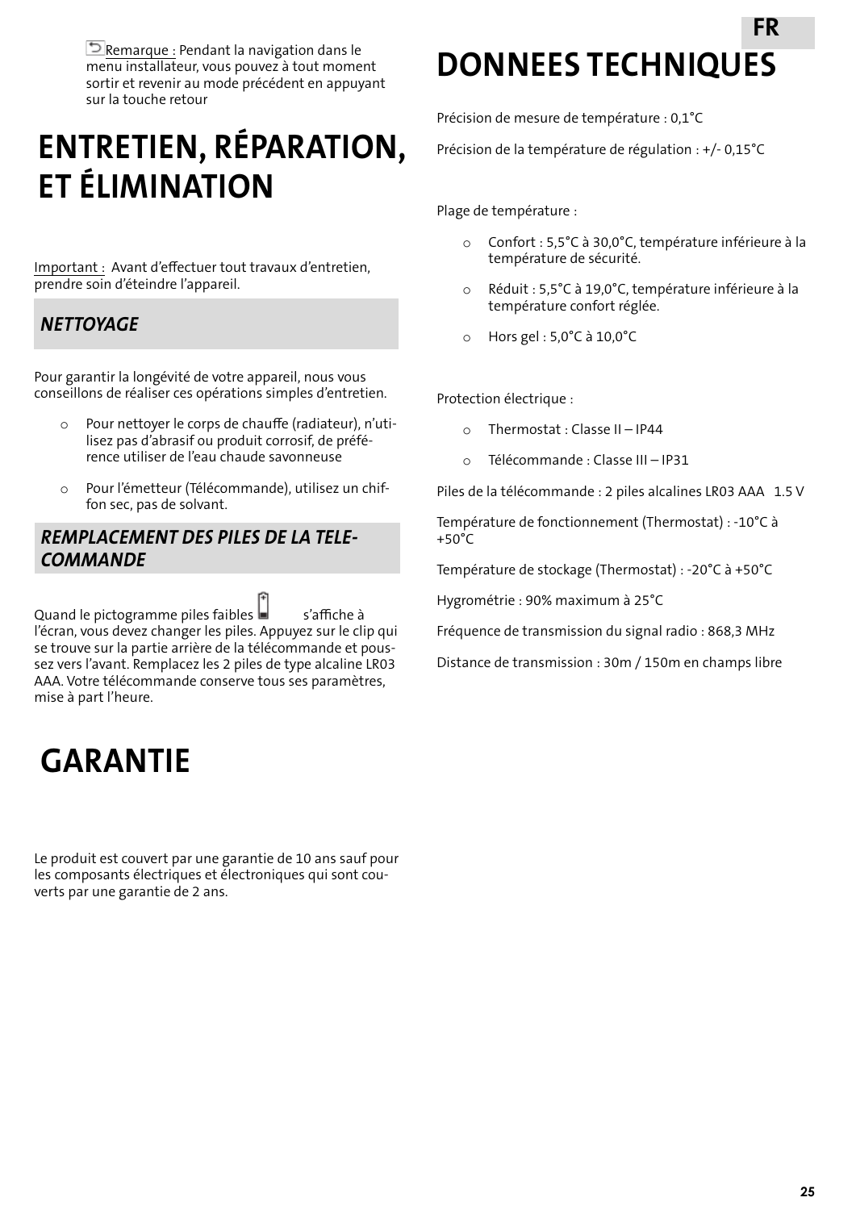Remarque : Pendant la navigation dans le menu installateur, vous pouvez à tout moment sortir et revenir au mode précédent en appuyant sur la touche retour

# ENTRETIEN, RÉPARATION, ET ÉLIMINATION

Important : Avant d'effectuer tout travaux d'entretien, prendre soin d'éteindre l'appareil.

## *NETTOYAGE*

Pour garantir la longévité de votre appareil, nous vous conseillons de réaliser ces opérations simples d'entretien.

- Pour nettoyer le corps de chauffe (radiateur), n'utilisez pas d'abrasif ou produit corrosif, de préférence utiliser de l'eau chaude savonneuse
- Pour l'émetteur (Télécommande), utilisez un chiffon sec, pas de solvant.

## *REMPLACEMENT DES PILES DE LA TELECOMMANDE*

Quand le pictogramme piles faibles s'affiche à l'écran, vous devez changer les piles. Appuyez sur le clip qui se trouve sur la partie arrière de la télécommande et poussez vers l'avant. Remplacez les 2 piles de type alcaline LR03 AAA. Votre télécommande conserve tous ses paramètres, mise à part l'heure.

# GARANTIE

Le produit est couvert par une garantie de 10 ans sauf pour les composants électriques et électroniques qui sont couverts par une garantie de 2 ans.

# DONNEES TECHNIQUES

Précision de mesure de température : 0,1°C

Précision de la température de régulation : +/- 0,15°C

Plage de température :

- Confort : 5,5°C à 30,0°C, température inférieure à la température de sécurité.
- Réduit : 5,5°C à 19,0°C, température inférieure à la température confort réglée.
- Hors gel : 5,0°C à 10,0°C

Protection électrique :

- Thermostat : Classe II – IP44
- Télécommande : Classe III – IP31

Piles de la télécommande : 2 piles alcalines LR03 AAA 1.5 V

Température de fonctionnement (Thermostat) : -10°C à +50°C

Température de stockage (Thermostat) : -20°C à +50°C

Hygrométrie : 90% maximum à 25°C

Fréquence de transmission du signal radio : 868,3 MHz

Distance de transmission : 30m / 150m en champs libre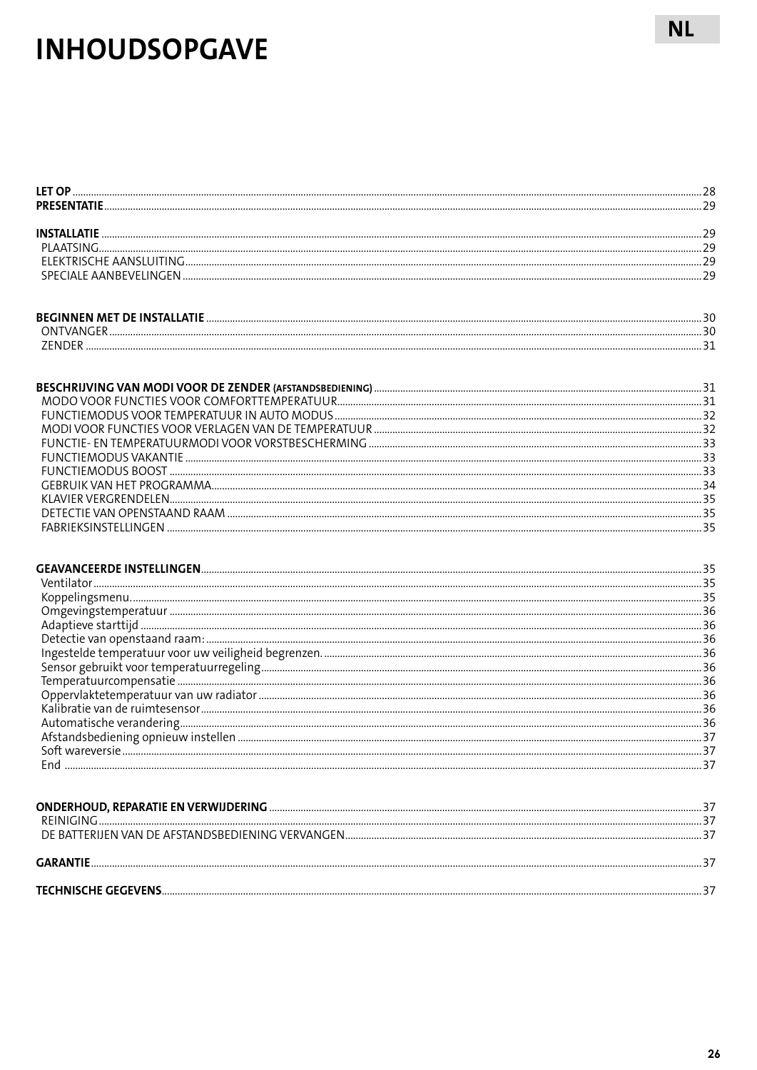# INHOUDSOPGAVE

NL

**LET OP** ...... 28
**PRESENTATIE** ...... 29

**INSTALLATIE** ...... 29
- PLAATSING ...... 29
- ELEKTRISCHE AANSLUITING ...... 29
- SPECIALE AANBEVELINGEN ...... 29

**BEGINNEN MET DE INSTALLATIE** ...... 30
- ONTVANGER ...... 30
- ZENDER ...... 31

**BESCHRIJVING VAN MODI VOOR DE ZENDER (AFSTANDSBEDIENING)** ...... 31
- MODO VOOR FUNCTIES VOOR COMFORTTEMPERATUUR ...... 31
- FUNCTIEMODUS VOOR TEMPERATUUR IN AUTO MODUS ...... 32
- MODI VOOR FUNCTIES VOOR VERLAGEN VAN DE TEMPERATUUR ...... 32
- FUNCTIE- EN TEMPERATUURMODI VOOR VORSTBESCHERMING ...... 33
- FUNCTIEMODUS VAKANTIE ...... 33
- FUNCTIEMODUS BOOST ...... 33
- GEBRUIK VAN HET PROGRAMMA ...... 34
- KLAVIER VERGRENDELEN ...... 35
- DETECTIE VAN OPENSTAAND RAAM ...... 35
- FABRIEKSINSTELLINGEN ...... 35

**GEAVANCEERDE INSTELLINGEN** ...... 35
- Ventilator ...... 35
- Koppelingsmenu. ...... 35
- Omgevingstemperatuur ...... 36
- Adaptieve starttijd ...... 36
- Detectie van openstaand raam: ...... 36
- Ingestelde temperatuur voor uw veiligheid begrenzen. ...... 36
- Sensor gebruikt voor temperatuurregeling ...... 36
- Temperatuurcompensatie ...... 36
- Oppervlaktetemperatuur van uw radiator ...... 36
- Kalibratie van de ruimtesensor ...... 36
- Automatische verandering ...... 36
- Afstandsbediening opnieuw instellen ...... 37
- Soft wareversie ...... 37
- End ...... 37

**ONDERHOUD, REPARATIE EN VERWIJDERING** ...... 37
- REINIGING ...... 37
- DE BATTERIJEN VAN DE AFSTANDSBEDIENING VERVANGEN ...... 37

**GARANTIE** ...... 37

**TECHNISCHE GEGEVENS** ...... 37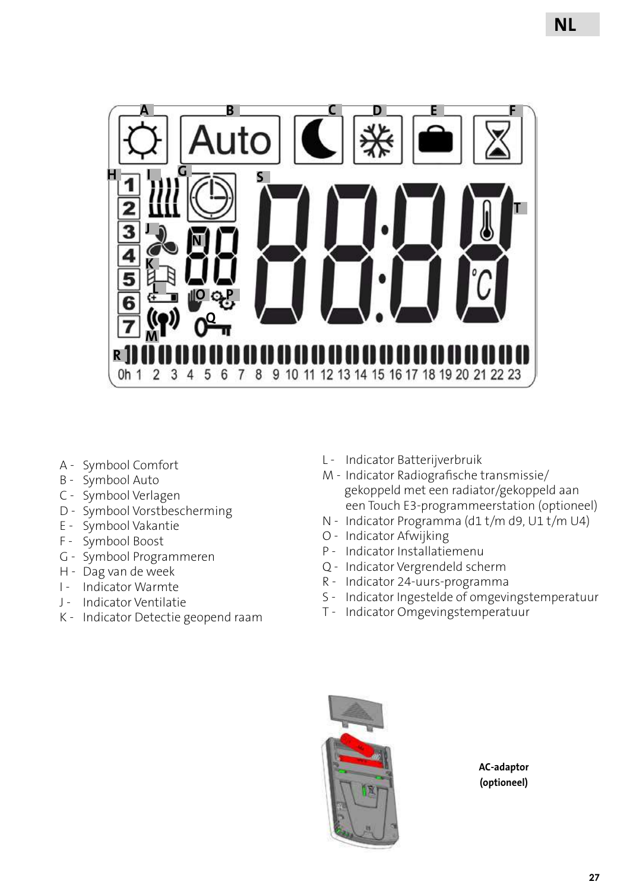- A - Symbool Comfort
- B - Symbool Auto
- C - Symbool Verlagen
- D - Symbool Vorstbescherming
- E - Symbool Vakantie
- F - Symbool Boost
- G - Symbool Programmeren
- H - Dag van de week
- I - Indicator Warmte
- J - Indicator Ventilatie
- K - Indicator Detectie geopend raam
- L - Indicator Batterijverbruik
- M - Indicator Radiografische transmissie/ gekoppeld met een radiator/gekoppeld aan een Touch E3-programmeerstation (optioneel)
- N - Indicator Programma (d1 t/m d9, U1 t/m U4)
- O - Indicator Afwijking
- P - Indicator Installatiemenu
- Q - Indicator Vergrendeld scherm
- R - Indicator 24-uurs-programma
- S - Indicator Ingestelde of omgevingstemperatuur
- T - Indicator Omgevingstemperatuur

**AC-adaptor (optioneel)**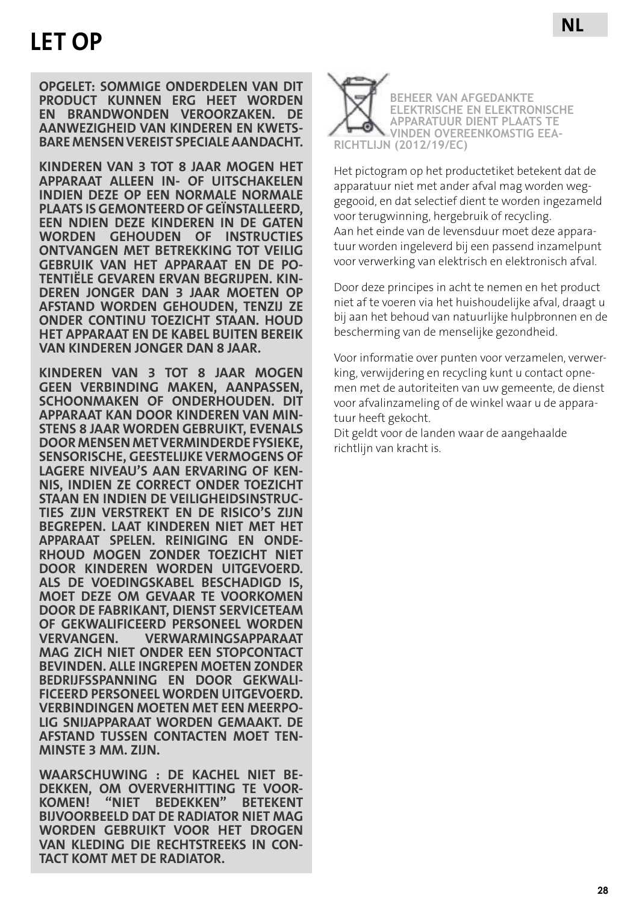# LET OP

**OPGELET: SOMMIGE ONDERDELEN VAN DIT PRODUCT KUNNEN ERG HEET WORDEN EN BRANDWONDEN VEROORZAKEN. DE AANWEZIGHEID VAN KINDEREN EN KWETSBARE MENSEN VEREIST SPECIALE AANDACHT.**

**KINDEREN VAN 3 TOT 8 JAAR MOGEN HET APPARAAT ALLEEN IN- OF UITSCHAKELEN INDIEN DEZE OP EEN NORMALE NORMALE PLAATS IS GEMONTEERD OF GEÏNSTALLEERD, EEN NDIEN DEZE KINDEREN IN DE GATEN WORDEN GEHOUDEN OF INSTRUCTIES ONTVANGEN MET BETREKKING TOT VEILIG GEBRUIK VAN HET APPARAAT EN DE POTENTIËLE GEVAREN ERVAN BEGRIJPEN. KINDEREN JONGER DAN 3 JAAR MOETEN OP AFSTAND WORDEN GEHOUDEN, TENZIJ ZE ONDER CONTINU TOEZICHT STAAN. HOUD HET APPARAAT EN DE KABEL BUITEN BEREIK VAN KINDEREN JONGER DAN 8 JAAR.**

**KINDEREN VAN 3 TOT 8 JAAR MOGEN GEEN VERBINDING MAKEN, AANPASSEN, SCHOONMAKEN OF ONDERHOUDEN. DIT APPARAAT KAN DOOR KINDEREN VAN MINSTENS 8 JAAR WORDEN GEBRUIKT, EVENALS DOOR MENSEN MET VERMINDERDE FYSIEKE, SENSORISCHE, GEESTELIJKE VERMOGENS OF LAGERE NIVEAU'S AAN ERVARING OF KENNIS, INDIEN ZE CORRECT ONDER TOEZICHT STAAN EN INDIEN DE VEILIGHEIDSINSTRUCTIES ZIJN VERSTREKT EN DE RISICO'S ZIJN BEGREPEN. LAAT KINDEREN NIET MET HET APPARAAT SPELEN. REINIGING EN ONDERHOUD MOGEN ZONDER TOEZICHT NIET DOOR KINDEREN WORDEN UITGEVOERD. ALS DE VOEDINGSKABEL BESCHADIGD IS, MOET DEZE OM GEVAAR TE VOORKOMEN DOOR DE FABRIKANT, DIENST SERVICETEAM OF GEKWALIFICEERD PERSONEEL WORDEN VERVANGEN. VERWARMINGSAPPARAAT MAG ZICH NIET ONDER EEN STOPCONTACT BEVINDEN. ALLE INGREPEN MOETEN ZONDER BEDRIJFSSPANNING EN DOOR GEKWALIFICEERD PERSONEEL WORDEN UITGEVOERD. VERBINDINGEN MOETEN MET EEN MEERPOLIG SNIJAPPARAAT WORDEN GEMAAKT. DE AFSTAND TUSSEN CONTACTEN MOET TENMINSTE 3 MM. ZIJN.**

**WAARSCHUWING : DE KACHEL NIET BEDEKKEN, OM OVERVERHITTING TE VOORKOMEN! "NIET BEDEKKEN" BETEKENT BIJVOORBEELD DAT DE RADIATOR NIET MAG WORDEN GEBRUIKT VOOR HET DROGEN VAN KLEDING DIE RECHTSTREEKS IN CONTACT KOMT MET DE RADIATOR.**

**BEHEER VAN AFGEDANKTE ELEKTRISCHE EN ELEKTRONISCHE APPARATUUR DIENT PLAATS TE VINDEN OVEREENKOMSTIG EEA-RICHTLIJN (2012/19/EC)**

Het pictogram op het productetiket betekent dat de apparatuur niet met ander afval mag worden weggegooid, en dat selectief dient te worden ingezameld voor terugwinning, hergebruik of recycling.
Aan het einde van de levensduur moet deze apparatuur worden ingeleverd bij een passend inzamelpunt voor verwerking van elektrisch en elektronisch afval.

Door deze principes in acht te nemen en het product niet af te voeren via het huishoudelijke afval, draagt u bij aan het behoud van natuurlijke hulpbronnen en de bescherming van de menselijke gezondheid.

Voor informatie over punten voor verzamelen, verwerking, verwijdering en recycling kunt u contact opnemen met de autoriteiten van uw gemeente, de dienst voor afvalinzameling of de winkel waar u de apparatuur heeft gekocht.
Dit geldt voor de landen waar de aangehaalde richtlijn van kracht is.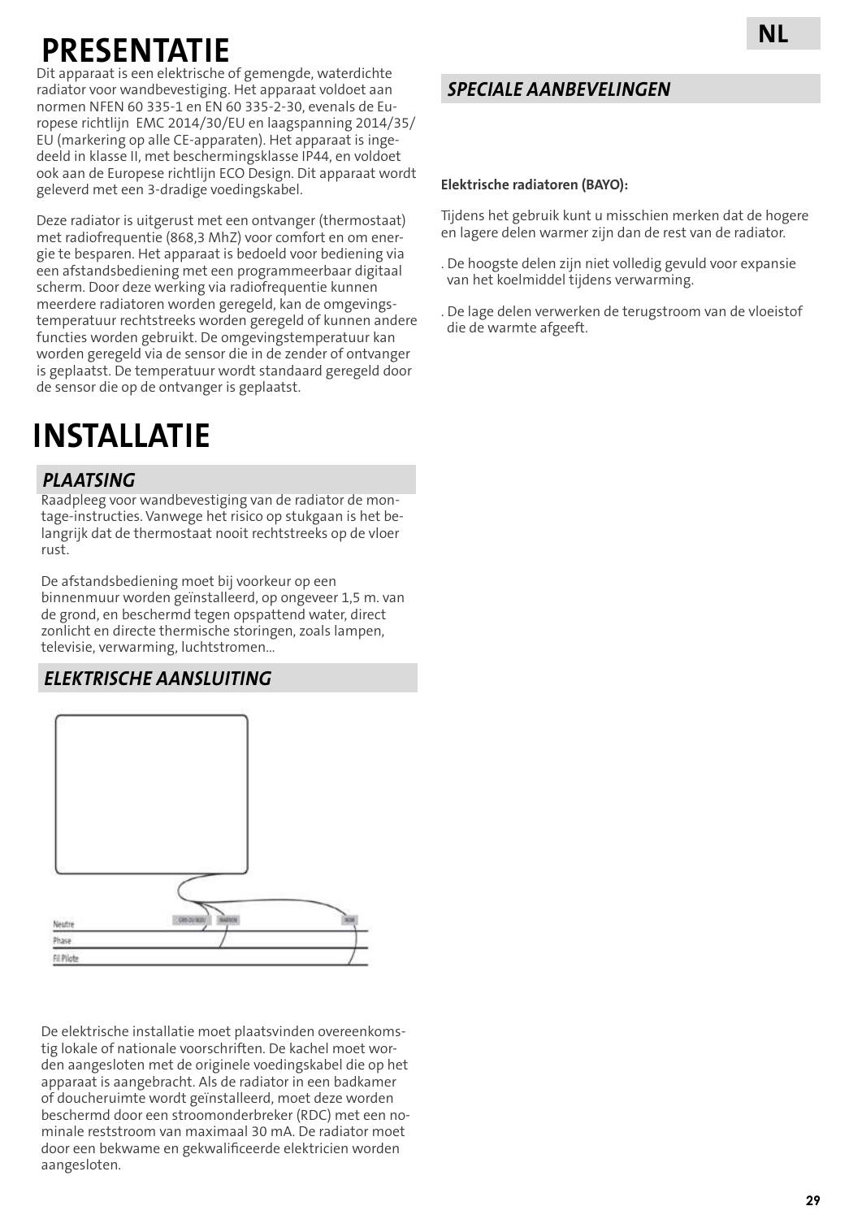# PRESENTATIE

Dit apparaat is een elektrische of gemengde, waterdichte radiator voor wandbevestiging. Het apparaat voldoet aan normen NFEN 60 335-1 en EN 60 335-2-30, evenals de Europese richtlijn EMC 2014/30/EU en laagspanning 2014/35/EU (markering op alle CE-apparaten). Het apparaat is ingedeeld in klasse II, met beschermingsklasse IP44, en voldoet ook aan de Europese richtlijn ECO Design. Dit apparaat wordt geleverd met een 3-dradige voedingskabel.

Deze radiator is uitgerust met een ontvanger (thermostaat) met radiofrequentie (868,3 MhZ) voor comfort en om energie te besparen. Het apparaat is bedoeld voor bediening via een afstandsbediening met een programmeerbaar digitaal scherm. Door deze werking via radiofrequentie kunnen meerdere radiatoren worden geregeld, kan de omgevingstemperatuur rechtstreeks worden geregeld of kunnen andere functies worden gebruikt. De omgevingstemperatuur kan worden geregeld via de sensor die in de zender of ontvanger is geplaatst. De temperatuur wordt standaard geregeld door de sensor die op de ontvanger is geplaatst.

# INSTALLATIE

## *PLAATSING*

Raadpleeg voor wandbevestiging van de radiator de montage-instructies. Vanwege het risico op stukgaan is het belangrijk dat de thermostaat nooit rechtstreeks op de vloer rust.

De afstandsbediening moet bij voorkeur op een binnenmuur worden geïnstalleerd, op ongeveer 1,5 m. van de grond, en beschermd tegen opspattend water, direct zonlicht en directe thermische storingen, zoals lampen, televisie, verwarming, luchtstromen...

## *ELEKTRISCHE AANSLUITING*

GRIS OU BLEU — MARRON — NOIR

Neutre
Phase
Fil Pilote

De elektrische installatie moet plaatsvinden overeenkomstig lokale of nationale voorschriften. De kachel moet worden aangesloten met de originele voedingskabel die op het apparaat is aangebracht. Als de radiator in een badkamer of doucheruimte wordt geïnstalleerd, moet deze worden beschermd door een stroomonderbreker (RDC) met een nominale reststroom van maximaal 30 mA. De radiator moet door een bekwame en gekwalificeerde elektricien worden aangesloten.

## *SPECIALE AANBEVELINGEN*

**Elektrische radiatoren (BAYO):**

Tijdens het gebruik kunt u misschien merken dat de hogere en lagere delen warmer zijn dan de rest van de radiator.

. De hoogste delen zijn niet volledig gevuld voor expansie van het koelmiddel tijdens verwarming.

. De lage delen verwerken de terugstroom van de vloeistof die de warmte afgeeft.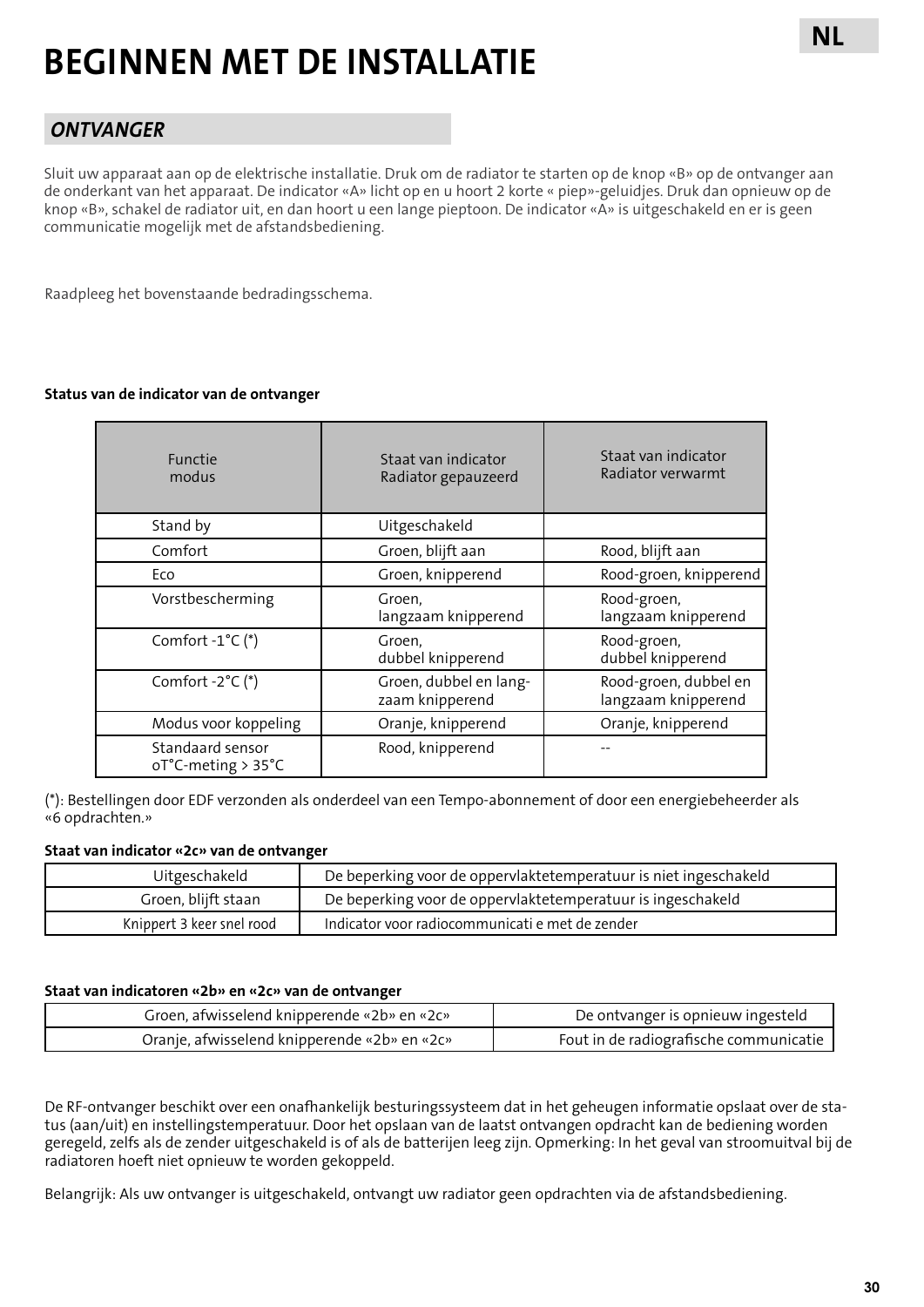# BEGINNEN MET DE INSTALLATIE

## *ONTVANGER*

Sluit uw apparaat aan op de elektrische installatie. Druk om de radiator te starten op de knop «B» op de ontvanger aan de onderkant van het apparaat. De indicator «A» licht op en u hoort 2 korte « piep»-geluidjes. Druk dan opnieuw op de knop «B», schakel de radiator uit, en dan hoort u een lange pieptoon. De indicator «A» is uitgeschakeld en er is geen communicatie mogelijk met de afstandsbediening.

Raadpleeg het bovenstaande bedradingsschema.

**Status van de indicator van de ontvanger**

| Functie modus | Staat van indicator Radiator gepauzeerd | Staat van indicator Radiator verwarmt |
|---|---|---|
| Stand by | Uitgeschakeld | |
| Comfort | Groen, blijft aan | Rood, blijft aan |
| Eco | Groen, knipperend | Rood-groen, knipperend |
| Vorstbescherming | Groen, langzaam knipperend | Rood-groen, langzaam knipperend |
| Comfort -1°C (*) | Groen, dubbel knipperend | Rood-groen, dubbel knipperend |
| Comfort -2°C (*) | Groen, dubbel en langzaam knipperend | Rood-groen, dubbel en langzaam knipperend |
| Modus voor koppeling | Oranje, knipperend | Oranje, knipperend |
| Standaard sensor oT°C-meting > 35°C | Rood, knipperend | -- |

(*): Bestellingen door EDF verzonden als onderdeel van een Tempo-abonnement of door een energiebeheerder als «6 opdrachten.»

**Staat van indicator «2c» van de ontvanger**

| Uitgeschakeld | De beperking voor de oppervlaktetemperatuur is niet ingeschakeld |
|---|---|
| Groen, blijft staan | De beperking voor de oppervlaktetemperatuur is ingeschakeld |
| Knippert 3 keer snel rood | Indicator voor radiocommunicati e met de zender |

**Staat van indicatoren «2b» en «2c» van de ontvanger**

| Groen, afwisselend knipperende «2b» en «2c» | De ontvanger is opnieuw ingesteld |
|---|---|
| Oranje, afwisselend knipperende «2b» en «2c» | Fout in de radiografische communicatie |

De RF-ontvanger beschikt over een onafhankelijk besturingssysteem dat in het geheugen informatie opslaat over de status (aan/uit) en instellingstemperatuur. Door het opslaan van de laatst ontvangen opdracht kan de bediening worden geregeld, zelfs als de zender uitgeschakeld is of als de batterijen leeg zijn. Opmerking: In het geval van stroomuitval bij de radiatoren hoeft niet opnieuw te worden gekoppeld.

Belangrijk: Als uw ontvanger is uitgeschakeld, ontvangt uw radiator geen opdrachten via de afstandsbediening.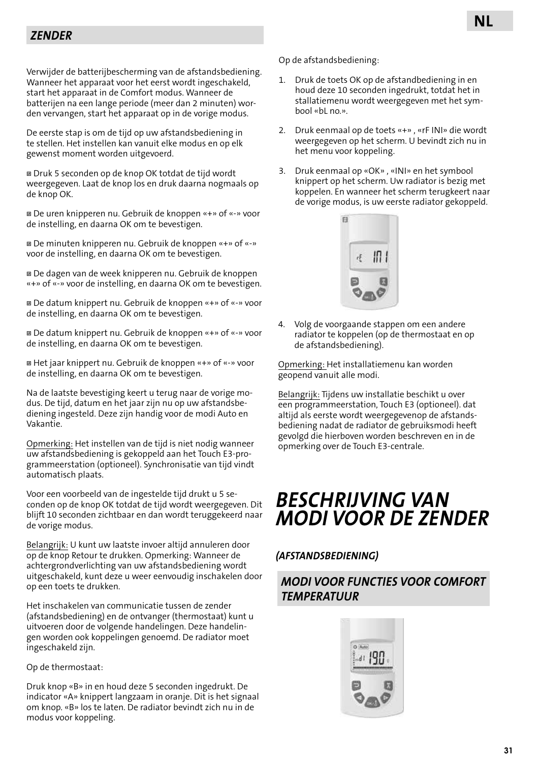## ZENDER

Verwijder de batterijbescherming van de afstandsbediening. Wanneer het apparaat voor het eerst wordt ingeschakeld, start het apparaat in de Comfort modus. Wanneer de batterijen na een lange periode (meer dan 2 minuten) worden vervangen, start het apparaat op in de vorige modus.

De eerste stap is om de tijd op uw afstandsbediening in te stellen. Het instellen kan vanuit elke modus en op elk gewenst moment worden uitgevoerd.

- Druk 5 seconden op de knop OK totdat de tijd wordt weergegeven. Laat de knop los en druk daarna nogmaals op de knop OK.
- De uren knipperen nu. Gebruik de knoppen «+» of «-» voor de instelling, en daarna OK om te bevestigen.
- De minuten knipperen nu. Gebruik de knoppen «+» of «-» voor de instelling, en daarna OK om te bevestigen.
- De dagen van de week knipperen nu. Gebruik de knoppen «+» of «-» voor de instelling, en daarna OK om te bevestigen.
- De datum knippert nu. Gebruik de knoppen «+» of «-» voor de instelling, en daarna OK om te bevestigen.
- De datum knippert nu. Gebruik de knoppen «+» of «-» voor de instelling, en daarna OK om te bevestigen.
- Het jaar knippert nu. Gebruik de knoppen «+» of «-» voor de instelling, en daarna OK om te bevestigen.

Na de laatste bevestiging keert u terug naar de vorige modus. De tijd, datum en het jaar zijn nu op uw afstandsbediening ingesteld. Deze zijn handig voor de modi Auto en Vakantie.

Opmerking: Het instellen van de tijd is niet nodig wanneer uw afstandsbediening is gekoppeld aan het Touch E3-programmeerstation (optioneel). Synchronisatie van tijd vindt automatisch plaats.

Voor een voorbeeld van de ingestelde tijd drukt u 5 seconden op de knop OK totdat de tijd wordt weergegeven. Dit blijft 10 seconden zichtbaar en dan wordt teruggekeerd naar de vorige modus.

Belangrijk: U kunt uw laatste invoer altijd annuleren door op de knop Retour te drukken. Opmerking: Wanneer de achtergrondverlichting van uw afstandsbediening wordt uitgeschakeld, kunt deze u weer eenvoudig inschakelen door op een toets te drukken.

Het inschakelen van communicatie tussen de zender (afstandsbediening) en de ontvanger (thermostaat) kunt u uitvoeren door de volgende handelingen. Deze handelingen worden ook koppelingen genoemd. De radiator moet ingeschakeld zijn.

Op de thermostaat:

Druk knop «B» in en houd deze 5 seconden ingedrukt. De indicator «A» knippert langzaam in oranje. Dit is het signaal om knop. «B» los te laten. De radiator bevindt zich nu in de modus voor koppeling.

Op de afstandsbediening:

1. Druk de toets OK op de afstandbediening in en houd deze 10 seconden ingedrukt, totdat het in stallatiemenu wordt weergegeven met het symbool «bL no.».
2. Druk eenmaal op de toets «+» , «rF INI» die wordt weergegeven op het scherm. U bevindt zich nu in het menu voor koppeling.
3. Druk eenmaal op «OK» , «INI» en het symbool knippert op het scherm. Uw radiator is bezig met koppelen. En wanneer het scherm terugkeert naar de vorige modus, is uw eerste radiator gekoppeld.
4. Volg de voorgaande stappen om een andere radiator te koppelen (op de thermostaat en op de afstandsbediening).

Opmerking: Het installatiemenu kan worden geopend vanuit alle modi.

Belangrijk: Tijdens uw installatie beschikt u over een programmeerstation, Touch E3 (optioneel). dat altijd als eerste wordt weergegevenop de afstandsbediening nadat de radiator de gebruiksmodi heeft gevolgd die hierboven worden beschreven en in de opmerking over de Touch E3-centrale.

# BESCHRIJVING VAN MODI VOOR DE ZENDER

### (AFSTANDSBEDIENING)

## MODI VOOR FUNCTIES VOOR COMFORT TEMPERATUUR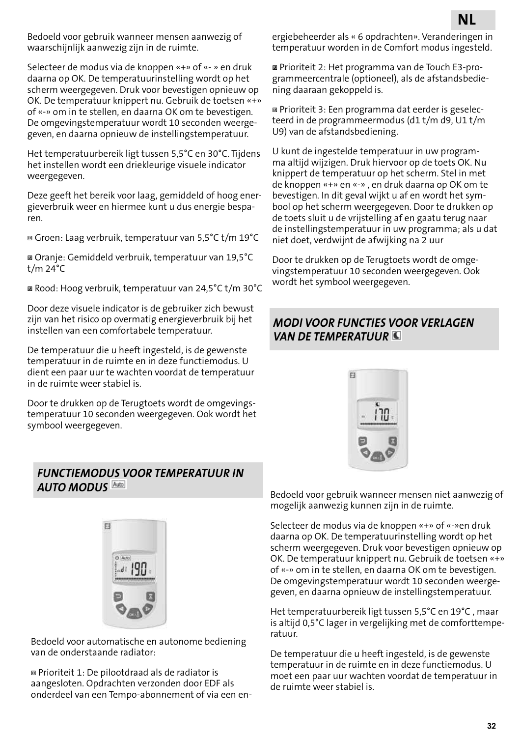Bedoeld voor gebruik wanneer mensen aanwezig of waarschijnlijk aanwezig zijn in de ruimte.

Selecteer de modus via de knoppen «+» of «- » en druk daarna op OK. De temperatuurinstelling wordt op het scherm weergegeven. Druk voor bevestigen opnieuw op OK. De temperatuur knippert nu. Gebruik de toetsen «+» of «-» om in te stellen, en daarna OK om te bevestigen. De omgevingstemperatuur wordt 10 seconden weergegeven, en daarna opnieuw de instellingstemperatuur.

Het temperatuurbereik ligt tussen 5,5°C en 30°C. Tijdens het instellen wordt een driekleurige visuele indicator weergegeven.

Deze geeft het bereik voor laag, gemiddeld of hoog energieverbruik weer en hiermee kunt u dus energie besparen.

- Groen: Laag verbruik, temperatuur van 5,5°C t/m 19°C
- Oranje: Gemiddeld verbruik, temperatuur van 19,5°C t/m 24°C
- Rood: Hoog verbruik, temperatuur van 24,5°C t/m 30°C

Door deze visuele indicator is de gebruiker zich bewust zijn van het risico op overmatig energieverbruik bij het instellen van een comfortabele temperatuur.

De temperatuur die u heeft ingesteld, is de gewenste temperatuur in de ruimte en in deze functiemodus. U dient een paar uur te wachten voordat de temperatuur in de ruimte weer stabiel is.

Door te drukken op de Terugtoets wordt de omgevingstemperatuur 10 seconden weergegeven. Ook wordt het symbool weergegeven.

## FUNCTIEMODUS VOOR TEMPERATUUR IN AUTO MODUS

Bedoeld voor automatische en autonome bediening van de onderstaande radiator:

- Prioriteit 1: De pilootdraad als de radiator is aangesloten. Opdrachten verzonden door EDF als onderdeel van een Tempo-abonnement of via een energiebeheerder als « 6 opdrachten». Veranderingen in temperatuur worden in de Comfort modus ingesteld.
- Prioriteit 2: Het programma van de Touch E3-programmeercentrale (optioneel), als de afstandsbediening daaraan gekoppeld is.
- Prioriteit 3: Een programma dat eerder is geselecteerd in de programmeermodus (d1 t/m d9, U1 t/m U9) van de afstandsbediening.

U kunt de ingestelde temperatuur in uw programma altijd wijzigen. Druk hiervoor op de toets OK. Nu knippert de temperatuur op het scherm. Stel in met de knoppen «+» en «-» , en druk daarna op OK om te bevestigen. In dit geval wijkt u af en wordt het symbool op het scherm weergegeven. Door te drukken op de toets sluit u de vrijstelling af en gaatu terug naar de instellingstemperatuur in uw programma; als u dat niet doet, verdwijnt de afwijking na 2 uur

Door te drukken op de Terugtoets wordt de omgevingstemperatuur 10 seconden weergegeven. Ook wordt het symbool weergegeven.

## MODI VOOR FUNCTIES VOOR VERLAGEN VAN DE TEMPERATUUR

Bedoeld voor gebruik wanneer mensen niet aanwezig of mogelijk aanwezig kunnen zijn in de ruimte.

Selecteer de modus via de knoppen «+» of «-»en druk daarna op OK. De temperatuurinstelling wordt op het scherm weergegeven. Druk voor bevestigen opnieuw op OK. De temperatuur knippert nu. Gebruik de toetsen «+» of «-» om in te stellen, en daarna OK om te bevestigen. De omgevingstemperatuur wordt 10 seconden weergegeven, en daarna opnieuw de instellingstemperatuur.

Het temperatuurbereik ligt tussen 5,5°C en 19°C , maar is altijd 0,5°C lager in vergelijking met de comforttemperatuur.

De temperatuur die u heeft ingesteld, is de gewenste temperatuur in de ruimte en in deze functiemodus. U moet een paar uur wachten voordat de temperatuur in de ruimte weer stabiel is.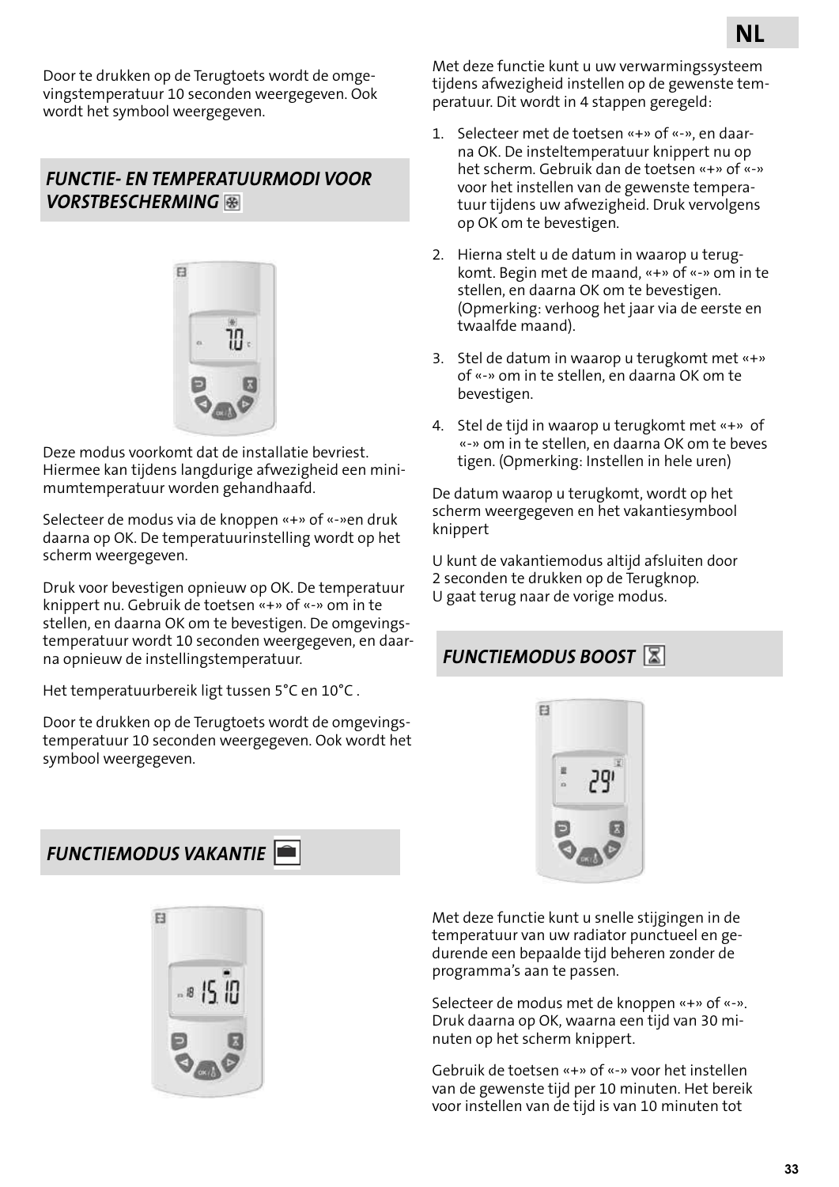Door te drukken op de Terugtoets wordt de omgevingstemperatuur 10 seconden weergegeven. Ook wordt het symbool weergegeven.

## *FUNCTIE- EN TEMPERATUURMODI VOOR VORSTBESCHERMING*

Deze modus voorkomt dat de installatie bevriest. Hiermee kan tijdens langdurige afwezigheid een minimumtemperatuur worden gehandhaafd.

Selecteer de modus via de knoppen «+» of «-»en druk daarna op OK. De temperatuurinstelling wordt op het scherm weergegeven.

Druk voor bevestigen opnieuw op OK. De temperatuur knippert nu. Gebruik de toetsen «+» of «-» om in te stellen, en daarna OK om te bevestigen. De omgevingstemperatuur wordt 10 seconden weergegeven, en daarna opnieuw de instellingstemperatuur.

Het temperatuurbereik ligt tussen 5°C en 10°C .

Door te drukken op de Terugtoets wordt de omgevingstemperatuur 10 seconden weergegeven. Ook wordt het symbool weergegeven.

## *FUNCTIEMODUS VAKANTIE*

Met deze functie kunt u uw verwarmingssysteem tijdens afwezigheid instellen op de gewenste temperatuur. Dit wordt in 4 stappen geregeld:

1. Selecteer met de toetsen «+» of «-», en daarna OK. De insteltemperatuur knippert nu op het scherm. Gebruik dan de toetsen «+» of «-» voor het instellen van de gewenste temperatuur tijdens uw afwezigheid. Druk vervolgens op OK om te bevestigen.
2. Hierna stelt u de datum in waarop u terugkomt. Begin met de maand, «+» of «-» om in te stellen, en daarna OK om te bevestigen. (Opmerking: verhoog het jaar via de eerste en twaalfde maand).
3. Stel de datum in waarop u terugkomt met «+» of «-» om in te stellen, en daarna OK om te bevestigen.
4. Stel de tijd in waarop u terugkomt met «+» of «-» om in te stellen, en daarna OK om te bevestigen. (Opmerking: Instellen in hele uren)

De datum waarop u terugkomt, wordt op het scherm weergegeven en het vakantiesymbool knippert

U kunt de vakantiemodus altijd afsluiten door 2 seconden te drukken op de Terugknop.
U gaat terug naar de vorige modus.

## *FUNCTIEMODUS BOOST*

Met deze functie kunt u snelle stijgingen in de temperatuur van uw radiator punctueel en gedurende een bepaalde tijd beheren zonder de programma's aan te passen.

Selecteer de modus met de knoppen «+» of «-». Druk daarna op OK, waarna een tijd van 30 minuten op het scherm knippert.

Gebruik de toetsen «+» of «-» voor het instellen van de gewenste tijd per 10 minuten. Het bereik voor instellen van de tijd is van 10 minuten tot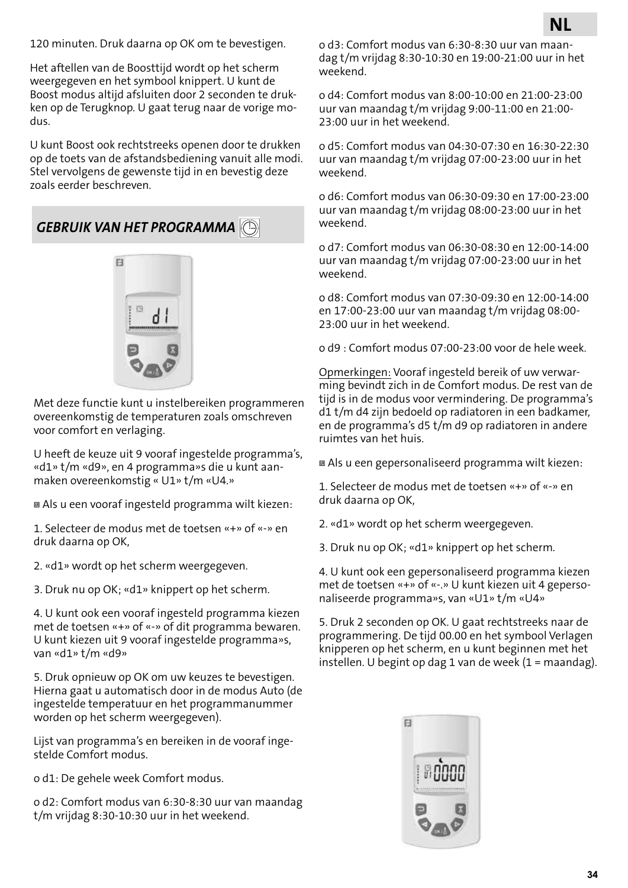120 minuten. Druk daarna op OK om te bevestigen.

Het aftellen van de Boosttijd wordt op het scherm weergegeven en het symbool knippert. U kunt de Boost modus altijd afsluiten door 2 seconden te drukken op de Terugknop. U gaat terug naar de vorige modus.

U kunt Boost ook rechtstreeks openen door te drukken op de toets van de afstandsbediening vanuit alle modi. Stel vervolgens de gewenste tijd in en bevestig deze zoals eerder beschreven.

## *GEBRUIK VAN HET PROGRAMMA*

Met deze functie kunt u instelbereiken programmeren overeenkomstig de temperaturen zoals omschreven voor comfort en verlaging.

U heeft de keuze uit 9 vooraf ingestelde programma's, «d1» t/m «d9», en 4 programma»s die u kunt aanmaken overeenkomstig « U1» t/m «U4.»

▣ Als u een vooraf ingesteld programma wilt kiezen:

1. Selecteer de modus met de toetsen «+» of «-» en druk daarna op OK,

2. «d1» wordt op het scherm weergegeven.

3. Druk nu op OK; «d1» knippert op het scherm.

4. U kunt ook een vooraf ingesteld programma kiezen met de toetsen «+» of «-» of dit programma bewaren. U kunt kiezen uit 9 vooraf ingestelde programma»s, van «d1» t/m «d9»

5. Druk opnieuw op OK om uw keuzes te bevestigen. Hierna gaat u automatisch door in de modus Auto (de ingestelde temperatuur en het programmanummer worden op het scherm weergegeven).

Lijst van programma's en bereiken in de vooraf ingestelde Comfort modus.

o d1: De gehele week Comfort modus.

o d2: Comfort modus van 6:30-8:30 uur van maandag t/m vrijdag 8:30-10:30 uur in het weekend.

o d3: Comfort modus van 6:30-8:30 uur van maandag t/m vrijdag 8:30-10:30 en 19:00-21:00 uur in het weekend.

o d4: Comfort modus van 8:00-10:00 en 21:00-23:00 uur van maandag t/m vrijdag 9:00-11:00 en 21:00-23:00 uur in het weekend.

o d5: Comfort modus van 04:30-07:30 en 16:30-22:30 uur van maandag t/m vrijdag 07:00-23:00 uur in het weekend.

o d6: Comfort modus van 06:30-09:30 en 17:00-23:00 uur van maandag t/m vrijdag 08:00-23:00 uur in het weekend.

o d7: Comfort modus van 06:30-08:30 en 12:00-14:00 uur van maandag t/m vrijdag 07:00-23:00 uur in het weekend.

o d8: Comfort modus van 07:30-09:30 en 12:00-14:00 en 17:00-23:00 uur van maandag t/m vrijdag 08:00-23:00 uur in het weekend.

o d9 : Comfort modus 07:00-23:00 voor de hele week.

Opmerkingen: Vooraf ingesteld bereik of uw verwarming bevindt zich in de Comfort modus. De rest van de tijd is in de modus voor vermindering. De programma's d1 t/m d4 zijn bedoeld op radiatoren in een badkamer, en de programma's d5 t/m d9 op radiatoren in andere ruimtes van het huis.

▣ Als u een gepersonaliseerd programma wilt kiezen:

1. Selecteer de modus met de toetsen «+» of «-» en druk daarna op OK,

2. «d1» wordt op het scherm weergegeven.

3. Druk nu op OK; «d1» knippert op het scherm.

4. U kunt ook een gepersonaliseerd programma kiezen met de toetsen «+» of «-.» U kunt kiezen uit 4 gepersonaliseerde programma»s, van «U1» t/m «U4»

5. Druk 2 seconden op OK. U gaat rechtstreeks naar de programmering. De tijd 00.00 en het symbool Verlagen knipperen op het scherm, en u kunt beginnen met het instellen. U begint op dag 1 van de week (1 = maandag).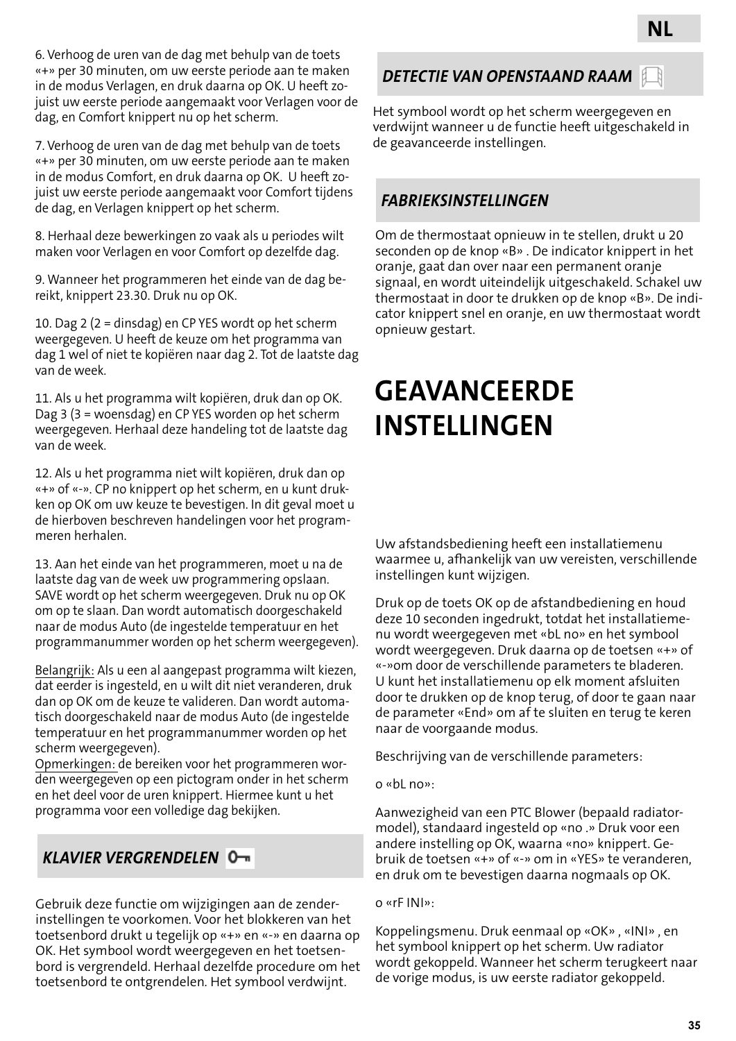6. Verhoog de uren van de dag met behulp van de toets «+» per 30 minuten, om uw eerste periode aan te maken in de modus Verlagen, en druk daarna op OK. U heeft zojuist uw eerste periode aangemaakt voor Verlagen voor de dag, en Comfort knippert nu op het scherm.

7. Verhoog de uren van de dag met behulp van de toets «+» per 30 minuten, om uw eerste periode aan te maken in de modus Comfort, en druk daarna op OK. U heeft zojuist uw eerste periode aangemaakt voor Comfort tijdens de dag, en Verlagen knippert op het scherm.

8. Herhaal deze bewerkingen zo vaak als u periodes wilt maken voor Verlagen en voor Comfort op dezelfde dag.

9. Wanneer het programmeren het einde van de dag bereikt, knippert 23.30. Druk nu op OK.

10. Dag 2 (2 = dinsdag) en CP YES wordt op het scherm weergegeven. U heeft de keuze om het programma van dag 1 wel of niet te kopiëren naar dag 2. Tot de laatste dag van de week.

11. Als u het programma wilt kopiëren, druk dan op OK. Dag 3 (3 = woensdag) en CP YES worden op het scherm weergegeven. Herhaal deze handeling tot de laatste dag van de week.

12. Als u het programma niet wilt kopiëren, druk dan op «+» of «-». CP no knippert op het scherm, en u kunt drukken op OK om uw keuze te bevestigen. In dit geval moet u de hierboven beschreven handelingen voor het programmeren herhalen.

13. Aan het einde van het programmeren, moet u na de laatste dag van de week uw programmering opslaan. SAVE wordt op het scherm weergegeven. Druk nu op OK om op te slaan. Dan wordt automatisch doorgeschakeld naar de modus Auto (de ingestelde temperatuur en het programmanummer worden op het scherm weergegeven).

Belangrijk: Als u een al aangepast programma wilt kiezen, dat eerder is ingesteld, en u wilt dit niet veranderen, druk dan op OK om de keuze te valideren. Dan wordt automatisch doorgeschakeld naar de modus Auto (de ingestelde temperatuur en het programmanummer worden op het scherm weergegeven).
Opmerkingen: de bereiken voor het programmeren worden weergegeven op een pictogram onder in het scherm en het deel voor de uren knippert. Hiermee kunt u het programma voor een volledige dag bekijken.

### *KLAVIER VERGRENDELEN*

Gebruik deze functie om wijzigingen aan de zenderinstellingen te voorkomen. Voor het blokkeren van het toetsenbord drukt u tegelijk op «+» en «-» en daarna op OK. Het symbool wordt weergegeven en het toetsenbord is vergrendeld. Herhaal dezelfde procedure om het toetsenbord te ontgrendelen. Het symbool verdwijnt.

### *DETECTIE VAN OPENSTAAND RAAM*

Het symbool wordt op het scherm weergegeven en verdwijnt wanneer u de functie heeft uitgeschakeld in de geavanceerde instellingen.

### *FABRIEKSINSTELLINGEN*

Om de thermostaat opnieuw in te stellen, drukt u 20 seconden op de knop «B» . De indicator knippert in het oranje, gaat dan over naar een permanent oranje signaal, en wordt uiteindelijk uitgeschakeld. Schakel uw thermostaat in door te drukken op de knop «B». De indicator knippert snel en oranje, en uw thermostaat wordt opnieuw gestart.

# GEAVANCEERDE INSTELLINGEN

Uw afstandsbediening heeft een installatiemenu waarmee u, afhankelijk van uw vereisten, verschillende instellingen kunt wijzigen.

Druk op de toets OK op de afstandbediening en houd deze 10 seconden ingedrukt, totdat het installatiemenu wordt weergegeven met «bL no» en het symbool wordt weergegeven. Druk daarna op de toetsen «+» of «-»om door de verschillende parameters te bladeren. U kunt het installatiemenu op elk moment afsluiten door te drukken op de knop terug, of door te gaan naar de parameter «End» om af te sluiten en terug te keren naar de voorgaande modus.

Beschrijving van de verschillende parameters:

o «bL no»:

Aanwezigheid van een PTC Blower (bepaald radiatormodel), standaard ingesteld op «no .» Druk voor een andere instelling op OK, waarna «no» knippert. Gebruik de toetsen «+» of «-» om in «YES» te veranderen, en druk om te bevestigen daarna nogmaals op OK.

o «rF INI»:

Koppelingsmenu. Druk eenmaal op «OK» , «INI» , en het symbool knippert op het scherm. Uw radiator wordt gekoppeld. Wanneer het scherm terugkeert naar de vorige modus, is uw eerste radiator gekoppeld.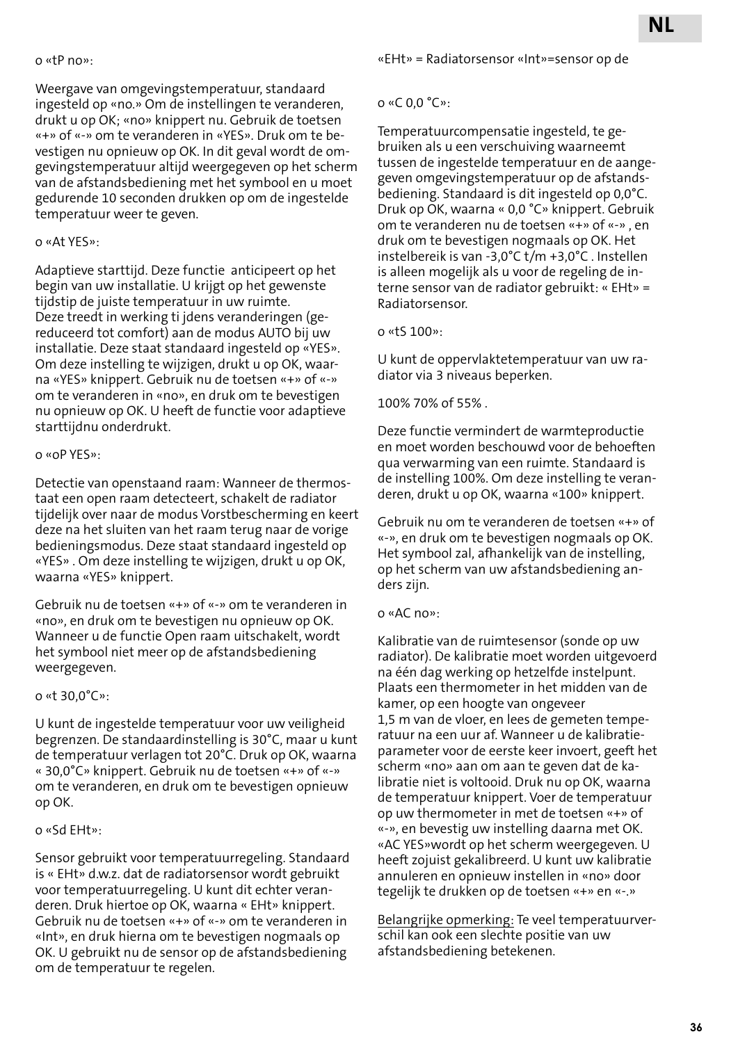o «tP no»:

Weergave van omgevingstemperatuur, standaard ingesteld op «no.» Om de instellingen te veranderen, drukt u op OK; «no» knippert nu. Gebruik de toetsen «+» of «-» om te veranderen in «YES». Druk om te bevestigen nu opnieuw op OK. In dit geval wordt de omgevingstemperatuur altijd weergegeven op het scherm van de afstandsbediening met het symbool en u moet gedurende 10 seconden drukken op om de ingestelde temperatuur weer te geven.

o «At YES»:

Adaptieve starttijd. Deze functie anticipeert op het begin van uw installatie. U krijgt op het gewenste tijdstip de juiste temperatuur in uw ruimte.
Deze treedt in werking ti jdens veranderingen (gereduceerd tot comfort) aan de modus AUTO bij uw installatie. Deze staat standaard ingesteld op «YES». Om deze instelling te wijzigen, drukt u op OK, waarna «YES» knippert. Gebruik nu de toetsen «+» of «-» om te veranderen in «no», en druk om te bevestigen nu opnieuw op OK. U heeft de functie voor adaptieve starttijdnu onderdrukt.

o «oP YES»:

Detectie van openstaand raam: Wanneer de thermostaat een open raam detecteert, schakelt de radiator tijdelijk over naar de modus Vorstbescherming en keert deze na het sluiten van het raam terug naar de vorige bedieningsmodus. Deze staat standaard ingesteld op «YES» . Om deze instelling te wijzigen, drukt u op OK, waarna «YES» knippert.

Gebruik nu de toetsen «+» of «-» om te veranderen in «no», en druk om te bevestigen nu opnieuw op OK. Wanneer u de functie Open raam uitschakelt, wordt het symbool niet meer op de afstandsbediening weergegeven.

o «t 30,0°C»:

U kunt de ingestelde temperatuur voor uw veiligheid begrenzen. De standaardinstelling is 30°C, maar u kunt de temperatuur verlagen tot 20°C. Druk op OK, waarna « 30,0°C» knippert. Gebruik nu de toetsen «+» of «-» om te veranderen, en druk om te bevestigen opnieuw op OK.

o «Sd EHt»:

Sensor gebruikt voor temperatuurregeling. Standaard is « EHt» d.w.z. dat de radiatorsensor wordt gebruikt voor temperatuurregeling. U kunt dit echter veranderen. Druk hiertoe op OK, waarna « EHt» knippert. Gebruik nu de toetsen «+» of «-» om te veranderen in «Int», en druk hierna om te bevestigen nogmaals op OK. U gebruikt nu de sensor op de afstandsbediening om de temperatuur te regelen.

«EHt» = Radiatorsensor «Int»=sensor op de

o «C 0,0 °C»:

Temperatuurcompensatie ingesteld, te gebruiken als u een verschuiving waarneemt tussen de ingestelde temperatuur en de aangegeven omgevingstemperatuur op de afstandsbediening. Standaard is dit ingesteld op 0,0°C. Druk op OK, waarna « 0,0 °C» knippert. Gebruik om te veranderen nu de toetsen «+» of «-» , en druk om te bevestigen nogmaals op OK. Het instelbereik is van -3,0°C t/m +3,0°C . Instellen is alleen mogelijk als u voor de regeling de interne sensor van de radiator gebruikt: « EHt» = Radiatorsensor.

o «tS 100»:

U kunt de oppervlaktetemperatuur van uw radiator via 3 niveaus beperken.

100% 70% of 55% .

Deze functie vermindert de warmteproductie en moet worden beschouwd voor de behoeften qua verwarming van een ruimte. Standaard is de instelling 100%. Om deze instelling te veranderen, drukt u op OK, waarna «100» knippert.

Gebruik nu om te veranderen de toetsen «+» of «-», en druk om te bevestigen nogmaals op OK. Het symbool zal, afhankelijk van de instelling, op het scherm van uw afstandsbediening anders zijn.

o «AC no»:

Kalibratie van de ruimtesensor (sonde op uw radiator). De kalibratie moet worden uitgevoerd na één dag werking op hetzelfde instelpunt. Plaats een thermometer in het midden van de kamer, op een hoogte van ongeveer
1,5 m van de vloer, en lees de gemeten temperatuur na een uur af. Wanneer u de kalibratieparameter voor de eerste keer invoert, geeft het scherm «no» aan om aan te geven dat de kalibratie niet is voltooid. Druk nu op OK, waarna de temperatuur knippert. Voer de temperatuur op uw thermometer in met de toetsen «+» of «-», en bevestig uw instelling daarna met OK. «AC YES»wordt op het scherm weergegeven. U heeft zojuist gekalibreerd. U kunt uw kalibratie annuleren en opnieuw instellen in «no» door tegelijk te drukken op de toetsen «+» en «-.»

Belangrijke opmerking: Te veel temperatuurverschil kan ook een slechte positie van uw afstandsbediening betekenen.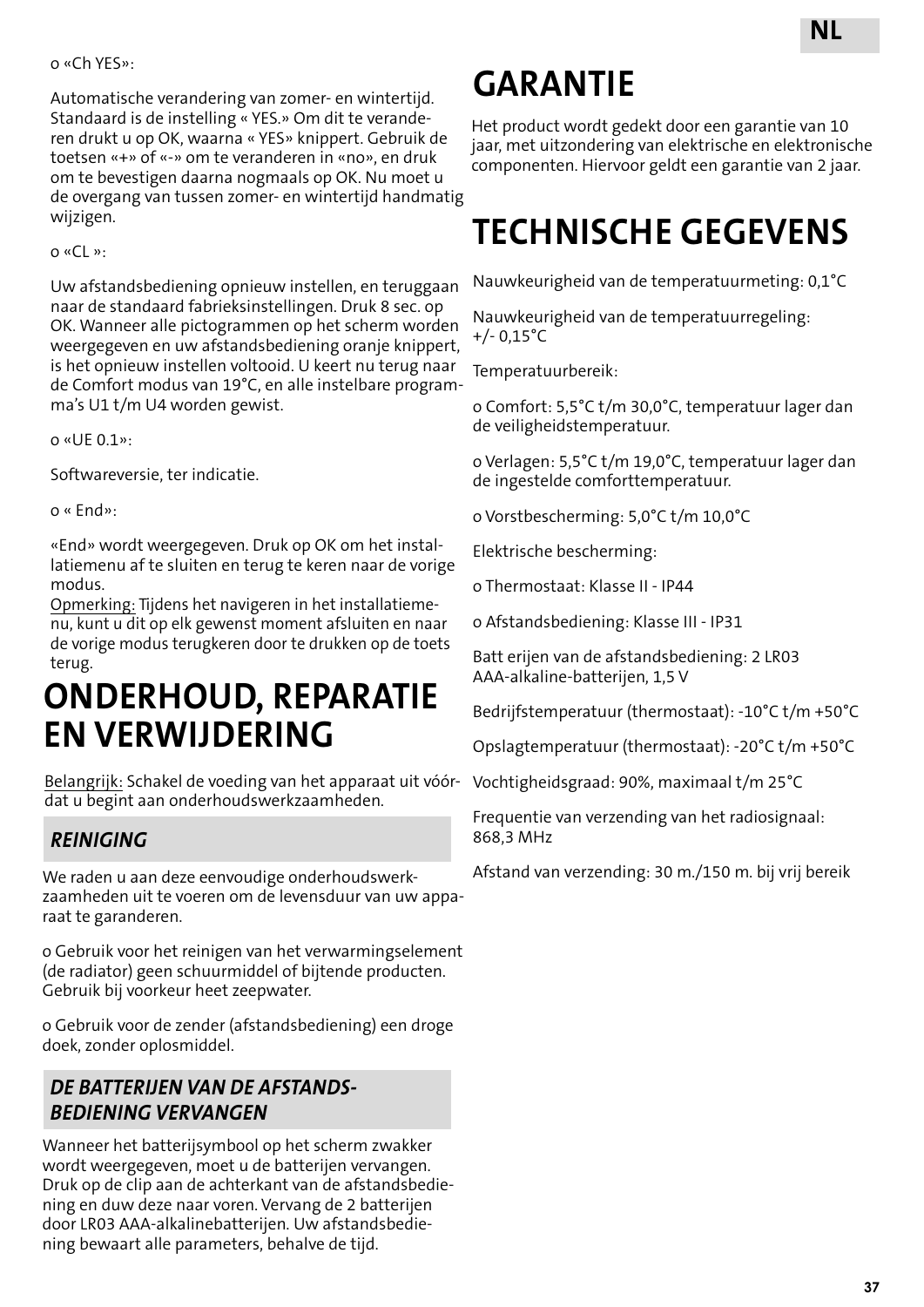o «Ch YES»:

Automatische verandering van zomer- en wintertijd. Standaard is de instelling « YES.» Om dit te veranderen drukt u op OK, waarna « YES» knippert. Gebruik de toetsen «+» of «-» om te veranderen in «no», en druk om te bevestigen daarna nogmaals op OK. Nu moet u de overgang van tussen zomer- en wintertijd handmatig wijzigen.

o «CL »:

Uw afstandsbediening opnieuw instellen, en teruggaan naar de standaard fabrieksinstellingen. Druk 8 sec. op OK. Wanneer alle pictogrammen op het scherm worden weergegeven en uw afstandsbediening oranje knippert, is het opnieuw instellen voltooid. U keert nu terug naar de Comfort modus van 19°C, en alle instelbare programma's U1 t/m U4 worden gewist.

o «UE 0.1»:

Softwareversie, ter indicatie.

o « End»:

«End» wordt weergegeven. Druk op OK om het installatiemenu af te sluiten en terug te keren naar de vorige modus.
Opmerking: Tijdens het navigeren in het installatiemenu, kunt u dit op elk gewenst moment afsluiten en naar de vorige modus terugkeren door te drukken op de toets terug.

# ONDERHOUD, REPARATIE EN VERWIJDERING

Belangrijk: Schakel de voeding van het apparaat uit vóórdat u begint aan onderhoudswerkzaamheden.

## *REINIGING*

We raden u aan deze eenvoudige onderhoudswerkzaamheden uit te voeren om de levensduur van uw apparaat te garanderen.

o Gebruik voor het reinigen van het verwarmingselement (de radiator) geen schuurmiddel of bijtende producten. Gebruik bij voorkeur heet zeepwater.

o Gebruik voor de zender (afstandsbediening) een droge doek, zonder oplosmiddel.

## *DE BATTERIJEN VAN DE AFSTANDSBEDIENING VERVANGEN*

Wanneer het batterijsymbool op het scherm zwakker wordt weergegeven, moet u de batterijen vervangen. Druk op de clip aan de achterkant van de afstandsbediening en duw deze naar voren. Vervang de 2 batterijen door LR03 AAA-alkalinebatterijen. Uw afstandsbediening bewaart alle parameters, behalve de tijd.

# GARANTIE

Het product wordt gedekt door een garantie van 10 jaar, met uitzondering van elektrische en elektronische componenten. Hiervoor geldt een garantie van 2 jaar.

# TECHNISCHE GEGEVENS

Nauwkeurigheid van de temperatuurmeting: 0,1°C

Nauwkeurigheid van de temperatuurregeling: +/- 0,15°C

Temperatuurbereik:

o Comfort: 5,5°C t/m 30,0°C, temperatuur lager dan de veiligheidstemperatuur.

o Verlagen: 5,5°C t/m 19,0°C, temperatuur lager dan de ingestelde comforttemperatuur.

o Vorstbescherming: 5,0°C t/m 10,0°C

Elektrische bescherming:

o Thermostaat: Klasse II - IP44

o Afstandsbediening: Klasse III - IP31

Batt erijen van de afstandsbediening: 2 LR03 AAA-alkaline-batterijen, 1,5 V

Bedrijfstemperatuur (thermostaat): -10°C t/m +50°C

Opslagtemperatuur (thermostaat): -20°C t/m +50°C

Vochtigheidsgraad: 90%, maximaal t/m 25°C

Frequentie van verzending van het radiosignaal: 868,3 MHz

Afstand van verzending: 30 m./150 m. bij vrij bereik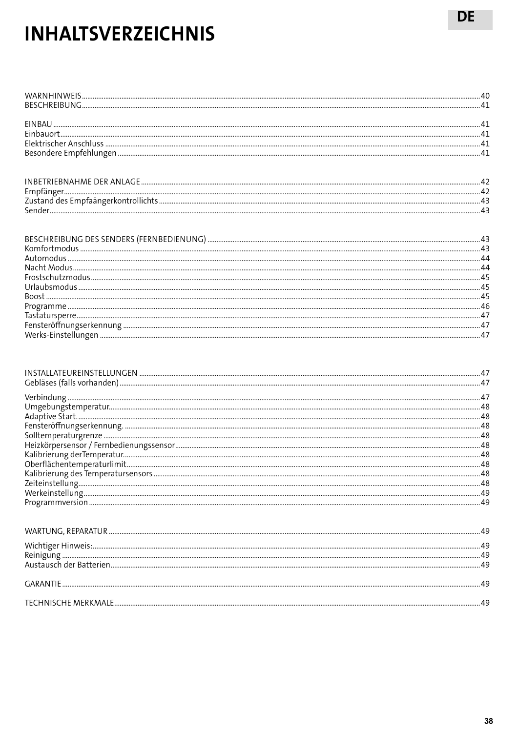# INHALTSVERZEICHNIS

WARNHINWEIS .......... 40
BESCHREIBUNG .......... 41

EINBAU .......... 41
Einbauort .......... 41
Elektrischer Anschluss .......... 41
Besondere Empfehlungen .......... 41

INBETRIEBNAHME DER ANLAGE .......... 42
Empfänger .......... 42
Zustand des Empfaängerkontrollichts .......... 43
Sender .......... 43

BESCHREIBUNG DES SENDERS (FERNBEDIENUNG) .......... 43
Komfortmodus .......... 43
Automodus .......... 44
Nacht Modus .......... 44
Frostschutzmodus .......... 45
Urlaubsmodus .......... 45
Boost .......... 45
Programme .......... 46
Tastatursperre .......... 47
Fensteröffnungserkennung .......... 47
Werks-Einstellungen .......... 47

INSTALLATEUREINSTELLUNGEN .......... 47
Gebläses (falls vorhanden) .......... 47

Verbindung .......... 47
Umgebungstemperatur .......... 48
Adaptive Start. .......... 48
Fensteröffnungserkennung. .......... 48
Solltemperaturgrenze .......... 48
Heizkörpersensor / Fernbedienungssensor .......... 48
Kalibrierung derTemperatur. .......... 48
Oberflächentemperaturlimit .......... 48
Kalibrierung des Temperatursensors .......... 48
Zeiteinstellung .......... 48
Werkeinstellung .......... 49
Programmversion .......... 49

WARTUNG, REPARATUR .......... 49

Wichtiger Hinweis: .......... 49
Reinigung .......... 49
Austausch der Batterien .......... 49

GARANTIE .......... 49

TECHNISCHE MERKMALE .......... 49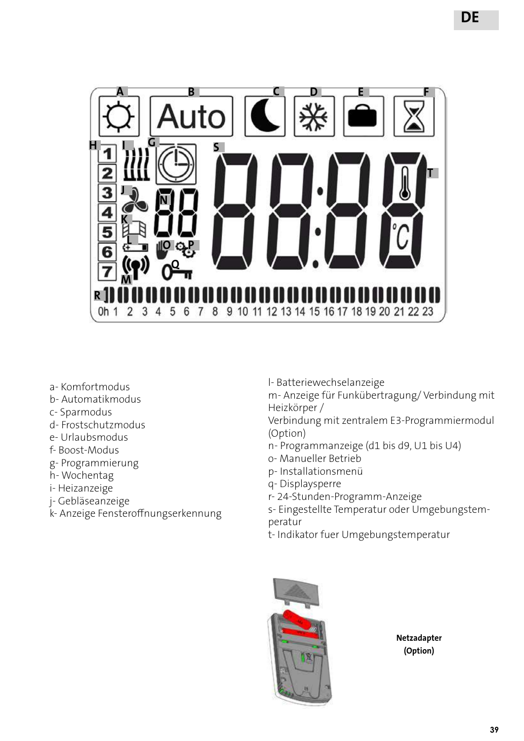a- Komfortmodus
b- Automatikmodus
c- Sparmodus
d- Frostschutzmodus
e- Urlaubsmodus
f- Boost-Modus
g- Programmierung
h- Wochentag
i- Heizanzeige
j- Gebläseanzeige
k- Anzeige Fensteroffnungserkennung
l- Batteriewechselanzeige
m- Anzeige für Funkübertragung/ Verbindung mit Heizkörper /
Verbindung mit zentralem E3-Programmiermodul (Option)
n- Programmanzeige (d1 bis d9, U1 bis U4)
o- Manueller Betrieb
p- Installationsmenü
q- Displaysperre
r- 24-Stunden-Programm-Anzeige
s- Eingestellte Temperatur oder Umgebungstemperatur
t- Indikator fuer Umgebungstemperatur

**Netzadapter (Option)**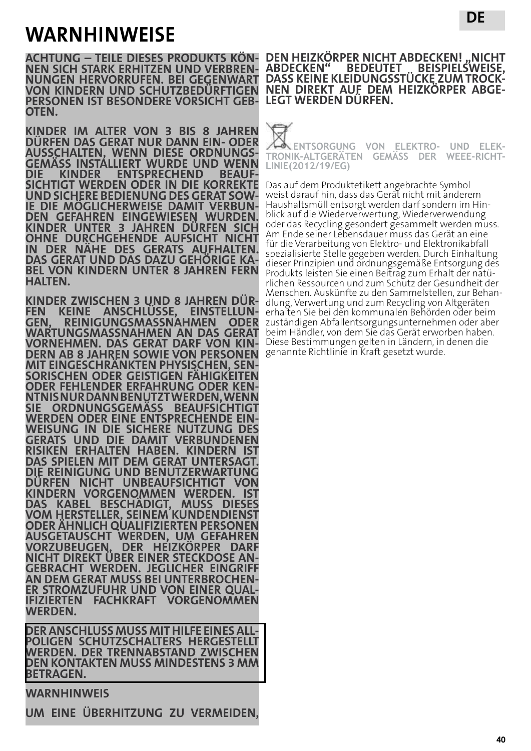# WARNHINWEISE

**ACHTUNG – TEILE DIESES PRODUKTS KÖNNEN SICH STARK ERHITZEN UND VERBRENNUNGEN HERVORRUFEN. BEI GEGENWART VON KINDERN UND SCHUTZBEDÜRFTIGEN PERSONEN IST BESONDERE VORSICHT GEBOTEN.**

**KINDER IM ALTER VON 3 BIS 8 JAHREN DÜRFEN DAS GERAT NUR DANN EIN- ODER AUSSCHALTEN, WENN DIESE ORDNUNGSGEMÄSS INSTALLIERT WURDE UND WENN DIE KINDER ENTSPRECHEND BEAUFSICHTIGT WERDEN ODER IN DIE KORREKTE UND SICHERE BEDIENUNG DES GERAT SOWIE DIE MÖGLICHERWEISE DAMIT VERBUNDEN GEFAHREN EINGEWIESEN WURDEN. KINDER UNTER 3 JAHREN DÜRFEN SICH OHNE DURCHGEHENDE AUFSICHT NICHT IN DER NÄHE DES GERATS AUFHALTEN. DAS GERAT UND DAS DAZU GEHÖRIGE KABEL VON KINDERN UNTER 8 JAHREN FERN HALTEN.**

**KINDER ZWISCHEN 3 UND 8 JAHREN DÜRFEN KEINE ANSCHLÜSSE, EINSTELLUNGEN, REINIGUNGSMASSNAHMEN ODER WARTUNGSMASSNAHMEN AN DAS GERAT VORNEHMEN. DAS GERAT DARF VON KINDERN AB 8 JAHREN SOWIE VON PERSONEN MIT EINGESCHRÄNKTEN PHYSISCHEN, SENSORISCHEN ODER GEISTIGEN FÄHIGKEITEN ODER FEHLENDER ERFAHRUNG ODER KENNTNIS NUR DANN BENUTZT WERDEN, WENN SIE ORDNUNGSGEMÄSS BEAUFSICHTIGT WERDEN ODER EINE ENTSPRECHENDE EINWEISUNG IN DIE SICHERE NUTZUNG DES GERATS UND DIE DAMIT VERBUNDENEN RISIKEN ERHALTEN HABEN. KINDERN IST DAS SPIELEN MIT DEM GERAT UNTERSAGT. DIE REINIGUNG UND BENUTZERWARTUNG DÜRFEN NICHT UNBEAUFSICHTIGT VON KINDERN VORGENOMMEN WERDEN. IST DAS KABEL BESCHÄDIGT, MUSS DIESES VOM HERSTELLER, SEINEM KUNDENDIENST ODER ÄHNLICH QUALIFIZIERTEN PERSONEN AUSGETAUSCHT WERDEN, UM GEFAHREN VORZUBEUGEN, DER HEIZKÖRPER DARF NICHT DIREKT ÜBER EINER STECKDOSE ANGEBRACHT WERDEN. JEGLICHER EINGRIFF AN DEM GERAT MUSS BEI UNTERBROCHENER STROMZUFUHR UND VON EINER QUALIFIZIERTEN FACHKRAFT VORGENOMMEN WERDEN.**

**DER ANSCHLUSS MUSS MIT HILFE EINES ALLPOLIGEN SCHUTZSCHALTERS HERGESTELLT WERDEN. DER TRENNABSTAND ZWISCHEN DEN KONTAKTEN MUSS MINDESTENS 3 MM BETRAGEN.**

**WARNHINWEIS**

**UM EINE ÜBERHITZUNG ZU VERMEIDEN, DEN HEIZKÖRPER NICHT ABDECKEN! „NICHT ABDECKEN" BEDEUTET BEISPIELSWEISE, DASS KEINE KLEIDUNGSSTÜCKE ZUM TROCKNEN DIREKT AUF DEM HEIZKÖRPER ABGELEGT WERDEN DÜRFEN.**

**ENTSORGUNG VON ELEKTRO- UND ELEKTRONIK-ALTGERÄTEN GEMÄSS DER WEEE-RICHTLINIE(2012/19/EG)**

Das auf dem Produktetikett angebrachte Symbol weist darauf hin, dass das Gerät nicht mit anderem Haushaltsmüll entsorgt werden darf sondern im Hinblick auf die Wiederverwertung, Wiederverwendung oder das Recycling gesondert gesammelt werden muss. Am Ende seiner Lebensdauer muss das Gerät an eine für die Verarbeitung von Elektro- und Elektronikabfall spezialisierte Stelle gegeben werden. Durch Einhaltung dieser Prinzipien und ordnungsgemäße Entsorgung des Produkts leisten Sie einen Beitrag zum Erhalt der natürlichen Ressourcen und zum Schutz der Gesundheit der Menschen. Auskünfte zu den Sammelstellen, zur Behandlung, Verwertung und zum Recycling von Altgeräten erhalten Sie bei den kommunalen Behörden oder beim zuständigen Abfallentsorgungsunternehmen oder aber beim Händler, von dem Sie das Gerät erworben haben. Diese Bestimmungen gelten in Ländern, in denen die genannte Richtlinie in Kraft gesetzt wurde.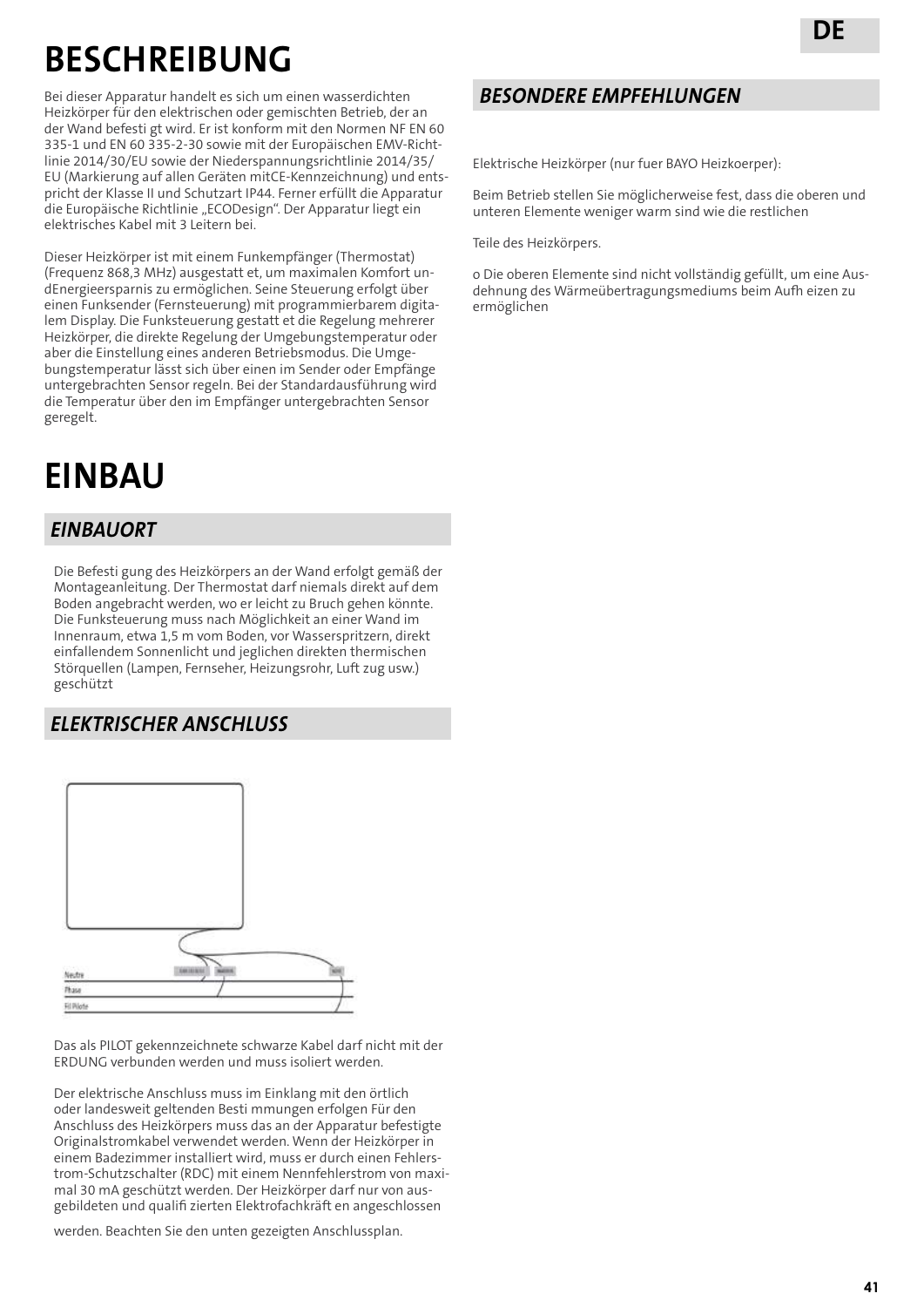# BESCHREIBUNG

Bei dieser Apparatur handelt es sich um einen wasserdichten Heizkörper für den elektrischen oder gemischten Betrieb, der an der Wand befesti gt wird. Er ist konform mit den Normen NF EN 60 335-1 und EN 60 335-2-30 sowie mit der Europäischen EMV-Richtlinie 2014/30/EU sowie der Niederspannungsrichtlinie 2014/35/EU (Markierung auf allen Geräten mitCE-Kennzeichnung) und entspricht der Klasse II und Schutzart IP44. Ferner erfüllt die Apparatur die Europäische Richtlinie „ECODesign". Der Apparatur liegt ein elektrisches Kabel mit 3 Leitern bei.

Dieser Heizkörper ist mit einem Funkempfänger (Thermostat) (Frequenz 868,3 MHz) ausgestattet, um maximalen Komfort undEnergieersparnis zu ermöglichen. Seine Steuerung erfolgt über einen Funksender (Fernsteuerung) mit programmierbarem digitalem Display. Die Funksteuerung gestatt et die Regelung mehrerer Heizkörper, die direkte Regelung der Umgebungstemperatur oder aber die Einstellung eines anderen Betriebsmodus. Die Umgebungstemperatur lässt sich über einen im Sender oder Empfänge untergebrachten Sensor regeln. Bei der Standardausführung wird die Temperatur über den im Empfänger untergebrachten Sensor geregelt.

# EINBAU

## EINBAUORT

Die Befesti gung des Heizkörpers an der Wand erfolgt gemäß der Montageanleitung. Der Thermostat darf niemals direkt auf dem Boden angebracht werden, wo er leicht zu Bruch gehen könnte. Die Funksteuerung muss nach Möglichkeit an einer Wand im Innenraum, etwa 1,5 m vom Boden, vor Wasserspritzern, direkt einfallendem Sonnenlicht und jeglichen direkten thermischen Störquellen (Lampen, Fernseher, Heizungsrohr, Luft zug usw.) geschützt

## ELEKTRISCHER ANSCHLUSS

Neutre

Phase

Fil Pilote

Das als PILOT gekennzeichnete schwarze Kabel darf nicht mit der ERDUNG verbunden werden und muss isoliert werden.

Der elektrische Anschluss muss im Einklang mit den örtlich oder landesweit geltenden Besti mmungen erfolgen Für den Anschluss des Heizkörpers muss das an der Apparatur befestigte Originalstromkabel verwendet werden. Wenn der Heizkörper in einem Badezimmer installiert wird, muss er durch einen Fehlerstrom-Schutzschalter (RDC) mit einem Nennfehlerstrom von maximal 30 mA geschützt werden. Der Heizkörper darf nur von ausgebildeten und qualifi zierten Elektrofachkräft en angeschlossen werden. Beachten Sie den unten gezeigten Anschlussplan.

## BESONDERE EMPFEHLUNGEN

Elektrische Heizkörper (nur fuer BAYO Heizkoerper):

Beim Betrieb stellen Sie möglicherweise fest, dass die oberen und unteren Elemente weniger warm sind wie die restlichen

Teile des Heizkörpers.

o Die oberen Elemente sind nicht vollständig gefüllt, um eine Ausdehnung des Wärmeübertragungsmediums beim Aufh eizen zu ermöglichen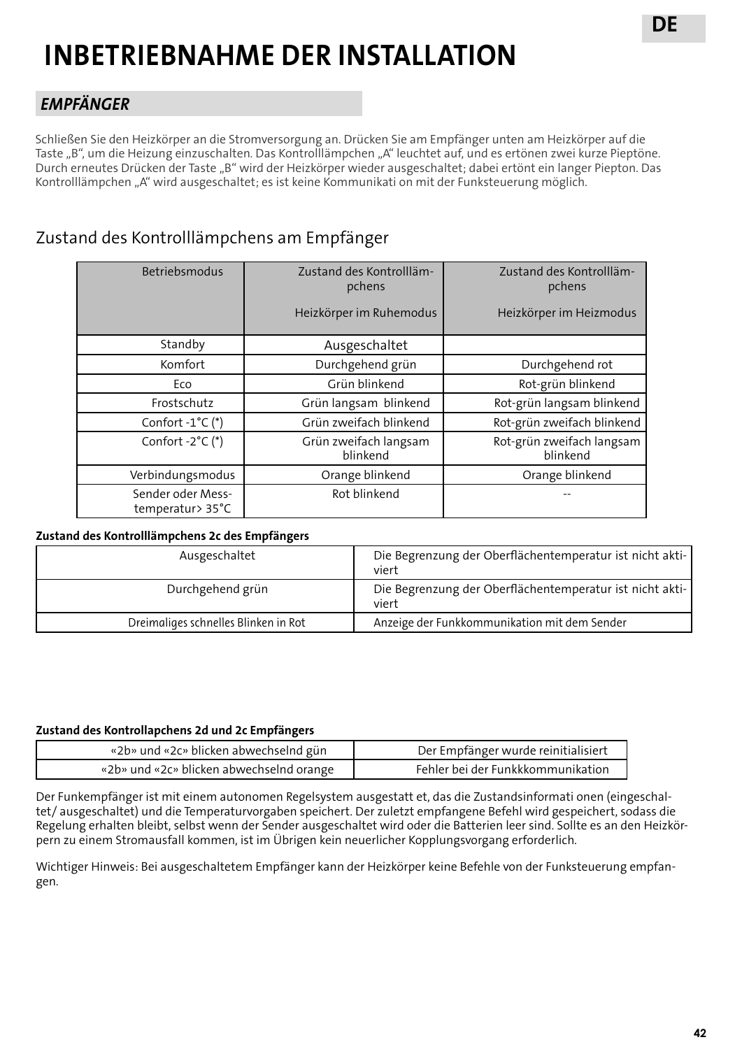# INBETRIEBNAHME DER INSTALLATION

## EMPFÄNGER

Schließen Sie den Heizkörper an die Stromversorgung an. Drücken Sie am Empfänger unten am Heizkörper auf die Taste „B“, um die Heizung einzuschalten. Das Kontrolllämpchen „A“ leuchtet auf, und es ertönen zwei kurze Pieptöne. Durch erneutes Drücken der Taste „B“ wird der Heizkörper wieder ausgeschaltet; dabei ertönt ein langer Piepton. Das Kontrolllämpchen „A“ wird ausgeschaltet; es ist keine Kommunikati on mit der Funksteuerung möglich.

### Zustand des Kontrolllämpchens am Empfänger

| Betriebsmodus | Zustand des Kontrolllämpchens<br>Heizkörper im Ruhemodus | Zustand des Kontrolllämpchens<br>Heizkörper im Heizmodus |
|---|---|---|
| Standby | Ausgeschaltet | |
| Komfort | Durchgehend grün | Durchgehend rot |
| Eco | Grün blinkend | Rot-grün blinkend |
| Frostschutz | Grün langsam blinkend | Rot-grün langsam blinkend |
| Confort -1°C (*) | Grün zweifach blinkend | Rot-grün zweifach blinkend |
| Confort -2°C (*) | Grün zweifach langsam blinkend | Rot-grün zweifach langsam blinkend |
| Verbindungsmodus | Orange blinkend | Orange blinkend |
| Sender oder Messtemperatur> 35°C | Rot blinkend | -- |

**Zustand des Kontrolllämpchens 2c des Empfängers**

| | |
|---|---|
| Ausgeschaltet | Die Begrenzung der Oberflächentemperatur ist nicht aktiviert |
| Durchgehend grün | Die Begrenzung der Oberflächentemperatur ist nicht aktiviert |
| Dreimaliges schnelles Blinken in Rot | Anzeige der Funkkommunikation mit dem Sender |

**Zustand des Kontrollapchens 2d und 2c Empfängers**

| | |
|---|---|
| «2b» und «2c» blicken abwechselnd gün | Der Empfänger wurde reinitialisiert |
| «2b» und «2c» blicken abwechselnd orange | Fehler bei der Funkkkommunikation |

Der Funkempfänger ist mit einem autonomen Regelsystem ausgestatt et, das die Zustandsinformati onen (eingeschaltet/ ausgeschaltet) und die Temperaturvorgaben speichert. Der zuletzt empfangene Befehl wird gespeichert, sodass die Regelung erhalten bleibt, selbst wenn der Sender ausgeschaltet wird oder die Batterien leer sind. Sollte es an den Heizkörpern zu einem Stromausfall kommen, ist im Übrigen kein neuerlicher Kopplungsvorgang erforderlich.

Wichtiger Hinweis: Bei ausgeschaltetem Empfänger kann der Heizkörper keine Befehle von der Funksteuerung empfangen.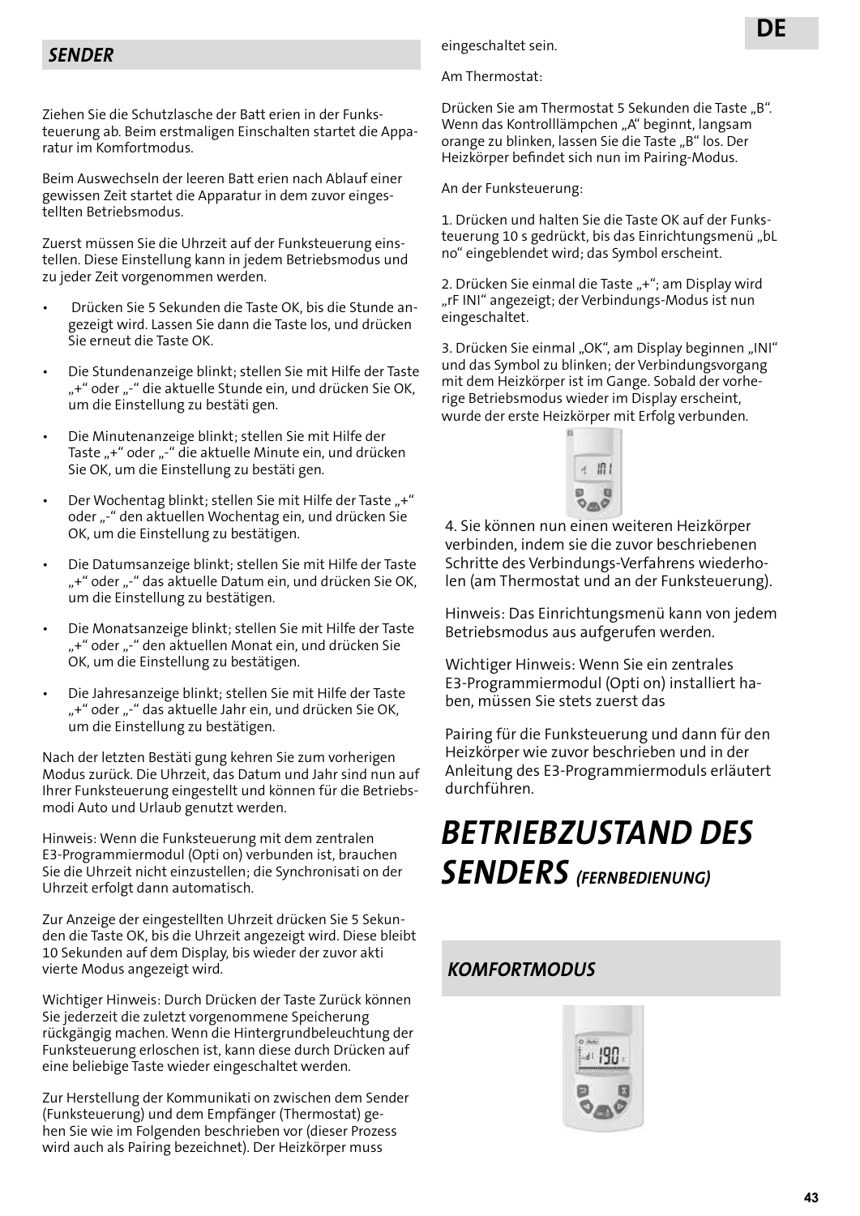## SENDER

Ziehen Sie die Schutzlasche der Batt erien in der Funks­teuerung ab. Beim erstmaligen Einschalten startet die Appa­ratur im Komfortmodus.

Beim Auswechseln der leeren Batt erien nach Ablauf einer gewissen Zeit startet die Apparatur in dem zuvor einges­tellten Betriebsmodus.

Zuerst müssen Sie die Uhrzeit auf der Funksteuerung eins­tellen. Diese Einstellung kann in jedem Betriebsmodus und zu jeder Zeit vorgenommen werden.

- Drücken Sie 5 Sekunden die Taste OK, bis die Stunde an­gezeigt wird. Lassen Sie dann die Taste los, und drücken Sie erneut die Taste OK.
- Die Stundenanzeige blinkt; stellen Sie mit Hilfe der Taste „+“ oder „-“ die aktuelle Stunde ein, und drücken Sie OK, um die Einstellung zu bestäti gen.
- Die Minutenanzeige blinkt; stellen Sie mit Hilfe der Taste „+“ oder „-“ die aktuelle Minute ein, und drücken Sie OK, um die Einstellung zu bestäti gen.
- Der Wochentag blinkt; stellen Sie mit Hilfe der Taste „+“ oder „-“ den aktuellen Wochentag ein, und drücken Sie OK, um die Einstellung zu bestätigen.
- Die Datumsanzeige blinkt; stellen Sie mit Hilfe der Taste „+“ oder „-“ das aktuelle Datum ein, und drücken Sie OK, um die Einstellung zu bestätigen.
- Die Monatsanzeige blinkt; stellen Sie mit Hilfe der Taste „+“ oder „-“ den aktuellen Monat ein, und drücken Sie OK, um die Einstellung zu bestätigen.
- Die Jahresanzeige blinkt; stellen Sie mit Hilfe der Taste „+“ oder „-“ das aktuelle Jahr ein, und drücken Sie OK, um die Einstellung zu bestätigen.

Nach der letzten Bestäti gung kehren Sie zum vorherigen Modus zurück. Die Uhrzeit, das Datum und Jahr sind nun auf Ihrer Funksteuerung eingestellt und können für die Betriebs­modi Auto und Urlaub genutzt werden.

Hinweis: Wenn die Funksteuerung mit dem zentralen E3-Programmiermodul (Opti on) verbunden ist, brauchen Sie die Uhrzeit nicht einzustellen; die Synchronisati on der Uhrzeit erfolgt dann automatisch.

Zur Anzeige der eingestellten Uhrzeit drücken Sie 5 Sekun­den die Taste OK, bis die Uhrzeit angezeigt wird. Diese bleibt 10 Sekunden auf dem Display, bis wieder der zuvor akti vierte Modus angezeigt wird.

Wichtiger Hinweis: Durch Drücken der Taste Zurück können Sie jederzeit die zuletzt vorgenommene Speicherung rückgängig machen. Wenn die Hintergrundbeleuchtung der Funksteuerung erloschen ist, kann diese durch Drücken auf eine beliebige Taste wieder eingeschaltet werden.

Zur Herstellung der Kommunikati on zwischen dem Sender (Funksteuerung) und dem Empfänger (Thermostat) ge­hen Sie wie im Folgenden beschrieben vor (dieser Prozess wird auch als Pairing bezeichnet). Der Heizkörper muss eingeschaltet sein.

Am Thermostat:

Drücken Sie am Thermostat 5 Sekunden die Taste „B“. Wenn das Kontrolllämpchen „A“ beginnt, langsam orange zu blinken, lassen Sie die Taste „B“ los. Der Heizkörper befindet sich nun im Pairing-Modus.

An der Funksteuerung:

1. Drücken und halten Sie die Taste OK auf der Funks­teuerung 10 s gedrückt, bis das Einrichtungsmenü „bL no“ eingeblendet wird; das Symbol erscheint.

2. Drücken Sie einmal die Taste „+“; am Display wird „rF INI“ angezeigt; der Verbindungs-Modus ist nun eingeschaltet.

3. Drücken Sie einmal „OK“, am Display beginnen „INI“ und das Symbol zu blinken; der Verbindungsvorgang mit dem Heizkörper ist im Gange. Sobald der vorhe­rige Betriebsmodus wieder im Display erscheint, wurde der erste Heizkörper mit Erfolg verbunden.

4. Sie können nun einen weiteren Heizkörper verbinden, indem sie die zuvor beschriebenen Schritte des Verbindungs-Verfahrens wiederho­len (am Thermostat und an der Funksteuerung).

Hinweis: Das Einrichtungsmenü kann von jedem Betriebsmodus aus aufgerufen werden.

Wichtiger Hinweis: Wenn Sie ein zentrales E3-Programmiermodul (Opti on) installiert ha­ben, müssen Sie stets zuerst das

Pairing für die Funksteuerung und dann für den Heizkörper wie zuvor beschrieben und in der Anleitung des E3-Programmiermoduls erläutert durchführen.

# BETRIEBZUSTAND DES SENDERS *(FERNBEDIENUNG)*

## KOMFORTMODUS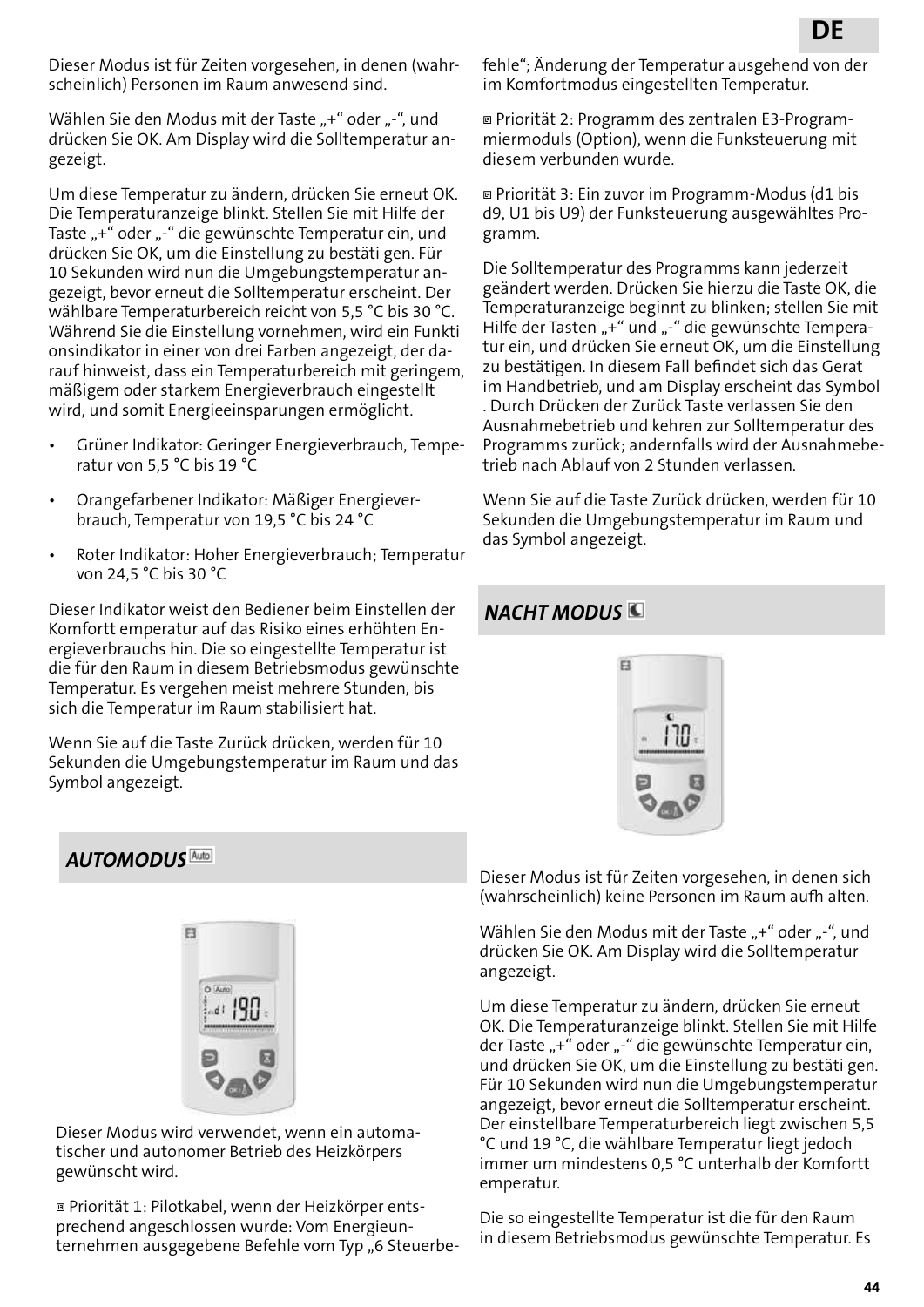Dieser Modus ist für Zeiten vorgesehen, in denen (wahrscheinlich) Personen im Raum anwesend sind.

Wählen Sie den Modus mit der Taste „+“ oder „-“, und drücken Sie OK. Am Display wird die Solltemperatur angezeigt.

Um diese Temperatur zu ändern, drücken Sie erneut OK. Die Temperaturanzeige blinkt. Stellen Sie mit Hilfe der Taste „+“ oder „-“ die gewünschte Temperatur ein, und drücken Sie OK, um die Einstellung zu bestäti gen. Für 10 Sekunden wird nun die Umgebungstemperatur angezeigt, bevor erneut die Solltemperatur erscheint. Der wählbare Temperaturbereich reicht von 5,5 °C bis 30 °C. Während Sie die Einstellung vornehmen, wird ein Funkti onsindikator in einer von drei Farben angezeigt, der darauf hinweist, dass ein Temperaturbereich mit geringem, mäßigem oder starkem Energieverbrauch eingestellt wird, und somit Energieeinsparungen ermöglicht.

- Grüner Indikator: Geringer Energieverbrauch, Temperatur von 5,5 °C bis 19 °C
- Orangefarbener Indikator: Mäßiger Energieverbrauch, Temperatur von 19,5 °C bis 24 °C
- Roter Indikator: Hoher Energieverbrauch; Temperatur von 24,5 °C bis 30 °C

Dieser Indikator weist den Bediener beim Einstellen der Komfortt emperatur auf das Risiko eines erhöhten Energieverbrauchs hin. Die so eingestellte Temperatur ist die für den Raum in diesem Betriebsmodus gewünschte Temperatur. Es vergehen meist mehrere Stunden, bis sich die Temperatur im Raum stabilisiert hat.

Wenn Sie auf die Taste Zurück drücken, werden für 10 Sekunden die Umgebungstemperatur im Raum und das Symbol angezeigt.

## AUTOMODUS

Dieser Modus wird verwendet, wenn ein automatischer und autonomer Betrieb des Heizkörpers gewünscht wird.

- Priorität 1: Pilotkabel, wenn der Heizkörper entsprechend angeschlossen wurde: Vom Energieunternehmen ausgegebene Befehle vom Typ „6 Steuerbefehle“; Änderung der Temperatur ausgehend von der im Komfortmodus eingestellten Temperatur.
- Priorität 2: Programm des zentralen E3-Programmiermoduls (Option), wenn die Funksteuerung mit diesem verbunden wurde.
- Priorität 3: Ein zuvor im Programm-Modus (d1 bis d9, U1 bis U9) der Funksteuerung ausgewähltes Programm.

Die Solltemperatur des Programms kann jederzeit geändert werden. Drücken Sie hierzu die Taste OK, die Temperaturanzeige beginnt zu blinken; stellen Sie mit Hilfe der Tasten „+“ und „-“ die gewünschte Temperatur ein, und drücken Sie erneut OK, um die Einstellung zu bestätigen. In diesem Fall befindet sich das Gerat im Handbetrieb, und am Display erscheint das Symbol . Durch Drücken der Zurück Taste verlassen Sie den Ausnahmebetrieb und kehren zur Solltemperatur des Programms zurück; andernfalls wird der Ausnahmebetrieb nach Ablauf von 2 Stunden verlassen.

Wenn Sie auf die Taste Zurück drücken, werden für 10 Sekunden die Umgebungstemperatur im Raum und das Symbol angezeigt.

## NACHT MODUS

Dieser Modus ist für Zeiten vorgesehen, in denen sich (wahrscheinlich) keine Personen im Raum aufh alten.

Wählen Sie den Modus mit der Taste „+“ oder „-“, und drücken Sie OK. Am Display wird die Solltemperatur angezeigt.

Um diese Temperatur zu ändern, drücken Sie erneut OK. Die Temperaturanzeige blinkt. Stellen Sie mit Hilfe der Taste „+“ oder „-“ die gewünschte Temperatur ein, und drücken Sie OK, um die Einstellung zu bestäti gen. Für 10 Sekunden wird nun die Umgebungstemperatur angezeigt, bevor erneut die Solltemperatur erscheint. Der einstellbare Temperaturbereich liegt zwischen 5,5 °C und 19 °C, die wählbare Temperatur liegt jedoch immer um mindestens 0,5 °C unterhalb der Komfortt emperatur.

Die so eingestellte Temperatur ist die für den Raum in diesem Betriebsmodus gewünschte Temperatur. Es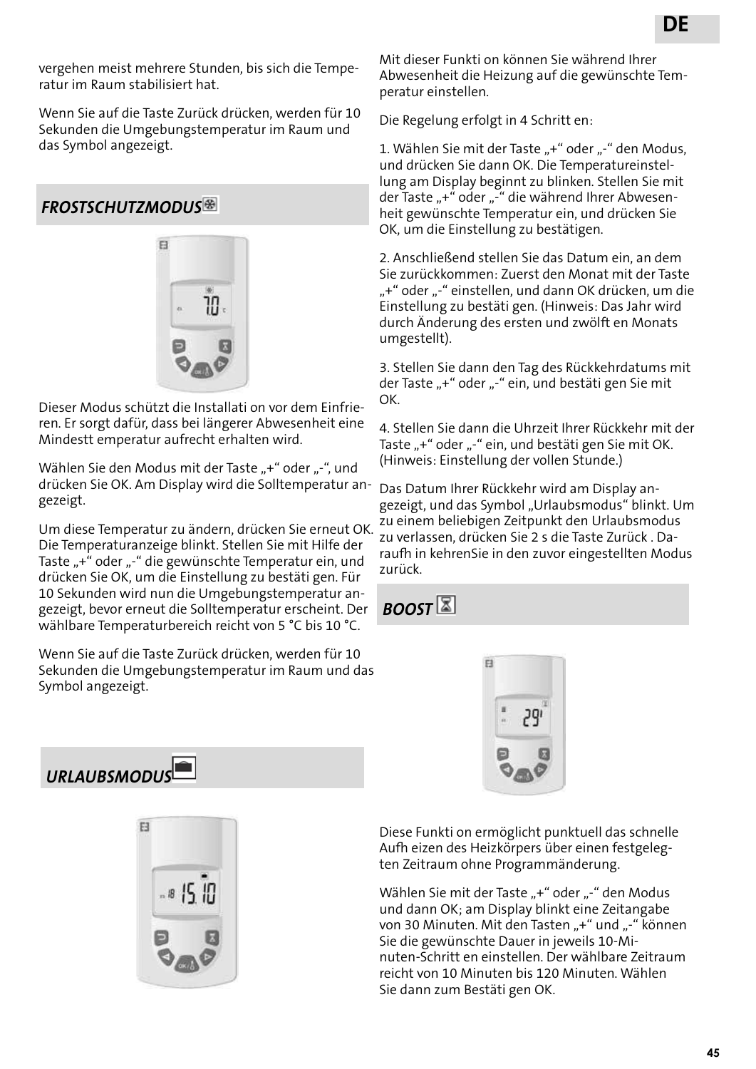vergehen meist mehrere Stunden, bis sich die Temperatur im Raum stabilisiert hat.

Wenn Sie auf die Taste Zurück drücken, werden für 10 Sekunden die Umgebungstemperatur im Raum und das Symbol angezeigt.

## *FROSTSCHUTZMODUS*

Dieser Modus schützt die Installati on vor dem Einfrieren. Er sorgt dafür, dass bei längerer Abwesenheit eine Mindestt emperatur aufrecht erhalten wird.

Wählen Sie den Modus mit der Taste „+" oder „-", und drücken Sie OK. Am Display wird die Solltemperatur angezeigt.

Um diese Temperatur zu ändern, drücken Sie erneut OK. Die Temperaturanzeige blinkt. Stellen Sie mit Hilfe der Taste „+" oder „-" die gewünschte Temperatur ein, und drücken Sie OK, um die Einstellung zu bestäti gen. Für 10 Sekunden wird nun die Umgebungstemperatur angezeigt, bevor erneut die Solltemperatur erscheint. Der wählbare Temperaturbereich reicht von 5 °C bis 10 °C.

Wenn Sie auf die Taste Zurück drücken, werden für 10 Sekunden die Umgebungstemperatur im Raum und das Symbol angezeigt.

## *URLAUBSMODUS*

Mit dieser Funkti on können Sie während Ihrer Abwesenheit die Heizung auf die gewünschte Temperatur einstellen.

Die Regelung erfolgt in 4 Schritt en:

1. Wählen Sie mit der Taste „+" oder „-" den Modus, und drücken Sie dann OK. Die Temperatureinstellung am Display beginnt zu blinken. Stellen Sie mit der Taste „+" oder „-" die während Ihrer Abwesenheit gewünschte Temperatur ein, und drücken Sie OK, um die Einstellung zu bestätigen.

2. Anschließend stellen Sie das Datum ein, an dem Sie zurückkommen: Zuerst den Monat mit der Taste „+" oder „-" einstellen, und dann OK drücken, um die Einstellung zu bestäti gen. (Hinweis: Das Jahr wird durch Änderung des ersten und zwölft en Monats umgestellt).

3. Stellen Sie dann den Tag des Rückkehrdatums mit der Taste „+" oder „-" ein, und bestäti gen Sie mit OK.

4. Stellen Sie dann die Uhrzeit Ihrer Rückkehr mit der Taste „+" oder „-" ein, und bestäti gen Sie mit OK. (Hinweis: Einstellung der vollen Stunde.)

Das Datum Ihrer Rückkehr wird am Display angezeigt, und das Symbol „Urlaubsmodus" blinkt. Um zu einem beliebigen Zeitpunkt den Urlaubsmodus zu verlassen, drücken Sie 2 s die Taste Zurück . Daraufh in kehrenSie in den zuvor eingestellten Modus zurück.

## *BOOST*

Diese Funkti on ermöglicht punktuell das schnelle Aufh eizen des Heizkörpers über einen festgelegten Zeitraum ohne Programmänderung.

Wählen Sie mit der Taste „+" oder „-" den Modus und dann OK; am Display blinkt eine Zeitangabe von 30 Minuten. Mit den Tasten „+" und „-" können Sie die gewünschte Dauer in jeweils 10-Minuten-Schritt en einstellen. Der wählbare Zeitraum reicht von 10 Minuten bis 120 Minuten. Wählen Sie dann zum Bestäti gen OK.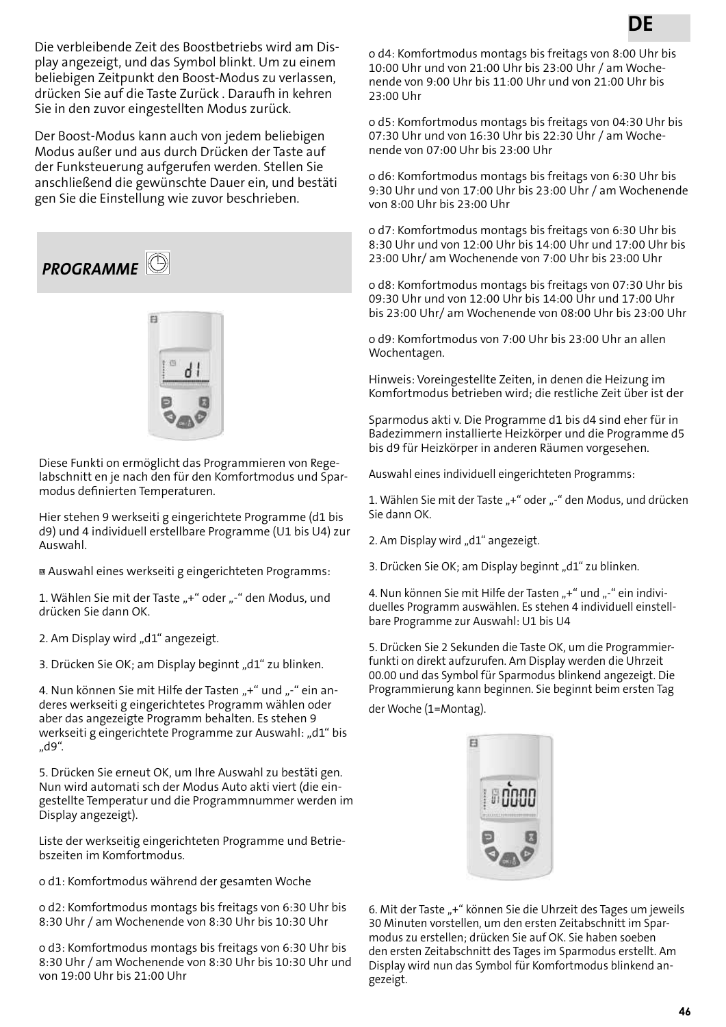Die verbleibende Zeit des Boostbetriebs wird am Display angezeigt, und das Symbol blinkt. Um zu einem beliebigen Zeitpunkt den Boost-Modus zu verlassen, drücken Sie auf die Taste Zurück . Daraufh in kehren Sie in den zuvor eingestellten Modus zurück.

Der Boost-Modus kann auch von jedem beliebigen Modus außer und aus durch Drücken der Taste auf der Funksteuerung aufgerufen werden. Stellen Sie anschließend die gewünschte Dauer ein, und bestäti gen Sie die Einstellung wie zuvor beschrieben.

## *PROGRAMME*

Diese Funkti on ermöglicht das Programmieren von Regelabschnitt en je nach den für den Komfortmodus und Sparmodus definierten Temperaturen.

Hier stehen 9 werkseiti g eingerichtete Programme (d1 bis d9) und 4 individuell erstellbare Programme (U1 bis U4) zur Auswahl.

Auswahl eines werkseiti g eingerichteten Programms:

1. Wählen Sie mit der Taste „+" oder „-" den Modus, und drücken Sie dann OK.

2. Am Display wird „d1" angezeigt.

3. Drücken Sie OK; am Display beginnt „d1" zu blinken.

4. Nun können Sie mit Hilfe der Tasten „+" und „-" ein anderes werkseiti g eingerichtetes Programm wählen oder aber das angezeigte Programm behalten. Es stehen 9 werkseiti g eingerichtete Programme zur Auswahl: „d1" bis „d9".

5. Drücken Sie erneut OK, um Ihre Auswahl zu bestäti gen. Nun wird automati sch der Modus Auto akti viert (die eingestellte Temperatur und die Programmnummer werden im Display angezeigt).

Liste der werkseitig eingerichteten Programme und Betriebszeiten im Komfortmodus.

o d1: Komfortmodus während der gesamten Woche

o d2: Komfortmodus montags bis freitags von 6:30 Uhr bis 8:30 Uhr / am Wochenende von 8:30 Uhr bis 10:30 Uhr

o d3: Komfortmodus montags bis freitags von 6:30 Uhr bis 8:30 Uhr / am Wochenende von 8:30 Uhr bis 10:30 Uhr und von 19:00 Uhr bis 21:00 Uhr

o d4: Komfortmodus montags bis freitags von 8:00 Uhr bis 10:00 Uhr und von 21:00 Uhr bis 23:00 Uhr / am Wochenende von 9:00 Uhr bis 11:00 Uhr und von 21:00 Uhr bis 23:00 Uhr

o d5: Komfortmodus montags bis freitags von 04:30 Uhr bis 07:30 Uhr und von 16:30 Uhr bis 22:30 Uhr / am Wochenende von 07:00 Uhr bis 23:00 Uhr

o d6: Komfortmodus montags bis freitags von 6:30 Uhr bis 9:30 Uhr und von 17:00 Uhr bis 23:00 Uhr / am Wochenende von 8:00 Uhr bis 23:00 Uhr

o d7: Komfortmodus montags bis freitags von 6:30 Uhr bis 8:30 Uhr und von 12:00 Uhr bis 14:00 Uhr und 17:00 Uhr bis 23:00 Uhr/ am Wochenende von 7:00 Uhr bis 23:00 Uhr

o d8: Komfortmodus montags bis freitags von 07:30 Uhr bis 09:30 Uhr und von 12:00 Uhr bis 14:00 Uhr und 17:00 Uhr bis 23:00 Uhr/ am Wochenende von 08:00 Uhr bis 23:00 Uhr

o d9: Komfortmodus von 7:00 Uhr bis 23:00 Uhr an allen Wochentagen.

Hinweis: Voreingestellte Zeiten, in denen die Heizung im Komfortmodus betrieben wird; die restliche Zeit über ist der Sparmodus akti v. Die Programme d1 bis d4 sind eher für in Badezimmern installierte Heizkörper und die Programme d5 bis d9 für Heizkörper in anderen Räumen vorgesehen.

Auswahl eines individuell eingerichteten Programms:

1. Wählen Sie mit der Taste „+" oder „-" den Modus, und drücken Sie dann OK.

2. Am Display wird „d1" angezeigt.

3. Drücken Sie OK; am Display beginnt „d1" zu blinken.

4. Nun können Sie mit Hilfe der Tasten „+" und „-" ein individuelles Programm auswählen. Es stehen 4 individuell einstellbare Programme zur Auswahl: U1 bis U4

5. Drücken Sie 2 Sekunden die Taste OK, um die Programmierfunkti on direkt aufzurufen. Am Display werden die Uhrzeit 00.00 und das Symbol für Sparmodus blinkend angezeigt. Die Programmierung kann beginnen. Sie beginnt beim ersten Tag der Woche (1=Montag).

6. Mit der Taste „+" können Sie die Uhrzeit des Tages um jeweils 30 Minuten vorstellen, um den ersten Zeitabschnitt im Sparmodus zu erstellen; drücken Sie auf OK. Sie haben soeben den ersten Zeitabschnitt des Tages im Sparmodus erstellt. Am Display wird nun das Symbol für Komfortmodus blinkend angezeigt.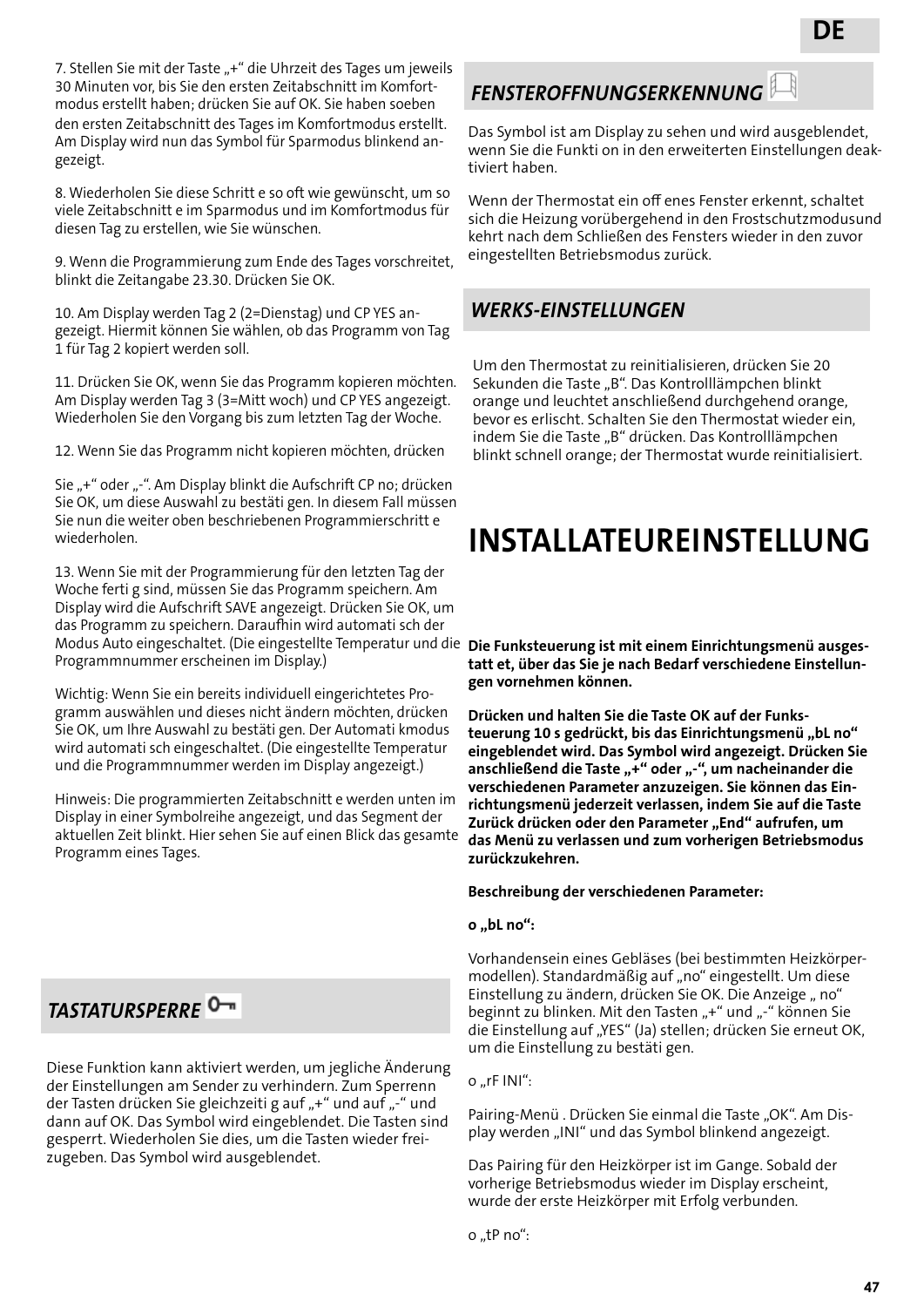7. Stellen Sie mit der Taste „+" die Uhrzeit des Tages um jeweils 30 Minuten vor, bis Sie den ersten Zeitabschnitt im Komfortmodus erstellt haben; drücken Sie auf OK. Sie haben soeben den ersten Zeitabschnitt des Tages im Komfortmodus erstellt. Am Display wird nun das Symbol für Sparmodus blinkend angezeigt.

8. Wiederholen Sie diese Schritt e so oft wie gewünscht, um so viele Zeitabschnitt e im Sparmodus und im Komfortmodus für diesen Tag zu erstellen, wie Sie wünschen.

9. Wenn die Programmierung zum Ende des Tages vorschreitet, blinkt die Zeitangabe 23.30. Drücken Sie OK.

10. Am Display werden Tag 2 (2=Dienstag) und CP YES angezeigt. Hiermit können Sie wählen, ob das Programm von Tag 1 für Tag 2 kopiert werden soll.

11. Drücken Sie OK, wenn Sie das Programm kopieren möchten. Am Display werden Tag 3 (3=Mitt woch) und CP YES angezeigt. Wiederholen Sie den Vorgang bis zum letzten Tag der Woche.

12. Wenn Sie das Programm nicht kopieren möchten, drücken

Sie „+" oder „-". Am Display blinkt die Aufschrift CP no; drücken Sie OK, um diese Auswahl zu bestäti gen. In diesem Fall müssen Sie nun die weiter oben beschriebenen Programmierschritt e wiederholen.

13. Wenn Sie mit der Programmierung für den letzten Tag der Woche ferti g sind, müssen Sie das Programm speichern. Am Display wird die Aufschrift SAVE angezeigt. Drücken Sie OK, um das Programm zu speichern. Daraufhin wird automati sch der Modus Auto eingeschaltet. (Die eingestellte Temperatur und die Programmnummer erscheinen im Display.)

Wichtig: Wenn Sie ein bereits individuell eingerichtetes Programm auswählen und dieses nicht ändern möchten, drücken Sie OK, um Ihre Auswahl zu bestäti gen. Der Automati kmodus wird automati sch eingeschaltet. (Die eingestellte Temperatur und die Programmnummer werden im Display angezeigt.)

Hinweis: Die programmierten Zeitabschnitt e werden unten im Display in einer Symbolreihe angezeigt, und das Segment der aktuellen Zeit blinkt. Hier sehen Sie auf einen Blick das gesamte Programm eines Tages.

## *TASTATURSPERRE*

Diese Funktion kann aktiviert werden, um jegliche Änderung der Einstellungen am Sender zu verhindern. Zum Sperrenn der Tasten drücken Sie gleichzeiti g auf „+" und auf „-" und dann auf OK. Das Symbol wird eingeblendet. Die Tasten sind gesperrt. Wiederholen Sie dies, um die Tasten wieder freizugeben. Das Symbol wird ausgeblendet.

## *FENSTEROFFNUNGSERKENNUNG*

Das Symbol ist am Display zu sehen und wird ausgeblendet, wenn Sie die Funkti on in den erweiterten Einstellungen deaktiviert haben.

Wenn der Thermostat ein off enes Fenster erkennt, schaltet sich die Heizung vorübergehend in den Frostschutzmodusund kehrt nach dem Schließen des Fensters wieder in den zuvor eingestellten Betriebsmodus zurück.

## *WERKS-EINSTELLUNGEN*

Um den Thermostat zu reinitialisieren, drücken Sie 20 Sekunden die Taste „B". Das Kontrolllämpchen blinkt orange und leuchtet anschließend durchgehend orange, bevor es erlischt. Schalten Sie den Thermostat wieder ein, indem Sie die Taste „B" drücken. Das Kontrolllämpchen blinkt schnell orange; der Thermostat wurde reinitialisiert.

# INSTALLATEUREINSTELLUNG

**Die Funksteuerung ist mit einem Einrichtungsmenü ausgestatt et, über das Sie je nach Bedarf verschiedene Einstellungen vornehmen können.**

**Drücken und halten Sie die Taste OK auf der Funksteuerung 10 s gedrückt, bis das Einrichtungsmenü „bL no" eingeblendet wird. Das Symbol wird angezeigt. Drücken Sie anschließend die Taste „+" oder „-", um nacheinander die verschiedenen Parameter anzuzeigen. Sie können das Einrichtungsmenü jederzeit verlassen, indem Sie auf die Taste Zurück drücken oder den Parameter „End" aufrufen, um das Menü zu verlassen und zum vorherigen Betriebsmodus zurückzukehren.**

**Beschreibung der verschiedenen Parameter:**

**o „bL no":**

Vorhandensein eines Gebläses (bei bestimmten Heizkörpermodellen). Standardmäßig auf „no" eingestellt. Um diese Einstellung zu ändern, drücken Sie OK. Die Anzeige „ no" beginnt zu blinken. Mit den Tasten „+" und „-" können Sie die Einstellung auf „YES" (Ja) stellen; drücken Sie erneut OK, um die Einstellung zu bestäti gen.

o „rF INI":

Pairing-Menü . Drücken Sie einmal die Taste „OK". Am Display werden „INI" und das Symbol blinkend angezeigt.

Das Pairing für den Heizkörper ist im Gange. Sobald der vorherige Betriebsmodus wieder im Display erscheint, wurde der erste Heizkörper mit Erfolg verbunden.

o „tP no":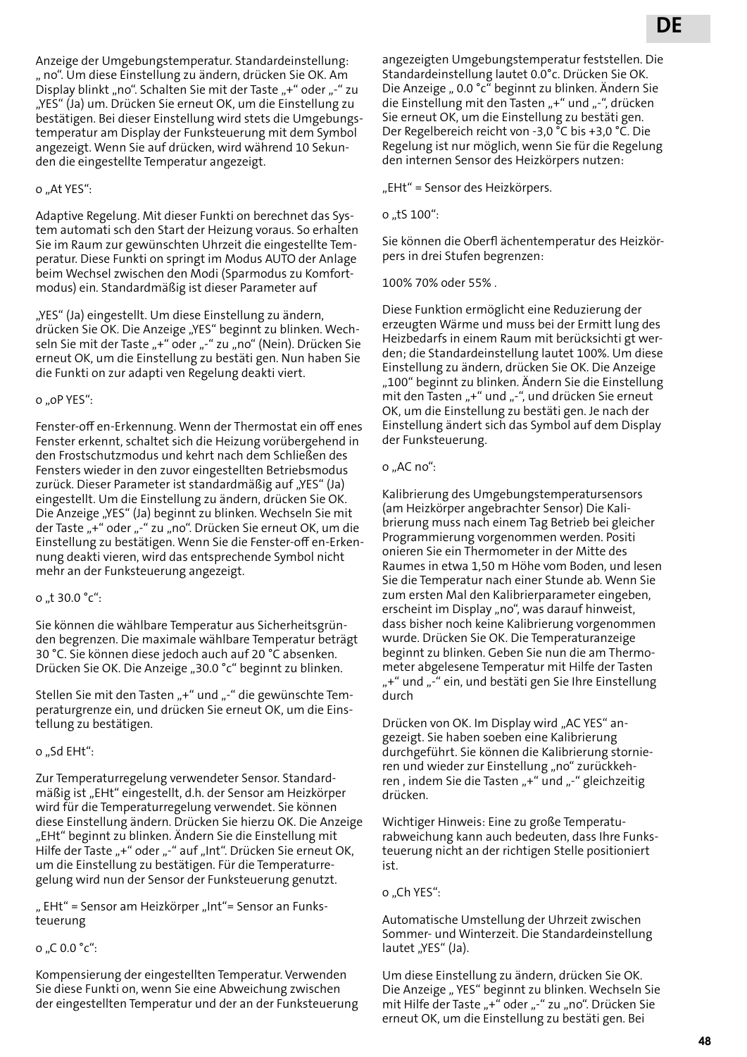Anzeige der Umgebungstemperatur. Standardeinstellung: „ no". Um diese Einstellung zu ändern, drücken Sie OK. Am Display blinkt „no". Schalten Sie mit der Taste „+" oder „-" zu „YES" (Ja) um. Drücken Sie erneut OK, um die Einstellung zu bestätigen. Bei dieser Einstellung wird stets die Umgebungstemperatur am Display der Funksteuerung mit dem Symbol angezeigt. Wenn Sie auf drücken, wird während 10 Sekunden die eingestellte Temperatur angezeigt.

o „At YES":

Adaptive Regelung. Mit dieser Funkti on berechnet das System automati sch den Start der Heizung voraus. So erhalten Sie im Raum zur gewünschten Uhrzeit die eingestellte Temperatur. Diese Funkti on springt im Modus AUTO der Anlage beim Wechsel zwischen den Modi (Sparmodus zu Komfortmodus) ein. Standardmäßig ist dieser Parameter auf

„YES" (Ja) eingestellt. Um diese Einstellung zu ändern, drücken Sie OK. Die Anzeige „YES" beginnt zu blinken. Wechseln Sie mit der Taste „+" oder „-" zu „no" (Nein). Drücken Sie erneut OK, um die Einstellung zu bestäti gen. Nun haben Sie die Funkti on zur adapti ven Regelung deakti viert.

o „oP YES":

Fenster-off en-Erkennung. Wenn der Thermostat ein off enes Fenster erkennt, schaltet sich die Heizung vorübergehend in den Frostschutzmodus und kehrt nach dem Schließen des Fensters wieder in den zuvor eingestellten Betriebsmodus zurück. Dieser Parameter ist standardmäßig auf „YES" (Ja) eingestellt. Um die Einstellung zu ändern, drücken Sie OK. Die Anzeige „YES" (Ja) beginnt zu blinken. Wechseln Sie mit der Taste „+" oder „-" zu „no". Drücken Sie erneut OK, um die Einstellung zu bestätigen. Wenn Sie die Fenster-off en-Erkennung deakti vieren, wird das entsprechende Symbol nicht mehr an der Funksteuerung angezeigt.

o „t 30.0 °c":

Sie können die wählbare Temperatur aus Sicherheitsgründen begrenzen. Die maximale wählbare Temperatur beträgt 30 °C. Sie können diese jedoch auch auf 20 °C absenken. Drücken Sie OK. Die Anzeige „30.0 °c" beginnt zu blinken.

Stellen Sie mit den Tasten „+" und „-" die gewünschte Temperaturgrenze ein, und drücken Sie erneut OK, um die Einstellung zu bestätigen.

o „Sd EHt":

Zur Temperaturregelung verwendeter Sensor. Standardmäßig ist „EHt" eingestellt, d.h. der Sensor am Heizkörper wird für die Temperaturregelung verwendet. Sie können diese Einstellung ändern. Drücken Sie hierzu OK. Die Anzeige „EHt" beginnt zu blinken. Ändern Sie die Einstellung mit Hilfe der Taste „+" oder „-" auf „Int". Drücken Sie erneut OK, um die Einstellung zu bestätigen. Für die Temperaturregelung wird nun der Sensor der Funksteuerung genutzt.

„ EHt" = Sensor am Heizkörper „Int"= Sensor an Funksteuerung

o „C 0.0 °c":

Kompensierung der eingestellten Temperatur. Verwenden Sie diese Funkti on, wenn Sie eine Abweichung zwischen der eingestellten Temperatur und der an der Funksteuerung angezeigten Umgebungstemperatur feststellen. Die Standardeinstellung lautet 0.0°c. Drücken Sie OK. Die Anzeige „ 0.0 °c" beginnt zu blinken. Ändern Sie die Einstellung mit den Tasten „+" und „-", drücken Sie erneut OK, um die Einstellung zu bestäti gen. Der Regelbereich reicht von -3,0 °C bis +3,0 °C. Die Regelung ist nur möglich, wenn Sie für die Regelung den internen Sensor des Heizkörpers nutzen:

„EHt" = Sensor des Heizkörpers.

o „tS 100":

Sie können die Oberfl ächentemperatur des Heizkörpers in drei Stufen begrenzen:

100% 70% oder 55% .

Diese Funktion ermöglicht eine Reduzierung der erzeugten Wärme und muss bei der Ermitt lung des Heizbedarfs in einem Raum mit berücksichti gt werden; die Standardeinstellung lautet 100%. Um diese Einstellung zu ändern, drücken Sie OK. Die Anzeige „100" beginnt zu blinken. Ändern Sie die Einstellung mit den Tasten „+" und „-", und drücken Sie erneut OK, um die Einstellung zu bestäti gen. Je nach der Einstellung ändert sich das Symbol auf dem Display der Funksteuerung.

o „AC no":

Kalibrierung des Umgebungstemperatursensors (am Heizkörper angebrachter Sensor) Die Kalibrierung muss nach einem Tag Betrieb bei gleicher Programmierung vorgenommen werden. Positi onieren Sie ein Thermometer in der Mitte des Raumes in etwa 1,50 m Höhe vom Boden, und lesen Sie die Temperatur nach einer Stunde ab. Wenn Sie zum ersten Mal den Kalibrierparameter eingeben, erscheint im Display „no", was darauf hinweist, dass bisher noch keine Kalibrierung vorgenommen wurde. Drücken Sie OK. Die Temperaturanzeige beginnt zu blinken. Geben Sie nun die am Thermometer abgelesene Temperatur mit Hilfe der Tasten „+" und „-" ein, und bestäti gen Sie Ihre Einstellung durch

Drücken von OK. Im Display wird „AC YES" angezeigt. Sie haben soeben eine Kalibrierung durchgeführt. Sie können die Kalibrierung stornieren und wieder zur Einstellung „no" zurückkehren , indem Sie die Tasten „+" und „-" gleichzeitig drücken.

Wichtiger Hinweis: Eine zu große Temperaturabweichung kann auch bedeuten, dass Ihre Funksteuerung nicht an der richtigen Stelle positioniert ist.

o „Ch YES":

Automatische Umstellung der Uhrzeit zwischen Sommer- und Winterzeit. Die Standardeinstellung lautet „YES" (Ja).

Um diese Einstellung zu ändern, drücken Sie OK. Die Anzeige „ YES" beginnt zu blinken. Wechseln Sie mit Hilfe der Taste „+" oder „-" zu „no". Drücken Sie erneut OK, um die Einstellung zu bestäti gen. Bei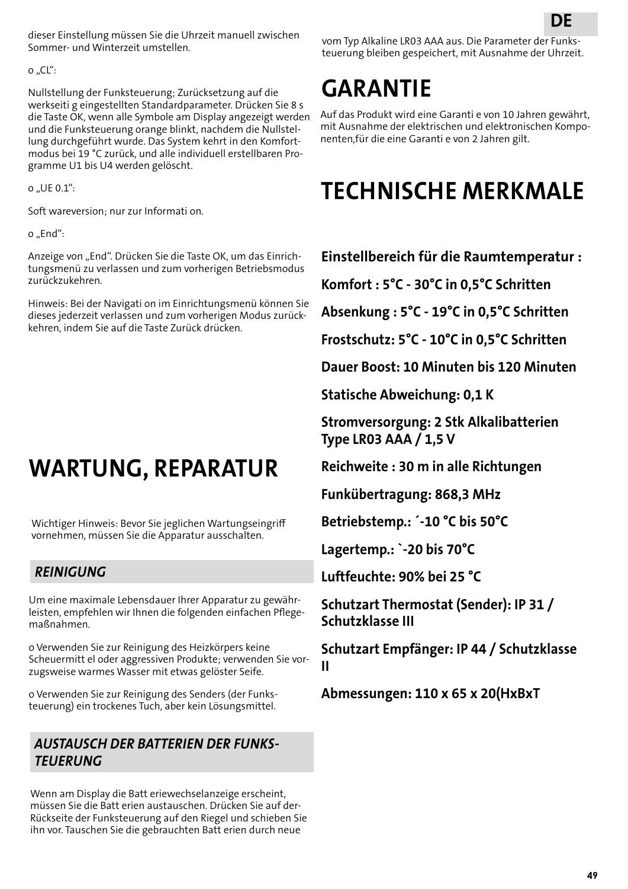dieser Einstellung müssen Sie die Uhrzeit manuell zwischen Sommer- und Winterzeit umstellen.

o „CL":

Nullstellung der Funksteuerung; Zurücksetzung auf die werkseiti g eingestellten Standardparameter. Drücken Sie 8 s die Taste OK, wenn alle Symbole am Display angezeigt werden und die Funksteuerung orange blinkt, nachdem die Nullstellung durchgeführt wurde. Das System kehrt in den Komfortmodus bei 19 °C zurück, und alle individuell erstellbaren Programme U1 bis U4 werden gelöscht.

o „UE 0.1":

Soft wareversion; nur zur Informati on.

o „End":

Anzeige von „End". Drücken Sie die Taste OK, um das Einrichtungsmenü zu verlassen und zum vorherigen Betriebsmodus zurückzukehren.

Hinweis: Bei der Navigati on im Einrichtungsmenü können Sie dieses jederzeit verlassen und zum vorherigen Modus zurückkehren, indem Sie auf die Taste Zurück drücken.

# WARTUNG, REPARATUR

Wichtiger Hinweis: Bevor Sie jeglichen Wartungseingriff vornehmen, müssen Sie die Apparatur ausschalten.

## *REINIGUNG*

Um eine maximale Lebensdauer Ihrer Apparatur zu gewährleisten, empfehlen wir Ihnen die folgenden einfachen Pflegemaßnahmen.

o Verwenden Sie zur Reinigung des Heizkörpers keine Scheuermitt el oder aggressiven Produkte; verwenden Sie vorzugsweise warmes Wasser mit etwas gelöster Seife.

o Verwenden Sie zur Reinigung des Senders (der Funksteuerung) ein trockenes Tuch, aber kein Lösungsmittel.

## *AUSTAUSCH DER BATTERIEN DER FUNKSTEUERUNG*

Wenn am Display die Batt eriewechselanzeige erscheint, müssen Sie die Batt erien austauschen. Drücken Sie auf derRückseite der Funksteuerung auf den Riegel und schieben Sie ihn vor. Tauschen Sie die gebrauchten Batt erien durch neue vom Typ Alkaline LR03 AAA aus. Die Parameter der Funksteuerung bleiben gespeichert, mit Ausnahme der Uhrzeit.

# GARANTIE

Auf das Produkt wird eine Garanti e von 10 Jahren gewährt, mit Ausnahme der elektrischen und elektronischen Komponenten,für die eine Garanti e von 2 Jahren gilt.

# TECHNISCHE MERKMALE

**Einstellbereich für die Raumtemperatur :**

**Komfort : 5°C - 30°C in 0,5°C Schritten**

**Absenkung : 5°C - 19°C in 0,5°C Schritten**

**Frostschutz: 5°C - 10°C in 0,5°C Schritten**

**Dauer Boost: 10 Minuten bis 120 Minuten**

**Statische Abweichung: 0,1 K**

**Stromversorgung: 2 Stk Alkalibatterien Type LR03 AAA / 1,5 V**

**Reichweite : 30 m in alle Richtungen**

**Funkübertragung: 868,3 MHz**

**Betriebstemp.: ´-10 °C bis 50°C**

**Lagertemp.: `-20 bis 70°C**

**Luftfeuchte: 90% bei 25 °C**

**Schutzart Thermostat (Sender): IP 31 / Schutzklasse III**

**Schutzart Empfänger: IP 44 / Schutzklasse II**

**Abmessungen: 110 x 65 x 20(HxBxT**